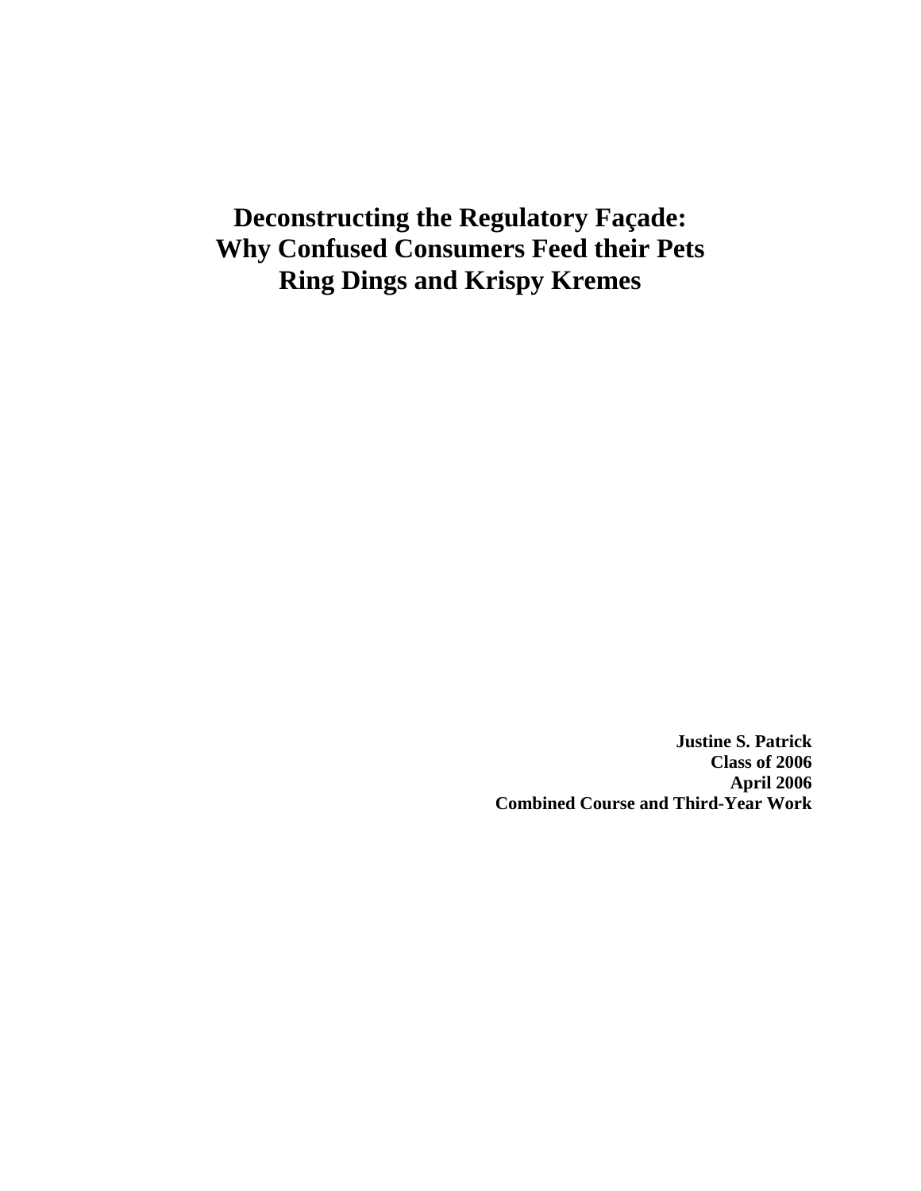# Deconstructing the Regulatory Façade: Why Confused Consumers Feed their Pets Ring Dings and Krispy Kremes

**Justine S. Patrick**
**Class of 2006**
**April 2006**
**Combined Course and Third-Year Work**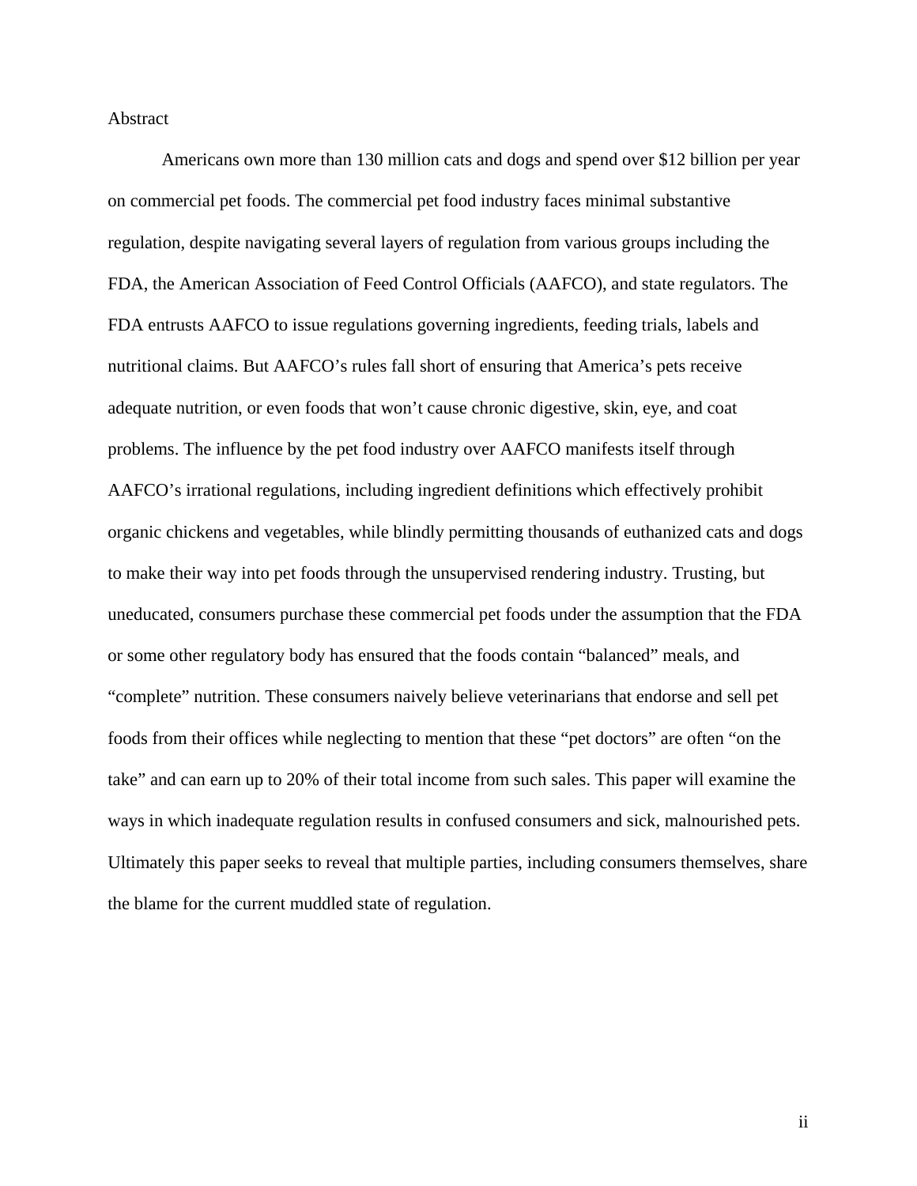# Abstract

Americans own more than 130 million cats and dogs and spend over $12 billion per year on commercial pet foods. The commercial pet food industry faces minimal substantive regulation, despite navigating several layers of regulation from various groups including the FDA, the American Association of Feed Control Officials (AAFCO), and state regulators. The FDA entrusts AAFCO to issue regulations governing ingredients, feeding trials, labels and nutritional claims. But AAFCO's rules fall short of ensuring that America's pets receive adequate nutrition, or even foods that won't cause chronic digestive, skin, eye, and coat problems. The influence by the pet food industry over AAFCO manifests itself through AAFCO's irrational regulations, including ingredient definitions which effectively prohibit organic chickens and vegetables, while blindly permitting thousands of euthanized cats and dogs to make their way into pet foods through the unsupervised rendering industry. Trusting, but uneducated, consumers purchase these commercial pet foods under the assumption that the FDA or some other regulatory body has ensured that the foods contain "balanced" meals, and "complete" nutrition. These consumers naively believe veterinarians that endorse and sell pet foods from their offices while neglecting to mention that these "pet doctors" are often "on the take" and can earn up to 20% of their total income from such sales. This paper will examine the ways in which inadequate regulation results in confused consumers and sick, malnourished pets. Ultimately this paper seeks to reveal that multiple parties, including consumers themselves, share the blame for the current muddled state of regulation.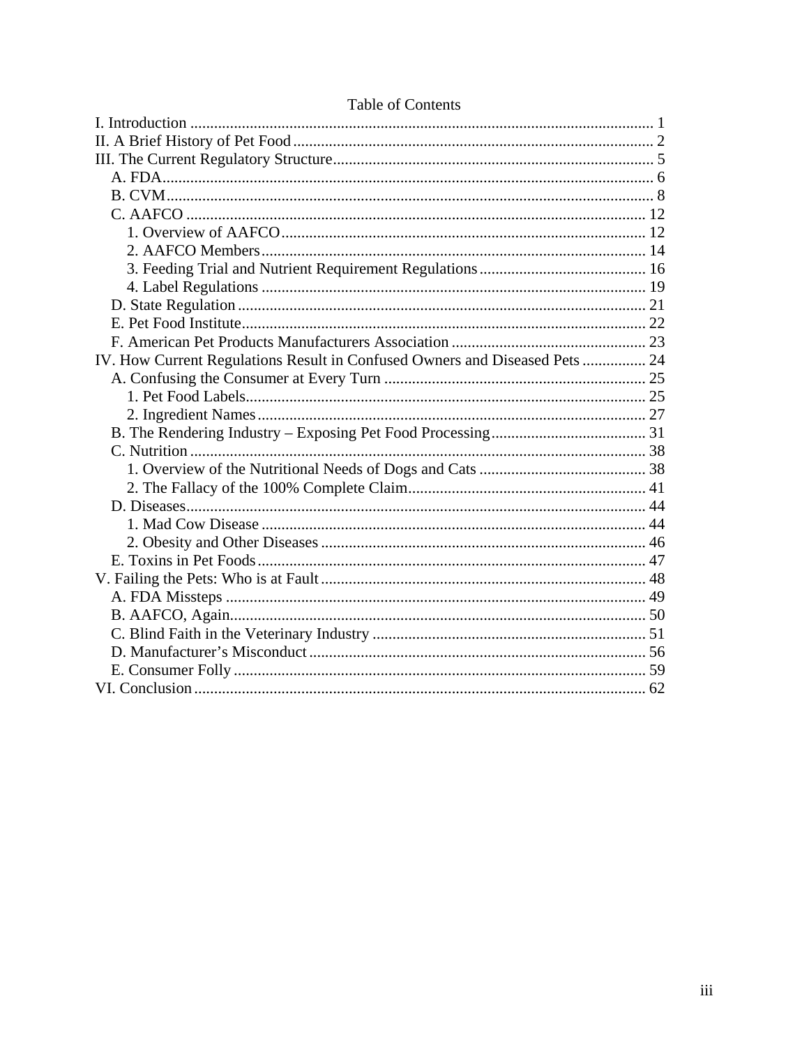Table of Contents

I. Introduction ..... 1
II. A Brief History of Pet Food ..... 2
III. The Current Regulatory Structure ..... 5
- A. FDA ..... 6
- B. CVM ..... 8
- C. AAFCO ..... 12
  - 1. Overview of AAFCO ..... 12
  - 2. AAFCO Members ..... 14
  - 3. Feeding Trial and Nutrient Requirement Regulations ..... 16
  - 4. Label Regulations ..... 19
- D. State Regulation ..... 21
- E. Pet Food Institute ..... 22
- F. American Pet Products Manufacturers Association ..... 23

IV. How Current Regulations Result in Confused Owners and Diseased Pets ..... 24
- A. Confusing the Consumer at Every Turn ..... 25
  - 1. Pet Food Labels ..... 25
  - 2. Ingredient Names ..... 27
- B. The Rendering Industry – Exposing Pet Food Processing ..... 31
- C. Nutrition ..... 38
  - 1. Overview of the Nutritional Needs of Dogs and Cats ..... 38
  - 2. The Fallacy of the 100% Complete Claim ..... 41
- D. Diseases ..... 44
  - 1. Mad Cow Disease ..... 44
  - 2. Obesity and Other Diseases ..... 46
- E. Toxins in Pet Foods ..... 47

V. Failing the Pets: Who is at Fault ..... 48
- A. FDA Missteps ..... 49
- B. AAFCO, Again ..... 50
- C. Blind Faith in the Veterinary Industry ..... 51
- D. Manufacturer's Misconduct ..... 56
- E. Consumer Folly ..... 59

VI. Conclusion ..... 62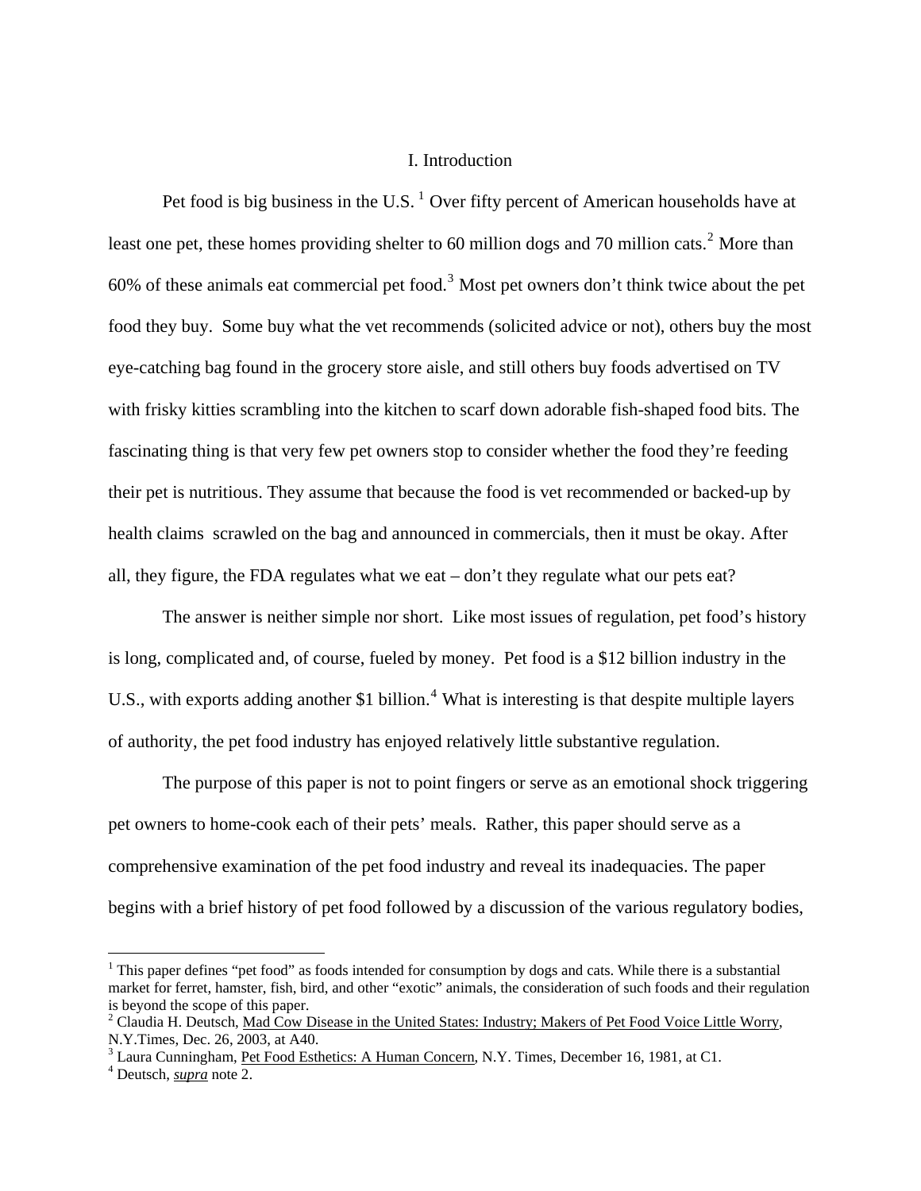## I. Introduction

Pet food is big business in the U.S. [1] Over fifty percent of American households have at least one pet, these homes providing shelter to 60 million dogs and 70 million cats.[2] More than 60% of these animals eat commercial pet food.[3] Most pet owners don't think twice about the pet food they buy. Some buy what the vet recommends (solicited advice or not), others buy the most eye-catching bag found in the grocery store aisle, and still others buy foods advertised on TV with frisky kitties scrambling into the kitchen to scarf down adorable fish-shaped food bits. The fascinating thing is that very few pet owners stop to consider whether the food they're feeding their pet is nutritious. They assume that because the food is vet recommended or backed-up by health claims scrawled on the bag and announced in commercials, then it must be okay. After all, they figure, the FDA regulates what we eat – don't they regulate what our pets eat?

The answer is neither simple nor short. Like most issues of regulation, pet food's history is long, complicated and, of course, fueled by money. Pet food is a $12 billion industry in the U.S., with exports adding another $1 billion.[4] What is interesting is that despite multiple layers of authority, the pet food industry has enjoyed relatively little substantive regulation.

The purpose of this paper is not to point fingers or serve as an emotional shock triggering pet owners to home-cook each of their pets' meals. Rather, this paper should serve as a comprehensive examination of the pet food industry and reveal its inadequacies. The paper begins with a brief history of pet food followed by a discussion of the various regulatory bodies,

---

[1] This paper defines "pet food" as foods intended for consumption by dogs and cats. While there is a substantial market for ferret, hamster, fish, bird, and other "exotic" animals, the consideration of such foods and their regulation is beyond the scope of this paper.

[2] Claudia H. Deutsch, Mad Cow Disease in the United States: Industry; Makers of Pet Food Voice Little Worry, N.Y.Times, Dec. 26, 2003, at A40.

[3] Laura Cunningham, Pet Food Esthetics: A Human Concern, N.Y. Times, December 16, 1981, at C1.

[4] Deutsch, *supra* note 2.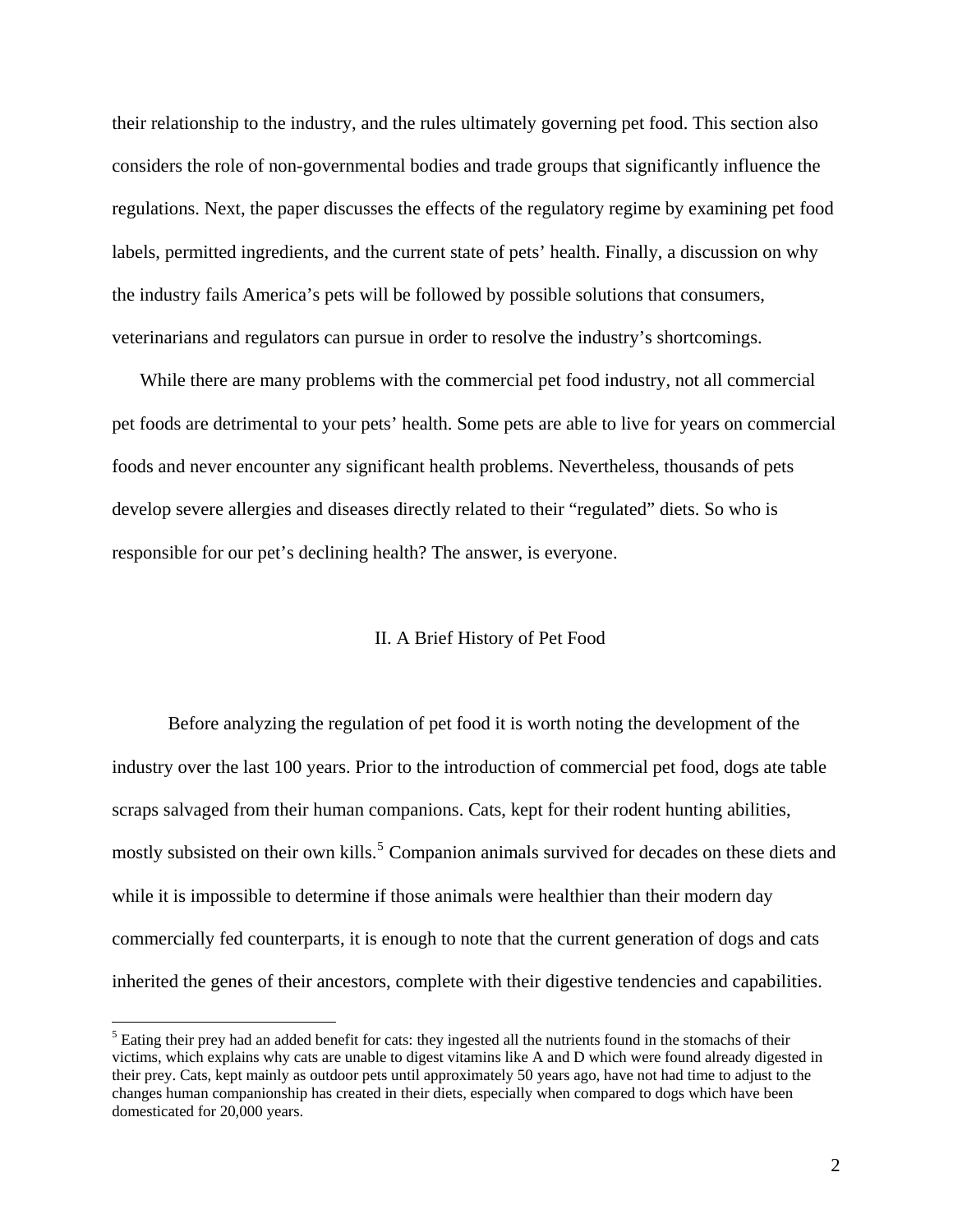their relationship to the industry, and the rules ultimately governing pet food. This section also considers the role of non-governmental bodies and trade groups that significantly influence the regulations. Next, the paper discusses the effects of the regulatory regime by examining pet food labels, permitted ingredients, and the current state of pets' health. Finally, a discussion on why the industry fails America's pets will be followed by possible solutions that consumers, veterinarians and regulators can pursue in order to resolve the industry's shortcomings.

While there are many problems with the commercial pet food industry, not all commercial pet foods are detrimental to your pets' health. Some pets are able to live for years on commercial foods and never encounter any significant health problems. Nevertheless, thousands of pets develop severe allergies and diseases directly related to their "regulated" diets. So who is responsible for our pet's declining health? The answer, is everyone.

## II. A Brief History of Pet Food

Before analyzing the regulation of pet food it is worth noting the development of the industry over the last 100 years. Prior to the introduction of commercial pet food, dogs ate table scraps salvaged from their human companions. Cats, kept for their rodent hunting abilities, mostly subsisted on their own kills.[5] Companion animals survived for decades on these diets and while it is impossible to determine if those animals were healthier than their modern day commercially fed counterparts, it is enough to note that the current generation of dogs and cats inherited the genes of their ancestors, complete with their digestive tendencies and capabilities.

[5] Eating their prey had an added benefit for cats: they ingested all the nutrients found in the stomachs of their victims, which explains why cats are unable to digest vitamins like A and D which were found already digested in their prey. Cats, kept mainly as outdoor pets until approximately 50 years ago, have not had time to adjust to the changes human companionship has created in their diets, especially when compared to dogs which have been domesticated for 20,000 years.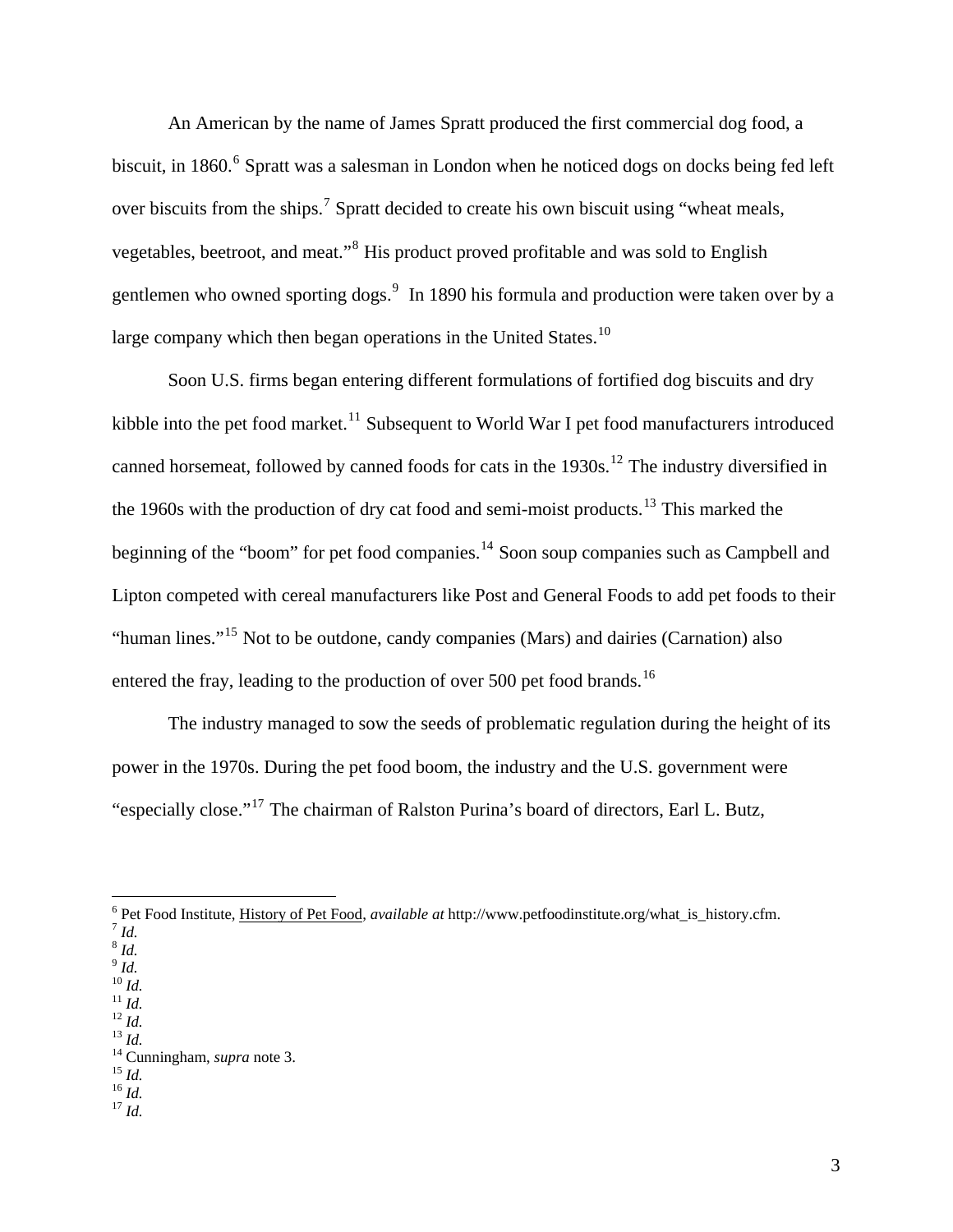An American by the name of James Spratt produced the first commercial dog food, a biscuit, in 1860.[6] Spratt was a salesman in London when he noticed dogs on docks being fed left over biscuits from the ships.[7] Spratt decided to create his own biscuit using "wheat meals, vegetables, beetroot, and meat."[8] His product proved profitable and was sold to English gentlemen who owned sporting dogs.[9] In 1890 his formula and production were taken over by a large company which then began operations in the United States.[10]

Soon U.S. firms began entering different formulations of fortified dog biscuits and dry kibble into the pet food market.[11] Subsequent to World War I pet food manufacturers introduced canned horsemeat, followed by canned foods for cats in the 1930s.[12] The industry diversified in the 1960s with the production of dry cat food and semi-moist products.[13] This marked the beginning of the "boom" for pet food companies.[14] Soon soup companies such as Campbell and Lipton competed with cereal manufacturers like Post and General Foods to add pet foods to their "human lines."[15] Not to be outdone, candy companies (Mars) and dairies (Carnation) also entered the fray, leading to the production of over 500 pet food brands.[16]

The industry managed to sow the seeds of problematic regulation during the height of its power in the 1970s. During the pet food boom, the industry and the U.S. government were "especially close."[17] The chairman of Ralston Purina's board of directors, Earl L. Butz,

---

[6] Pet Food Institute, History of Pet Food, *available at* http://www.petfoodinstitute.org/what_is_history.cfm.
[7] *Id.*
[8] *Id.*
[9] *Id.*
[10] *Id.*
[11] *Id.*
[12] *Id.*
[13] *Id.*
[14] Cunningham, *supra* note 3.
[15] *Id.*
[16] *Id.*
[17] *Id.*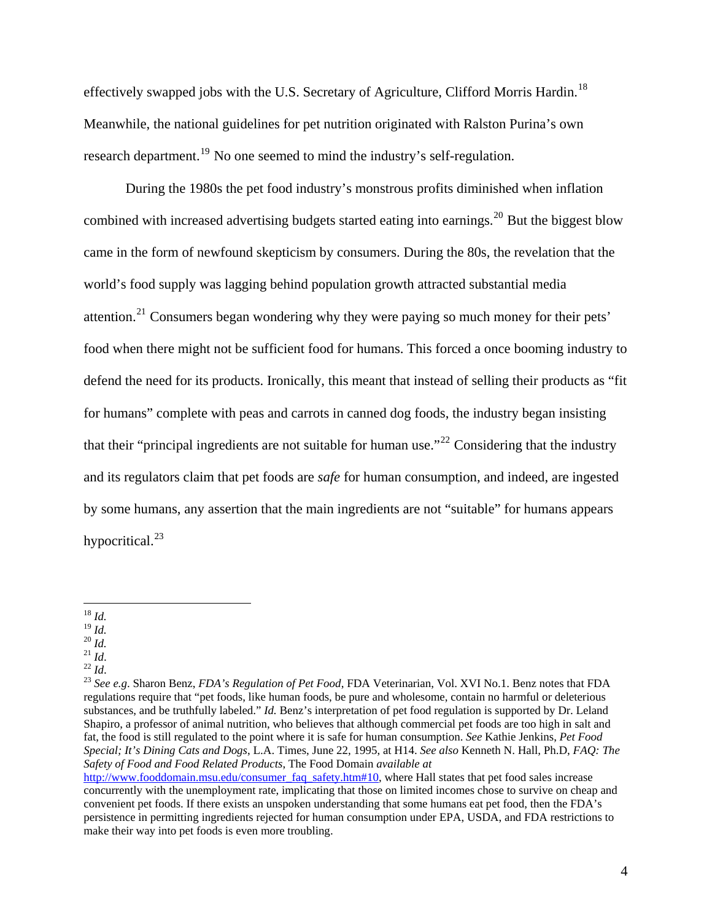effectively swapped jobs with the U.S. Secretary of Agriculture, Clifford Morris Hardin.[18] Meanwhile, the national guidelines for pet nutrition originated with Ralston Purina's own research department.[19] No one seemed to mind the industry's self-regulation.

During the 1980s the pet food industry's monstrous profits diminished when inflation combined with increased advertising budgets started eating into earnings.[20] But the biggest blow came in the form of newfound skepticism by consumers. During the 80s, the revelation that the world's food supply was lagging behind population growth attracted substantial media attention.[21] Consumers began wondering why they were paying so much money for their pets' food when there might not be sufficient food for humans. This forced a once booming industry to defend the need for its products. Ironically, this meant that instead of selling their products as "fit for humans" complete with peas and carrots in canned dog foods, the industry began insisting that their "principal ingredients are not suitable for human use."[22] Considering that the industry and its regulators claim that pet foods are *safe* for human consumption, and indeed, are ingested by some humans, any assertion that the main ingredients are not "suitable" for humans appears hypocritical.[23]

---

[18] *Id.*

[19] *Id.*

[20] *Id.*

[21] *Id.*

[22] *Id*.

[23] *See e.g*. Sharon Benz, *FDA's Regulation of Pet Food*, FDA Veterinarian, Vol. XVI No.1. Benz notes that FDA regulations require that "pet foods, like human foods, be pure and wholesome, contain no harmful or deleterious substances, and be truthfully labeled." *Id.* Benz's interpretation of pet food regulation is supported by Dr. Leland Shapiro, a professor of animal nutrition, who believes that although commercial pet foods are too high in salt and fat, the food is still regulated to the point where it is safe for human consumption. *See* Kathie Jenkins, *Pet Food Special; It's Dining Cats and Dogs*, L.A. Times, June 22, 1995, at H14. *See also* Kenneth N. Hall, Ph.D, *FAQ: The Safety of Food and Food Related Products,* The Food Domain *available at* http://www.fooddomain.msu.edu/consumer_faq_safety.htm#10, where Hall states that pet food sales increase concurrently with the unemployment rate, implicating that those on limited incomes chose to survive on cheap and convenient pet foods. If there exists an unspoken understanding that some humans eat pet food, then the FDA's persistence in permitting ingredients rejected for human consumption under EPA, USDA, and FDA restrictions to make their way into pet foods is even more troubling.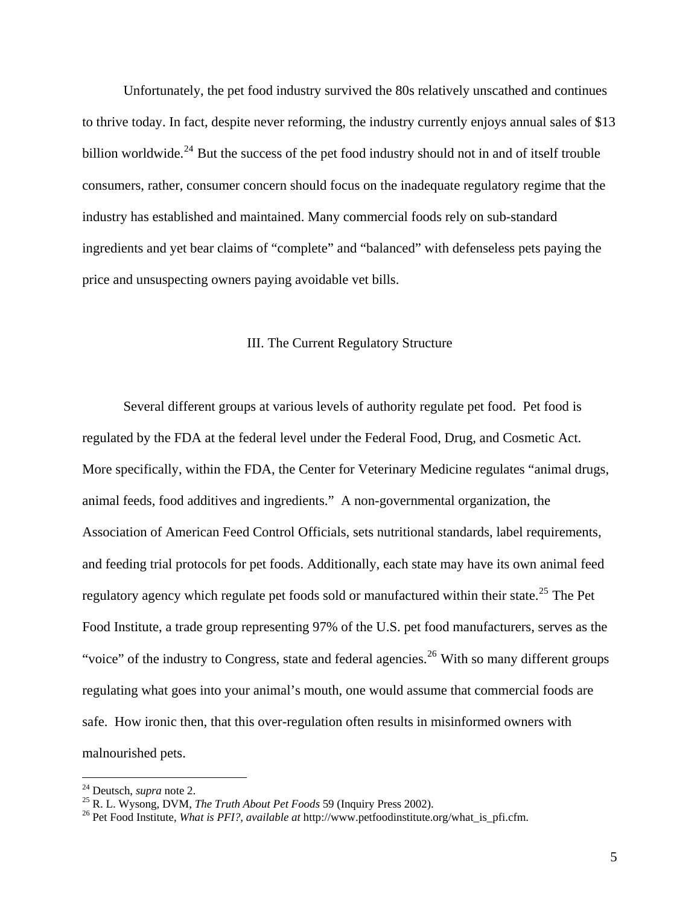Unfortunately, the pet food industry survived the 80s relatively unscathed and continues to thrive today. In fact, despite never reforming, the industry currently enjoys annual sales of $13 billion worldwide.[24] But the success of the pet food industry should not in and of itself trouble consumers, rather, consumer concern should focus on the inadequate regulatory regime that the industry has established and maintained. Many commercial foods rely on sub-standard ingredients and yet bear claims of "complete" and "balanced" with defenseless pets paying the price and unsuspecting owners paying avoidable vet bills.

## III. The Current Regulatory Structure

Several different groups at various levels of authority regulate pet food. Pet food is regulated by the FDA at the federal level under the Federal Food, Drug, and Cosmetic Act. More specifically, within the FDA, the Center for Veterinary Medicine regulates "animal drugs, animal feeds, food additives and ingredients." A non-governmental organization, the Association of American Feed Control Officials, sets nutritional standards, label requirements, and feeding trial protocols for pet foods. Additionally, each state may have its own animal feed regulatory agency which regulate pet foods sold or manufactured within their state.[25] The Pet Food Institute, a trade group representing 97% of the U.S. pet food manufacturers, serves as the "voice" of the industry to Congress, state and federal agencies.[26] With so many different groups regulating what goes into your animal's mouth, one would assume that commercial foods are safe. How ironic then, that this over-regulation often results in misinformed owners with malnourished pets.

---

[24] Deutsch, *supra* note 2.

[25] R. L. Wysong, DVM, *The Truth About Pet Foods* 59 (Inquiry Press 2002).

[26] Pet Food Institute, *What is PFI?*, *available at* http://www.petfoodinstitute.org/what_is_pfi.cfm.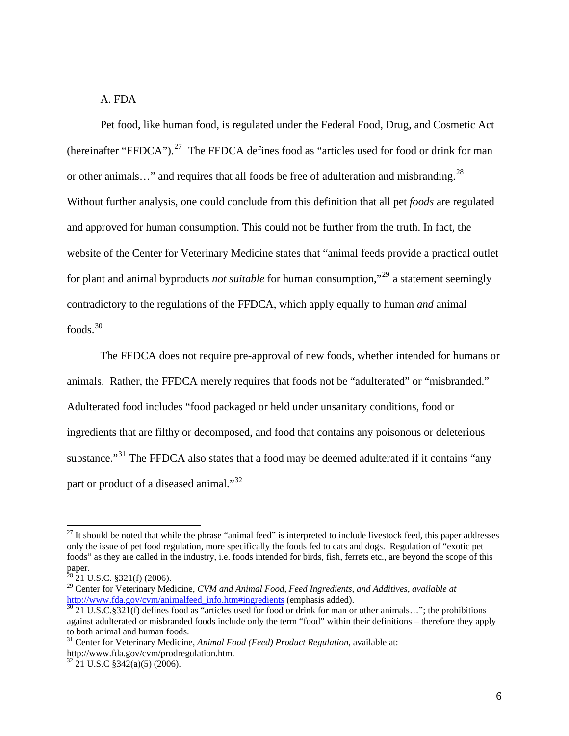### A. FDA

Pet food, like human food, is regulated under the Federal Food, Drug, and Cosmetic Act (hereinafter "FFDCA").[27] The FFDCA defines food as "articles used for food or drink for man or other animals…" and requires that all foods be free of adulteration and misbranding.[28] Without further analysis, one could conclude from this definition that all pet *foods* are regulated and approved for human consumption. This could not be further from the truth. In fact, the website of the Center for Veterinary Medicine states that "animal feeds provide a practical outlet for plant and animal byproducts *not suitable* for human consumption,"[29] a statement seemingly contradictory to the regulations of the FFDCA, which apply equally to human *and* animal foods.[30]

The FFDCA does not require pre-approval of new foods, whether intended for humans or animals. Rather, the FFDCA merely requires that foods not be "adulterated" or "misbranded." Adulterated food includes "food packaged or held under unsanitary conditions, food or ingredients that are filthy or decomposed, and food that contains any poisonous or deleterious substance."[31] The FFDCA also states that a food may be deemed adulterated if it contains "any part or product of a diseased animal."[32]

---

[27] It should be noted that while the phrase "animal feed" is interpreted to include livestock feed, this paper addresses only the issue of pet food regulation, more specifically the foods fed to cats and dogs. Regulation of "exotic pet foods" as they are called in the industry, i.e. foods intended for birds, fish, ferrets etc., are beyond the scope of this paper.

[28] 21 U.S.C. §321(f) (2006).

[29] Center for Veterinary Medicine, *CVM and Animal Food, Feed Ingredients, and Additives, available at* http://www.fda.gov/cvm/animalfeed_info.htm#ingredients (emphasis added).

[30] 21 U.S.C.§321(f) defines food as "articles used for food or drink for man or other animals…"; the prohibitions against adulterated or misbranded foods include only the term "food" within their definitions – therefore they apply to both animal and human foods.

[31] Center for Veterinary Medicine, *Animal Food (Feed) Product Regulation*, available at: http://www.fda.gov/cvm/prodregulation.htm.

[32] 21 U.S.C §342(a)(5) (2006).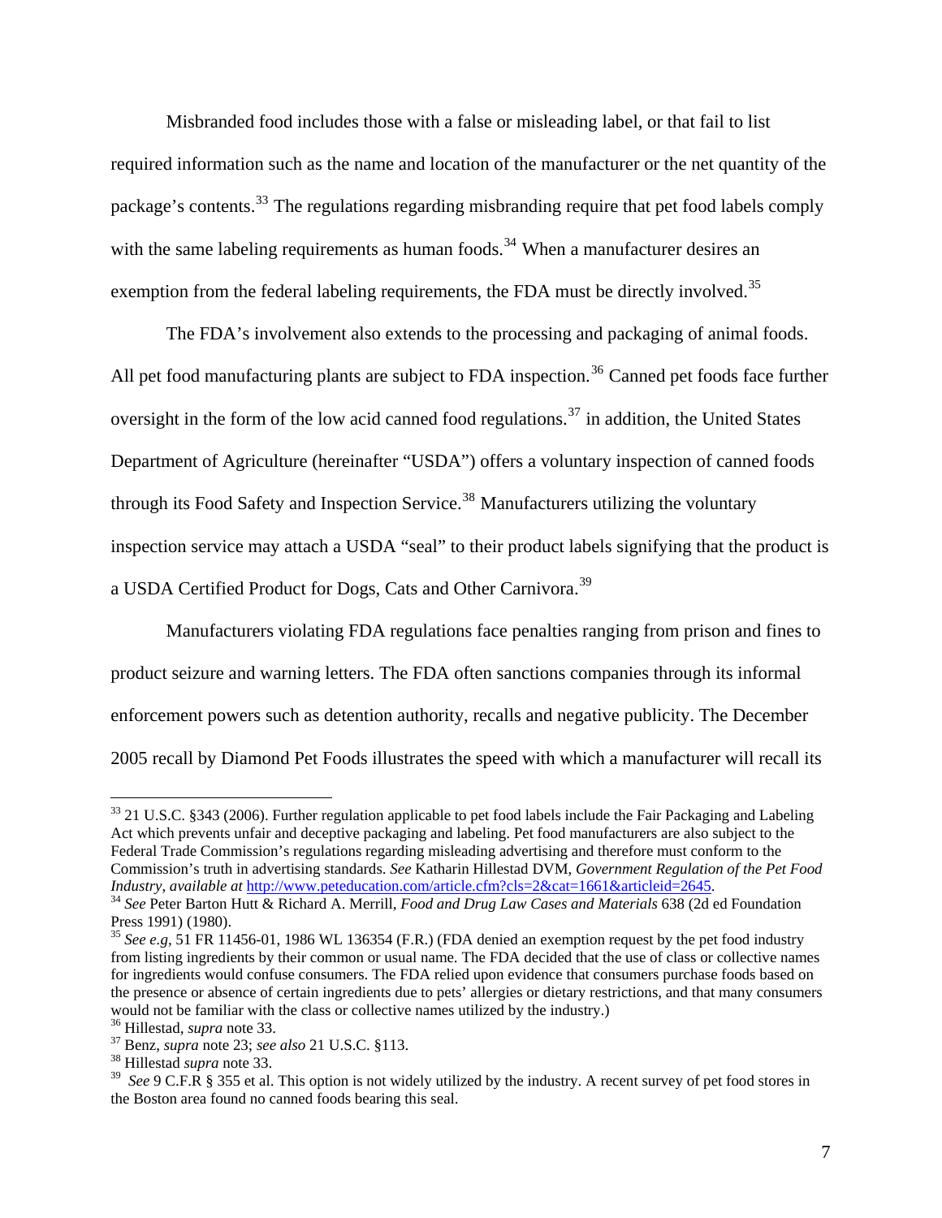Misbranded food includes those with a false or misleading label, or that fail to list required information such as the name and location of the manufacturer or the net quantity of the package's contents.[33] The regulations regarding misbranding require that pet food labels comply with the same labeling requirements as human foods.[34] When a manufacturer desires an exemption from the federal labeling requirements, the FDA must be directly involved.[35]

The FDA's involvement also extends to the processing and packaging of animal foods. All pet food manufacturing plants are subject to FDA inspection.[36] Canned pet foods face further oversight in the form of the low acid canned food regulations.[37] in addition, the United States Department of Agriculture (hereinafter "USDA") offers a voluntary inspection of canned foods through its Food Safety and Inspection Service.[38] Manufacturers utilizing the voluntary inspection service may attach a USDA "seal" to their product labels signifying that the product is a USDA Certified Product for Dogs, Cats and Other Carnivora.[39]

Manufacturers violating FDA regulations face penalties ranging from prison and fines to product seizure and warning letters. The FDA often sanctions companies through its informal enforcement powers such as detention authority, recalls and negative publicity. The December 2005 recall by Diamond Pet Foods illustrates the speed with which a manufacturer will recall its

---

[33] 21 U.S.C. §343 (2006). Further regulation applicable to pet food labels include the Fair Packaging and Labeling Act which prevents unfair and deceptive packaging and labeling. Pet food manufacturers are also subject to the Federal Trade Commission's regulations regarding misleading advertising and therefore must conform to the Commission's truth in advertising standards. *See* Katharin Hillestad DVM, *Government Regulation of the Pet Food Industry*, *available at* http://www.peteducation.com/article.cfm?cls=2&cat=1661&articleid=2645.

[34] *See* Peter Barton Hutt & Richard A. Merrill, *Food and Drug Law Cases and Materials* 638 (2d ed Foundation Press 1991) (1980).

[35] *See e.g*, 51 FR 11456-01, 1986 WL 136354 (F.R.) (FDA denied an exemption request by the pet food industry from listing ingredients by their common or usual name. The FDA decided that the use of class or collective names for ingredients would confuse consumers. The FDA relied upon evidence that consumers purchase foods based on the presence or absence of certain ingredients due to pets' allergies or dietary restrictions, and that many consumers would not be familiar with the class or collective names utilized by the industry.)

[36] Hillestad, *supra* note 33.

[37] Benz, *supra* note 23; *see also* 21 U.S.C. §113.

[38] Hillestad *supra* note 33.

[39] *See* 9 C.F.R § 355 et al. This option is not widely utilized by the industry. A recent survey of pet food stores in the Boston area found no canned foods bearing this seal.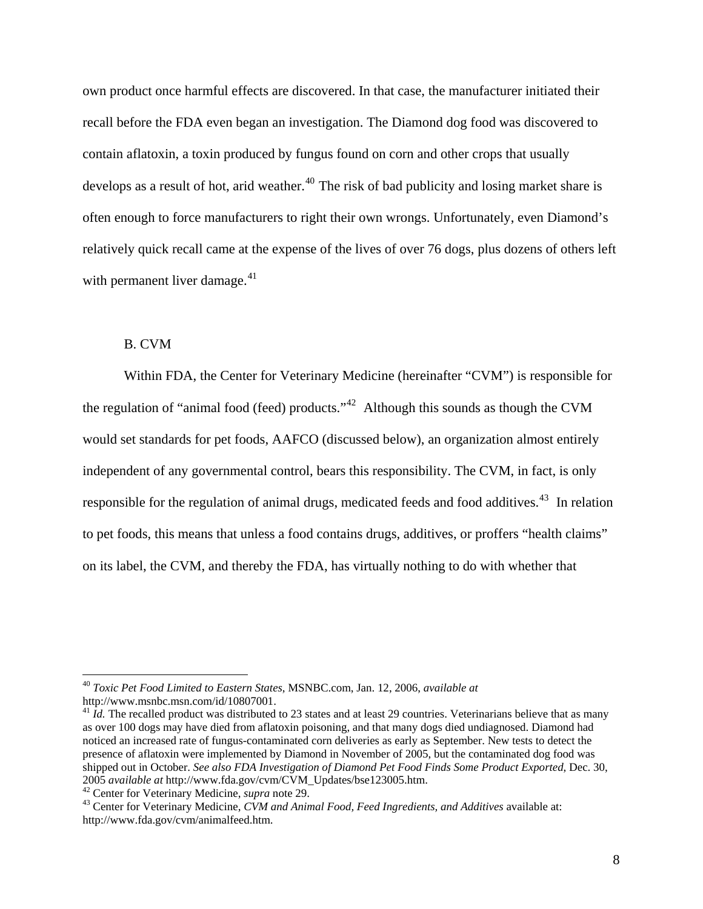own product once harmful effects are discovered. In that case, the manufacturer initiated their recall before the FDA even began an investigation. The Diamond dog food was discovered to contain aflatoxin, a toxin produced by fungus found on corn and other crops that usually develops as a result of hot, arid weather.[40] The risk of bad publicity and losing market share is often enough to force manufacturers to right their own wrongs. Unfortunately, even Diamond's relatively quick recall came at the expense of the lives of over 76 dogs, plus dozens of others left with permanent liver damage.[41]

B. CVM

Within FDA, the Center for Veterinary Medicine (hereinafter "CVM") is responsible for the regulation of "animal food (feed) products."[42] Although this sounds as though the CVM would set standards for pet foods, AAFCO (discussed below), an organization almost entirely independent of any governmental control, bears this responsibility. The CVM, in fact, is only responsible for the regulation of animal drugs, medicated feeds and food additives.[43] In relation to pet foods, this means that unless a food contains drugs, additives, or proffers "health claims" on its label, the CVM, and thereby the FDA, has virtually nothing to do with whether that

---

[40] *Toxic Pet Food Limited to Eastern States*, MSNBC.com, Jan. 12, 2006, *available at* http://www.msnbc.msn.com/id/10807001.

[41] *Id.* The recalled product was distributed to 23 states and at least 29 countries. Veterinarians believe that as many as over 100 dogs may have died from aflatoxin poisoning, and that many dogs died undiagnosed. Diamond had noticed an increased rate of fungus-contaminated corn deliveries as early as September. New tests to detect the presence of aflatoxin were implemented by Diamond in November of 2005, but the contaminated dog food was shipped out in October. *See also FDA Investigation of Diamond Pet Food Finds Some Product Exported*, Dec. 30, 2005 *available at* http://www.fda.gov/cvm/CVM_Updates/bse123005.htm.

[42] Center for Veterinary Medicine, *supra* note 29.

[43] Center for Veterinary Medicine, *CVM and Animal Food, Feed Ingredients, and Additives* available at: http://www.fda.gov/cvm/animalfeed.htm.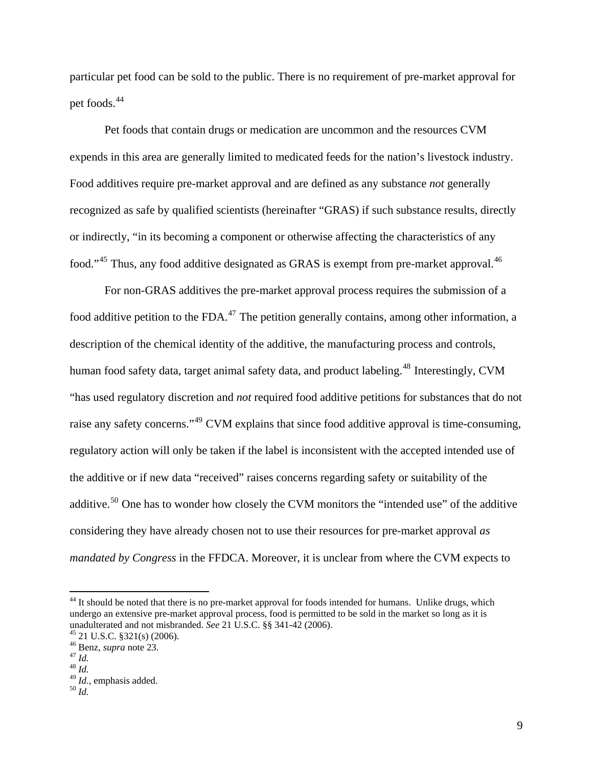particular pet food can be sold to the public. There is no requirement of pre-market approval for pet foods.[44]

Pet foods that contain drugs or medication are uncommon and the resources CVM expends in this area are generally limited to medicated feeds for the nation's livestock industry. Food additives require pre-market approval and are defined as any substance *not* generally recognized as safe by qualified scientists (hereinafter "GRAS) if such substance results, directly or indirectly, "in its becoming a component or otherwise affecting the characteristics of any food."[45] Thus, any food additive designated as GRAS is exempt from pre-market approval.[46]

For non-GRAS additives the pre-market approval process requires the submission of a food additive petition to the FDA.[47] The petition generally contains, among other information, a description of the chemical identity of the additive, the manufacturing process and controls, human food safety data, target animal safety data, and product labeling.[48] Interestingly, CVM "has used regulatory discretion and *not* required food additive petitions for substances that do not raise any safety concerns."[49] CVM explains that since food additive approval is time-consuming, regulatory action will only be taken if the label is inconsistent with the accepted intended use of the additive or if new data "received" raises concerns regarding safety or suitability of the additive.[50] One has to wonder how closely the CVM monitors the "intended use" of the additive considering they have already chosen not to use their resources for pre-market approval *as mandated by Congress* in the FFDCA. Moreover, it is unclear from where the CVM expects to

---

[44] It should be noted that there is no pre-market approval for foods intended for humans. Unlike drugs, which undergo an extensive pre-market approval process, food is permitted to be sold in the market so long as it is unadulterated and not misbranded. *See* 21 U.S.C. §§ 341-42 (2006).

[45] 21 U.S.C. §321(s) (2006).

[46] Benz, *supra* note 23.

[47] *Id.*

[48] *Id.*

[49] *Id.*, emphasis added.

[50] *Id.*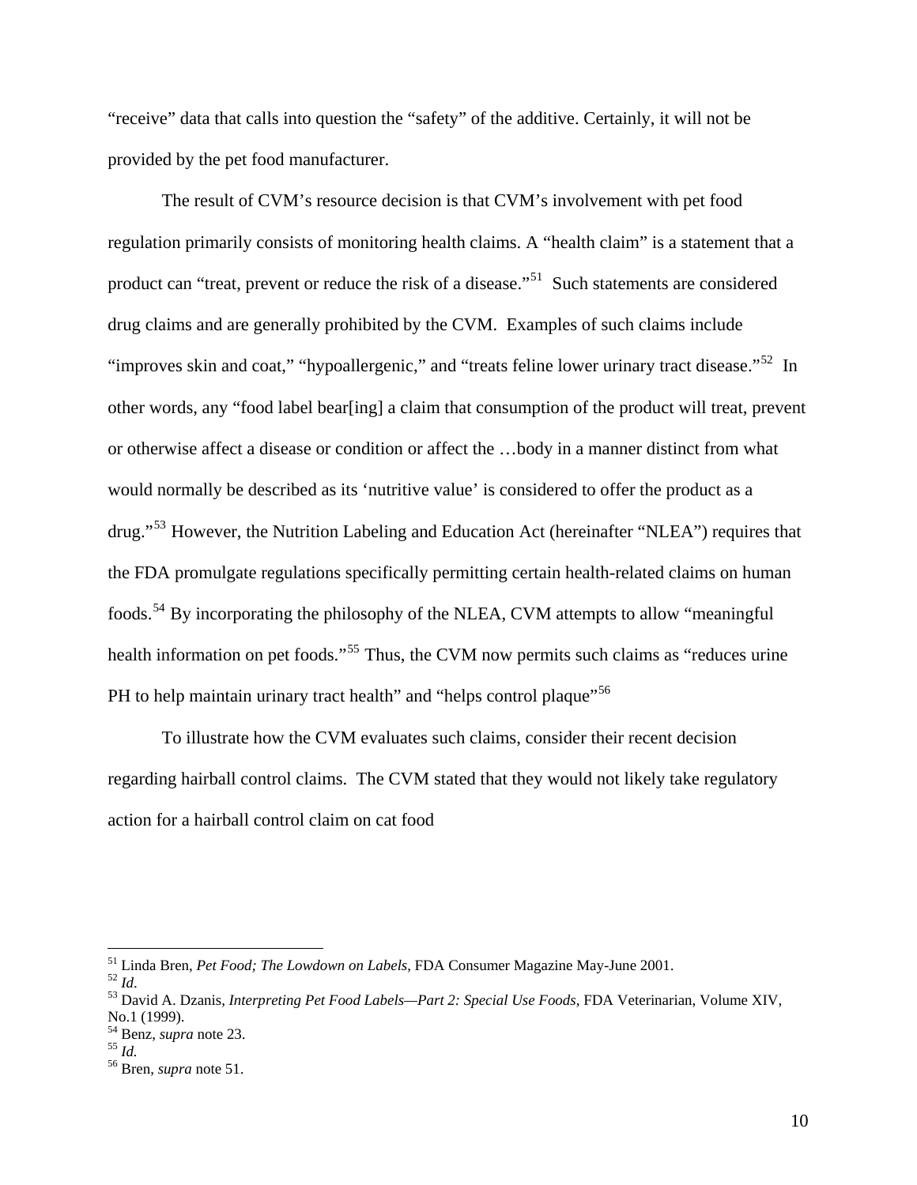"receive" data that calls into question the "safety" of the additive. Certainly, it will not be provided by the pet food manufacturer.

The result of CVM's resource decision is that CVM's involvement with pet food regulation primarily consists of monitoring health claims. A "health claim" is a statement that a product can "treat, prevent or reduce the risk of a disease."[51] Such statements are considered drug claims and are generally prohibited by the CVM. Examples of such claims include "improves skin and coat," "hypoallergenic," and "treats feline lower urinary tract disease."[52] In other words, any "food label bear[ing] a claim that consumption of the product will treat, prevent or otherwise affect a disease or condition or affect the …body in a manner distinct from what would normally be described as its 'nutritive value' is considered to offer the product as a drug."[53] However, the Nutrition Labeling and Education Act (hereinafter "NLEA") requires that the FDA promulgate regulations specifically permitting certain health-related claims on human foods.[54] By incorporating the philosophy of the NLEA, CVM attempts to allow "meaningful health information on pet foods."[55] Thus, the CVM now permits such claims as "reduces urine PH to help maintain urinary tract health" and "helps control plaque"[56]

To illustrate how the CVM evaluates such claims, consider their recent decision regarding hairball control claims. The CVM stated that they would not likely take regulatory action for a hairball control claim on cat food

---

[51] Linda Bren, *Pet Food; The Lowdown on Labels*, FDA Consumer Magazine May-June 2001.
[52] *Id*.
[53] David A. Dzanis, *Interpreting Pet Food Labels—Part 2: Special Use Foods*, FDA Veterinarian, Volume XIV, No.1 (1999).
[54] Benz, *supra* note 23.
[55] *Id.*
[56] Bren, *supra* note 51.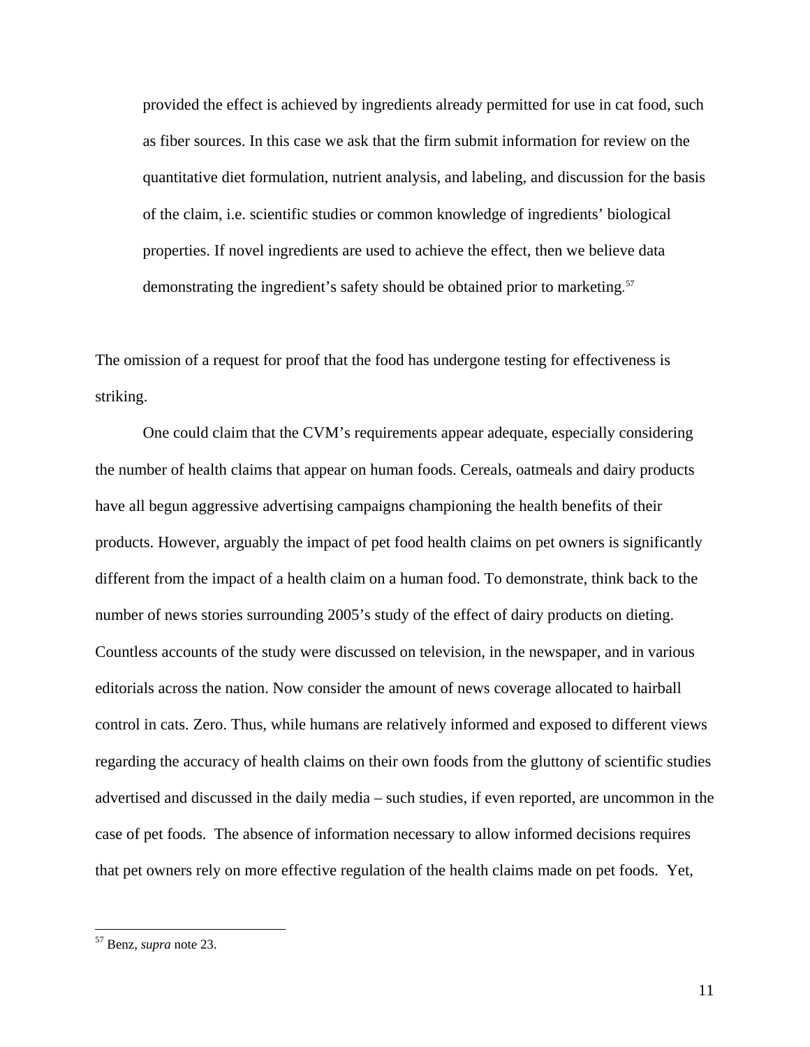> provided the effect is achieved by ingredients already permitted for use in cat food, such as fiber sources. In this case we ask that the firm submit information for review on the quantitative diet formulation, nutrient analysis, and labeling, and discussion for the basis of the claim, i.e. scientific studies or common knowledge of ingredients' biological properties. If novel ingredients are used to achieve the effect, then we believe data demonstrating the ingredient's safety should be obtained prior to marketing.[57]

The omission of a request for proof that the food has undergone testing for effectiveness is striking.

One could claim that the CVM's requirements appear adequate, especially considering the number of health claims that appear on human foods. Cereals, oatmeals and dairy products have all begun aggressive advertising campaigns championing the health benefits of their products. However, arguably the impact of pet food health claims on pet owners is significantly different from the impact of a health claim on a human food. To demonstrate, think back to the number of news stories surrounding 2005's study of the effect of dairy products on dieting. Countless accounts of the study were discussed on television, in the newspaper, and in various editorials across the nation. Now consider the amount of news coverage allocated to hairball control in cats. Zero. Thus, while humans are relatively informed and exposed to different views regarding the accuracy of health claims on their own foods from the gluttony of scientific studies advertised and discussed in the daily media – such studies, if even reported, are uncommon in the case of pet foods. The absence of information necessary to allow informed decisions requires that pet owners rely on more effective regulation of the health claims made on pet foods. Yet,

---

[57] Benz, *supra* note 23.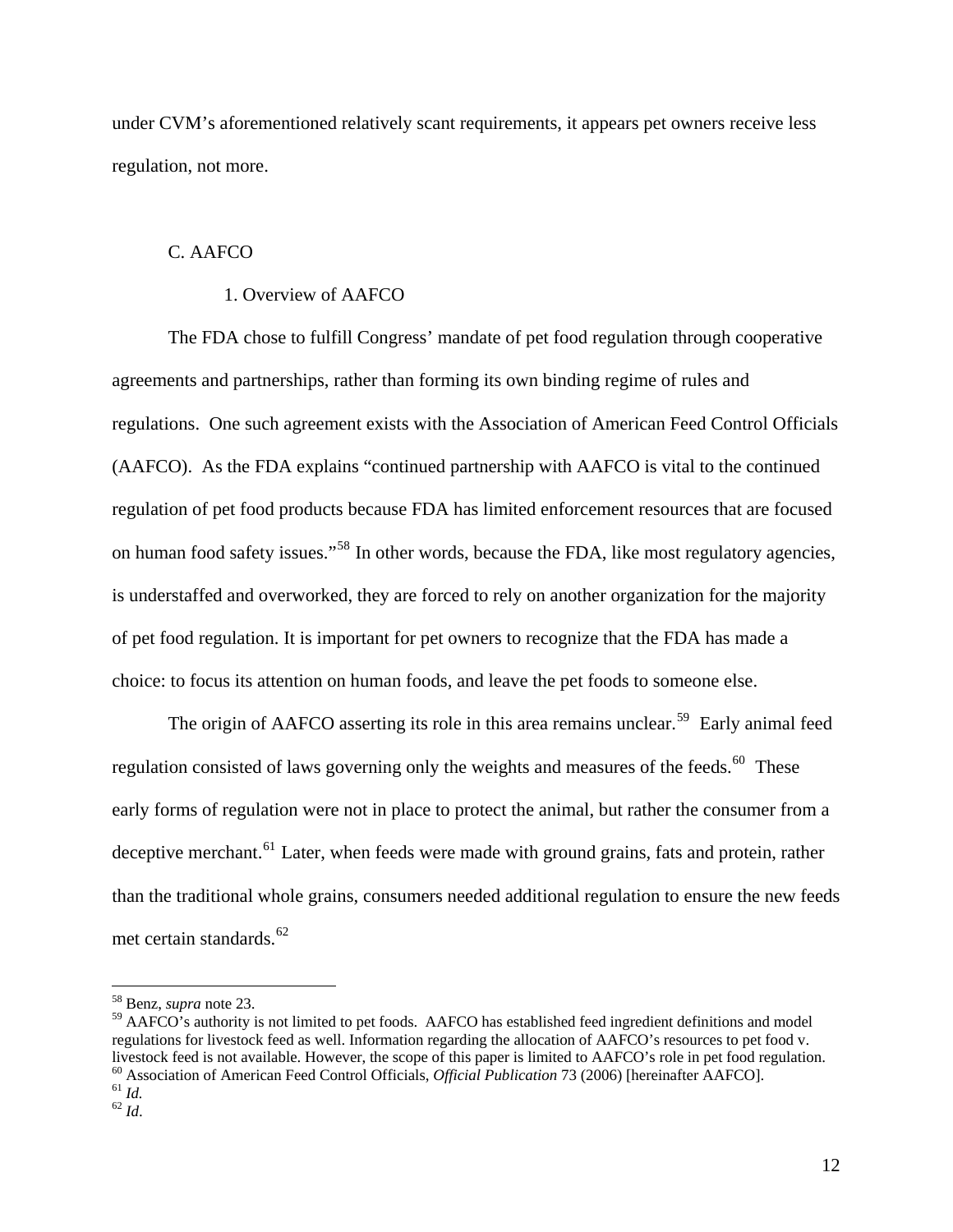under CVM's aforementioned relatively scant requirements, it appears pet owners receive less regulation, not more.

### C. AAFCO

#### 1. Overview of AAFCO

The FDA chose to fulfill Congress' mandate of pet food regulation through cooperative agreements and partnerships, rather than forming its own binding regime of rules and regulations. One such agreement exists with the Association of American Feed Control Officials (AAFCO). As the FDA explains "continued partnership with AAFCO is vital to the continued regulation of pet food products because FDA has limited enforcement resources that are focused on human food safety issues."[58] In other words, because the FDA, like most regulatory agencies, is understaffed and overworked, they are forced to rely on another organization for the majority of pet food regulation. It is important for pet owners to recognize that the FDA has made a choice: to focus its attention on human foods, and leave the pet foods to someone else.

The origin of AAFCO asserting its role in this area remains unclear.[59] Early animal feed regulation consisted of laws governing only the weights and measures of the feeds.[60] These early forms of regulation were not in place to protect the animal, but rather the consumer from a deceptive merchant.[61] Later, when feeds were made with ground grains, fats and protein, rather than the traditional whole grains, consumers needed additional regulation to ensure the new feeds met certain standards.[62]

---

[58] Benz, *supra* note 23.

[59] AAFCO's authority is not limited to pet foods. AAFCO has established feed ingredient definitions and model regulations for livestock feed as well. Information regarding the allocation of AAFCO's resources to pet food v. livestock feed is not available. However, the scope of this paper is limited to AAFCO's role in pet food regulation.

[60] Association of American Feed Control Officials, *Official Publication* 73 (2006) [hereinafter AAFCO].

[61] *Id.*

[62] *Id*.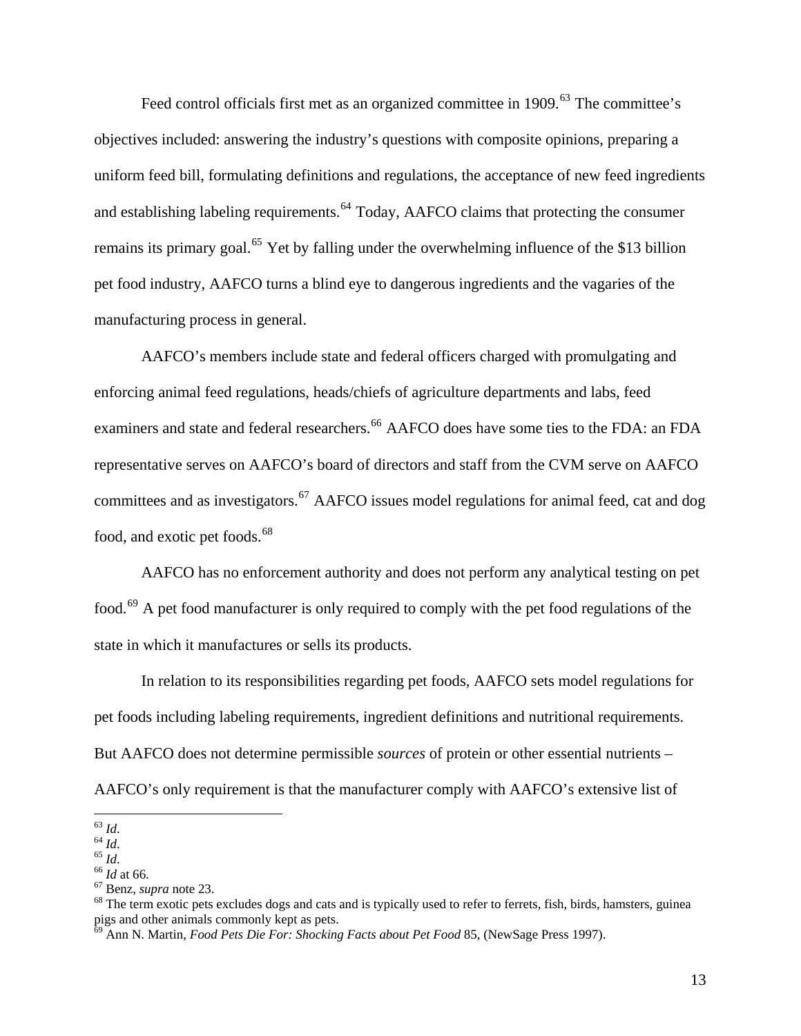Feed control officials first met as an organized committee in 1909.[63] The committee's objectives included: answering the industry's questions with composite opinions, preparing a uniform feed bill, formulating definitions and regulations, the acceptance of new feed ingredients and establishing labeling requirements.[64] Today, AAFCO claims that protecting the consumer remains its primary goal.[65] Yet by falling under the overwhelming influence of the $13 billion pet food industry, AAFCO turns a blind eye to dangerous ingredients and the vagaries of the manufacturing process in general.

AAFCO's members include state and federal officers charged with promulgating and enforcing animal feed regulations, heads/chiefs of agriculture departments and labs, feed examiners and state and federal researchers.[66] AAFCO does have some ties to the FDA: an FDA representative serves on AAFCO's board of directors and staff from the CVM serve on AAFCO committees and as investigators.[67] AAFCO issues model regulations for animal feed, cat and dog food, and exotic pet foods.[68]

AAFCO has no enforcement authority and does not perform any analytical testing on pet food.[69] A pet food manufacturer is only required to comply with the pet food regulations of the state in which it manufactures or sells its products.

In relation to its responsibilities regarding pet foods, AAFCO sets model regulations for pet foods including labeling requirements, ingredient definitions and nutritional requirements. But AAFCO does not determine permissible *sources* of protein or other essential nutrients – AAFCO's only requirement is that the manufacturer comply with AAFCO's extensive list of

---

[63] *Id*.
[64] *Id*.
[65] *Id*.
[66] *Id* at 66.
[67] Benz, *supra* note 23.
[68] The term exotic pets excludes dogs and cats and is typically used to refer to ferrets, fish, birds, hamsters, guinea pigs and other animals commonly kept as pets.
[69] Ann N. Martin, *Food Pets Die For: Shocking Facts about Pet Food* 85, (NewSage Press 1997).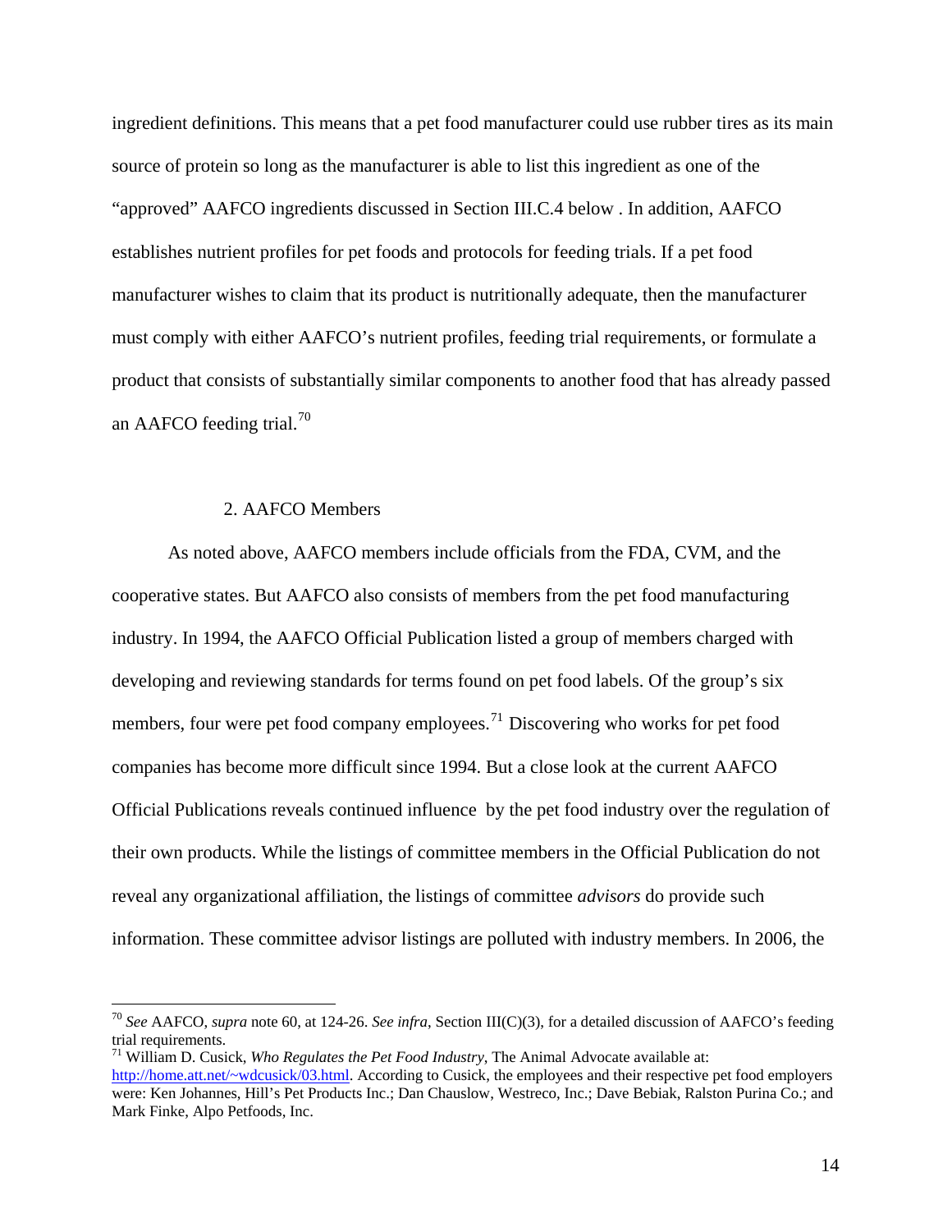ingredient definitions. This means that a pet food manufacturer could use rubber tires as its main source of protein so long as the manufacturer is able to list this ingredient as one of the "approved" AAFCO ingredients discussed in Section III.C.4 below . In addition, AAFCO establishes nutrient profiles for pet foods and protocols for feeding trials. If a pet food manufacturer wishes to claim that its product is nutritionally adequate, then the manufacturer must comply with either AAFCO's nutrient profiles, feeding trial requirements, or formulate a product that consists of substantially similar components to another food that has already passed an AAFCO feeding trial.[70]

### 2. AAFCO Members

As noted above, AAFCO members include officials from the FDA, CVM, and the cooperative states. But AAFCO also consists of members from the pet food manufacturing industry. In 1994, the AAFCO Official Publication listed a group of members charged with developing and reviewing standards for terms found on pet food labels. Of the group's six members, four were pet food company employees.[71] Discovering who works for pet food companies has become more difficult since 1994. But a close look at the current AAFCO Official Publications reveals continued influence by the pet food industry over the regulation of their own products. While the listings of committee members in the Official Publication do not reveal any organizational affiliation, the listings of committee *advisors* do provide such information. These committee advisor listings are polluted with industry members. In 2006, the

---

[70] *See* AAFCO, *supra* note 60, at 124-26. *See infra*, Section III(C)(3), for a detailed discussion of AAFCO's feeding trial requirements.

[71] William D. Cusick, *Who Regulates the Pet Food Industry*, The Animal Advocate available at: http://home.att.net/~wdcusick/03.html. According to Cusick, the employees and their respective pet food employers were: Ken Johannes, Hill's Pet Products Inc.; Dan Chauslow, Westreco, Inc.; Dave Bebiak, Ralston Purina Co.; and Mark Finke, Alpo Petfoods, Inc.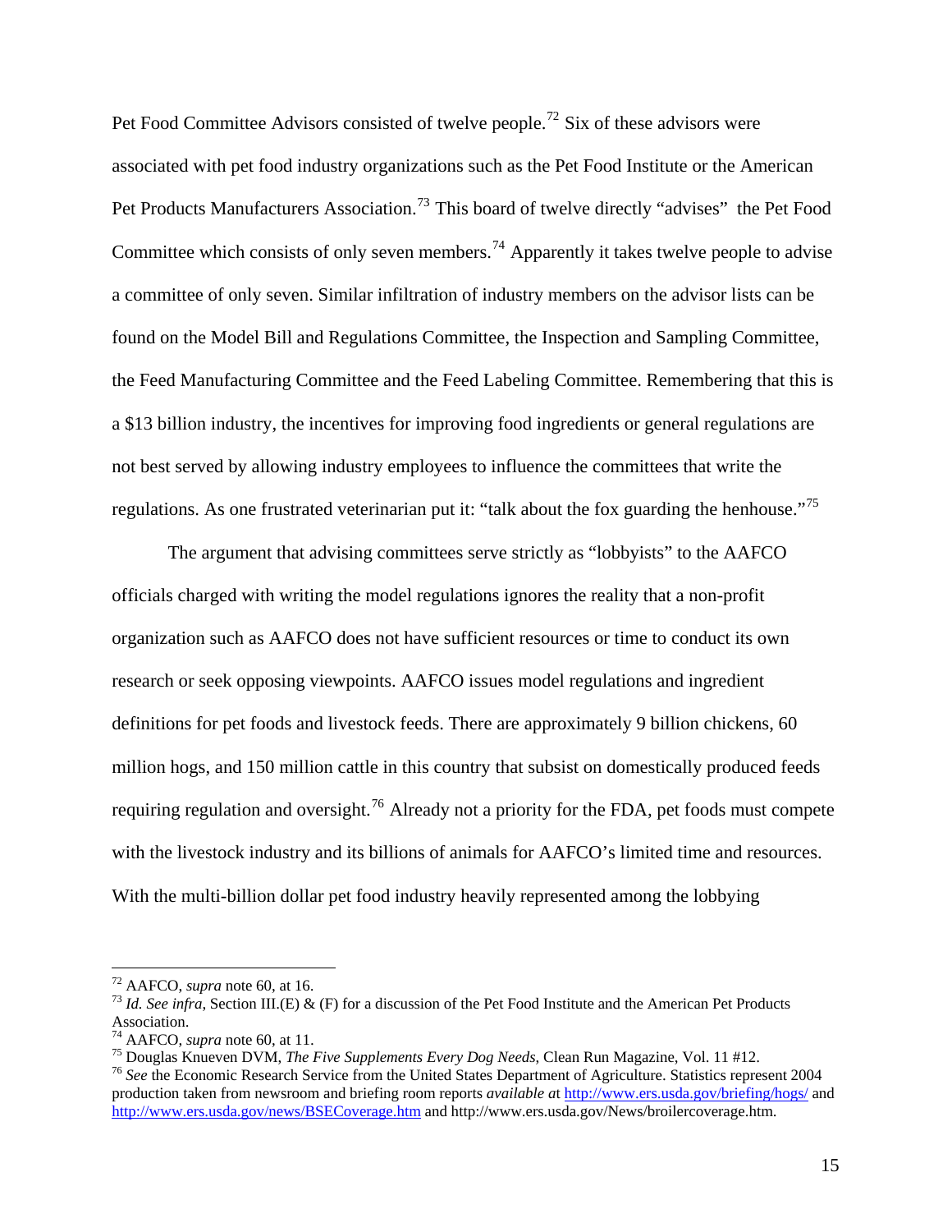Pet Food Committee Advisors consisted of twelve people.[72] Six of these advisors were associated with pet food industry organizations such as the Pet Food Institute or the American Pet Products Manufacturers Association.[73] This board of twelve directly "advises" the Pet Food Committee which consists of only seven members.[74] Apparently it takes twelve people to advise a committee of only seven. Similar infiltration of industry members on the advisor lists can be found on the Model Bill and Regulations Committee, the Inspection and Sampling Committee, the Feed Manufacturing Committee and the Feed Labeling Committee. Remembering that this is a $13 billion industry, the incentives for improving food ingredients or general regulations are not best served by allowing industry employees to influence the committees that write the regulations. As one frustrated veterinarian put it: "talk about the fox guarding the henhouse."[75]

The argument that advising committees serve strictly as "lobbyists" to the AAFCO officials charged with writing the model regulations ignores the reality that a non-profit organization such as AAFCO does not have sufficient resources or time to conduct its own research or seek opposing viewpoints. AAFCO issues model regulations and ingredient definitions for pet foods and livestock feeds. There are approximately 9 billion chickens, 60 million hogs, and 150 million cattle in this country that subsist on domestically produced feeds requiring regulation and oversight.[76] Already not a priority for the FDA, pet foods must compete with the livestock industry and its billions of animals for AAFCO's limited time and resources. With the multi-billion dollar pet food industry heavily represented among the lobbying

---

[72] AAFCO, *supra* note 60, at 16.

[73] *Id. See infra*, Section III.(E) & (F) for a discussion of the Pet Food Institute and the American Pet Products Association.

[74] AAFCO, *supra* note 60, at 11.

[75] Douglas Knueven DVM, *The Five Supplements Every Dog Needs*, Clean Run Magazine, Vol. 11 #12.

[76] *See* the Economic Research Service from the United States Department of Agriculture. Statistics represent 2004 production taken from newsroom and briefing room reports *available a*t http://www.ers.usda.gov/briefing/hogs/ and http://www.ers.usda.gov/news/BSECoverage.htm and http://www.ers.usda.gov/News/broilercoverage.htm.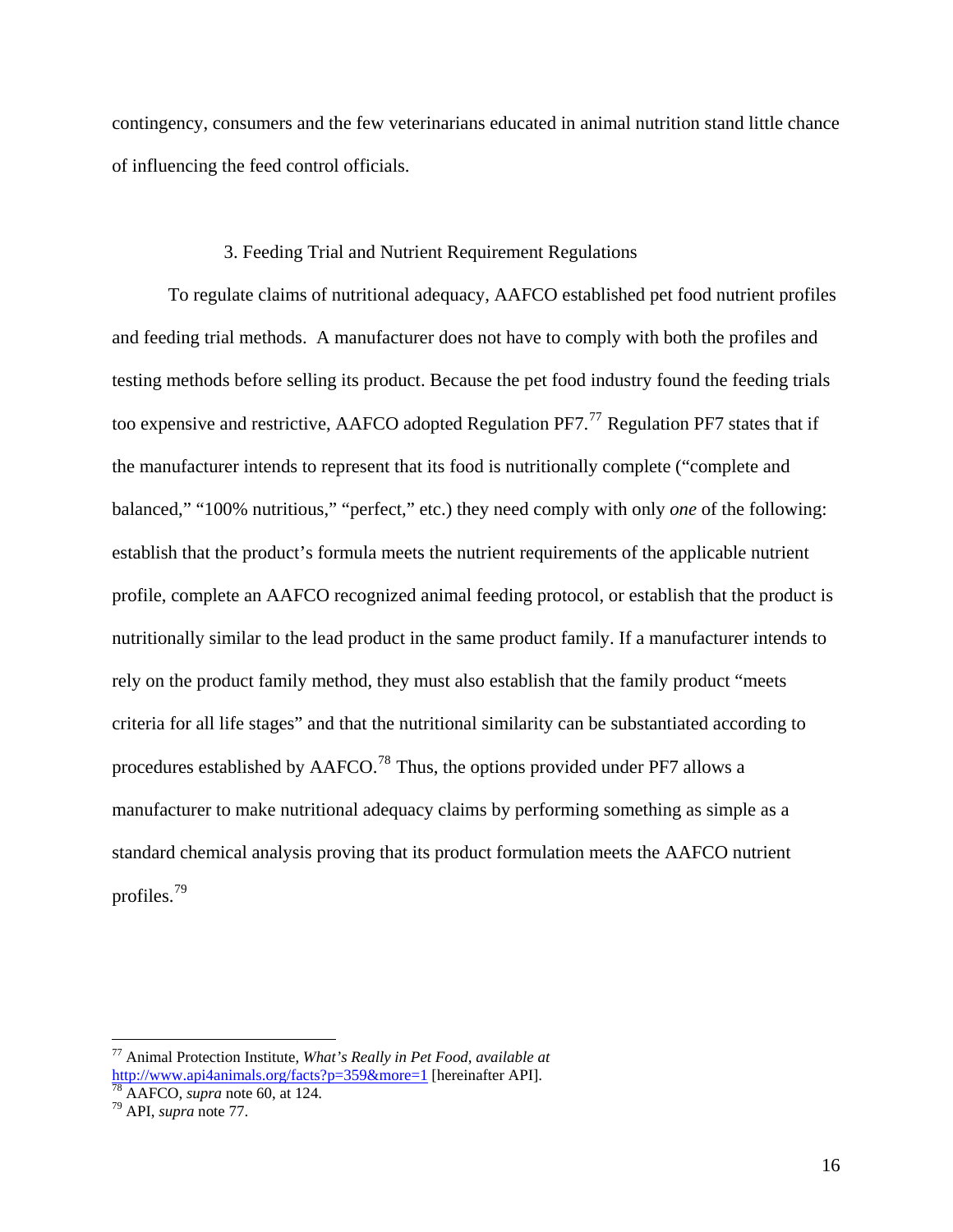contingency, consumers and the few veterinarians educated in animal nutrition stand little chance of influencing the feed control officials.

### 3. Feeding Trial and Nutrient Requirement Regulations

To regulate claims of nutritional adequacy, AAFCO established pet food nutrient profiles and feeding trial methods. A manufacturer does not have to comply with both the profiles and testing methods before selling its product. Because the pet food industry found the feeding trials too expensive and restrictive, AAFCO adopted Regulation PF7.[77] Regulation PF7 states that if the manufacturer intends to represent that its food is nutritionally complete ("complete and balanced," "100% nutritious," "perfect," etc.) they need comply with only *one* of the following: establish that the product's formula meets the nutrient requirements of the applicable nutrient profile, complete an AAFCO recognized animal feeding protocol, or establish that the product is nutritionally similar to the lead product in the same product family. If a manufacturer intends to rely on the product family method, they must also establish that the family product "meets criteria for all life stages" and that the nutritional similarity can be substantiated according to procedures established by AAFCO.[78] Thus, the options provided under PF7 allows a manufacturer to make nutritional adequacy claims by performing something as simple as a standard chemical analysis proving that its product formulation meets the AAFCO nutrient profiles.[79]

---

[77] Animal Protection Institute, *What's Really in Pet Food*, *available at* http://www.api4animals.org/facts?p=359&more=1 [hereinafter API].

[78] AAFCO, *supra* note 60, at 124.

[79] API, *supra* note 77.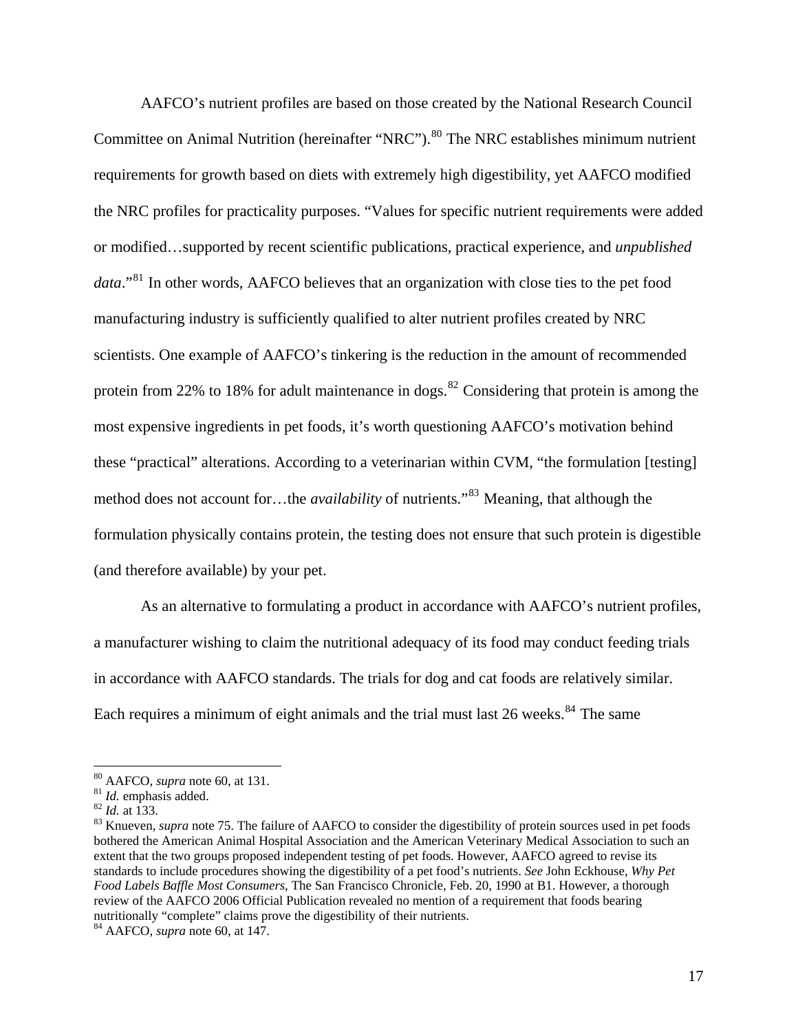AAFCO's nutrient profiles are based on those created by the National Research Council Committee on Animal Nutrition (hereinafter "NRC").[80] The NRC establishes minimum nutrient requirements for growth based on diets with extremely high digestibility, yet AAFCO modified the NRC profiles for practicality purposes. "Values for specific nutrient requirements were added or modified…supported by recent scientific publications, practical experience, and *unpublished data*."[81] In other words, AAFCO believes that an organization with close ties to the pet food manufacturing industry is sufficiently qualified to alter nutrient profiles created by NRC scientists. One example of AAFCO's tinkering is the reduction in the amount of recommended protein from 22% to 18% for adult maintenance in dogs.[82] Considering that protein is among the most expensive ingredients in pet foods, it's worth questioning AAFCO's motivation behind these "practical" alterations. According to a veterinarian within CVM, "the formulation [testing] method does not account for…the *availability* of nutrients."[83] Meaning, that although the formulation physically contains protein, the testing does not ensure that such protein is digestible (and therefore available) by your pet.

As an alternative to formulating a product in accordance with AAFCO's nutrient profiles, a manufacturer wishing to claim the nutritional adequacy of its food may conduct feeding trials in accordance with AAFCO standards. The trials for dog and cat foods are relatively similar. Each requires a minimum of eight animals and the trial must last 26 weeks.[84] The same

---

[80] AAFCO, *supra* note 60, at 131.

[81] *Id.* emphasis added.

[82] *Id.* at 133.

[83] Knueven, *supra* note 75. The failure of AAFCO to consider the digestibility of protein sources used in pet foods bothered the American Animal Hospital Association and the American Veterinary Medical Association to such an extent that the two groups proposed independent testing of pet foods. However, AAFCO agreed to revise its standards to include procedures showing the digestibility of a pet food's nutrients. *See* John Eckhouse, *Why Pet Food Labels Baffle Most Consumers*, The San Francisco Chronicle, Feb. 20, 1990 at B1. However, a thorough review of the AAFCO 2006 Official Publication revealed no mention of a requirement that foods bearing nutritionally "complete" claims prove the digestibility of their nutrients.

[84] AAFCO, *supra* note 60, at 147.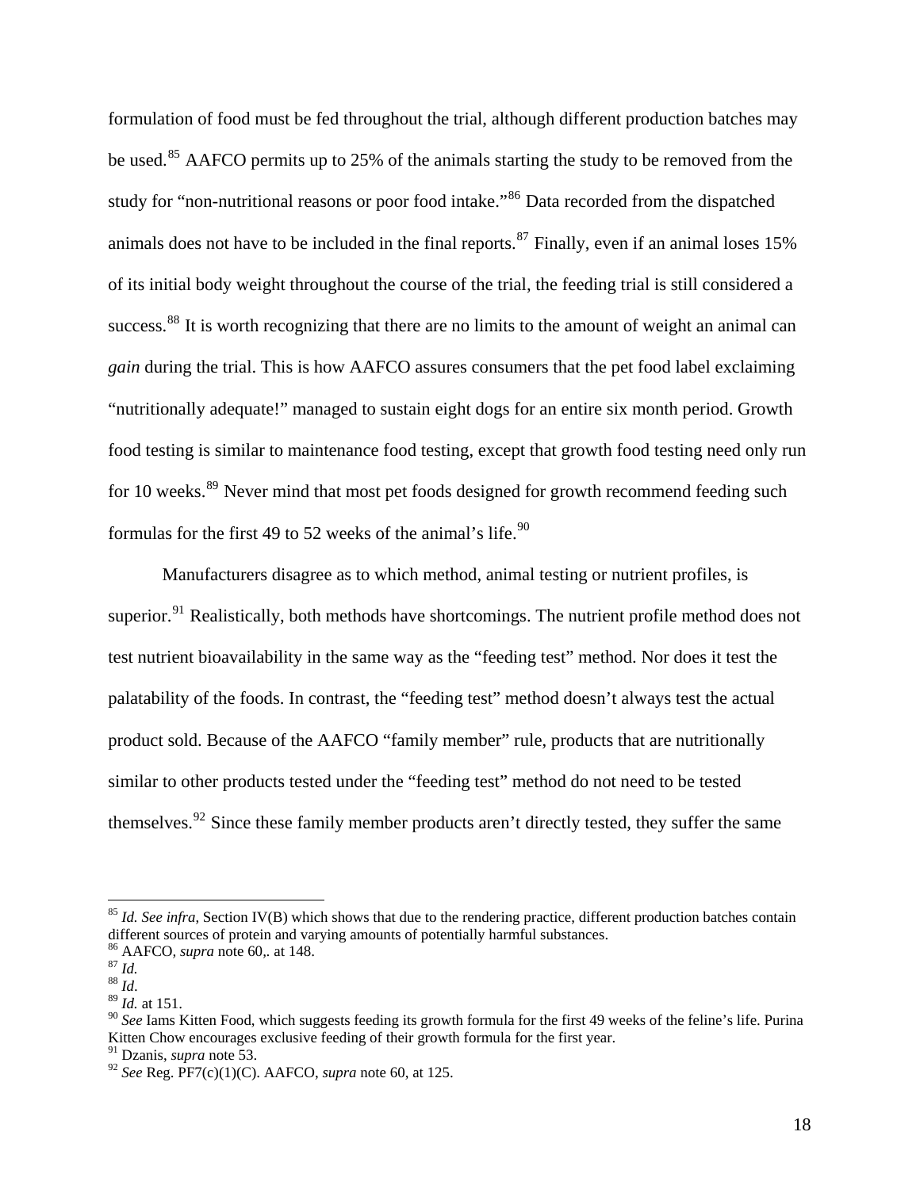formulation of food must be fed throughout the trial, although different production batches may be used.[85] AAFCO permits up to 25% of the animals starting the study to be removed from the study for "non-nutritional reasons or poor food intake."[86] Data recorded from the dispatched animals does not have to be included in the final reports.[87] Finally, even if an animal loses 15% of its initial body weight throughout the course of the trial, the feeding trial is still considered a success.[88] It is worth recognizing that there are no limits to the amount of weight an animal can *gain* during the trial. This is how AAFCO assures consumers that the pet food label exclaiming "nutritionally adequate!" managed to sustain eight dogs for an entire six month period. Growth food testing is similar to maintenance food testing, except that growth food testing need only run for 10 weeks.[89] Never mind that most pet foods designed for growth recommend feeding such formulas for the first 49 to 52 weeks of the animal's life.[90]

Manufacturers disagree as to which method, animal testing or nutrient profiles, is superior.[91] Realistically, both methods have shortcomings. The nutrient profile method does not test nutrient bioavailability in the same way as the "feeding test" method. Nor does it test the palatability of the foods. In contrast, the "feeding test" method doesn't always test the actual product sold. Because of the AAFCO "family member" rule, products that are nutritionally similar to other products tested under the "feeding test" method do not need to be tested themselves.[92] Since these family member products aren't directly tested, they suffer the same

---

[85] *Id. See infra*, Section IV(B) which shows that due to the rendering practice, different production batches contain different sources of protein and varying amounts of potentially harmful substances.

[86] AAFCO, *supra* note 60,. at 148.

[87] *Id.*

[88] *Id*.

[89] *Id.* at 151.

[90] *See* Iams Kitten Food, which suggests feeding its growth formula for the first 49 weeks of the feline's life. Purina Kitten Chow encourages exclusive feeding of their growth formula for the first year.

[91] Dzanis, *supra* note 53.

[92] *See* Reg. PF7(c)(1)(C). AAFCO, *supra* note 60, at 125.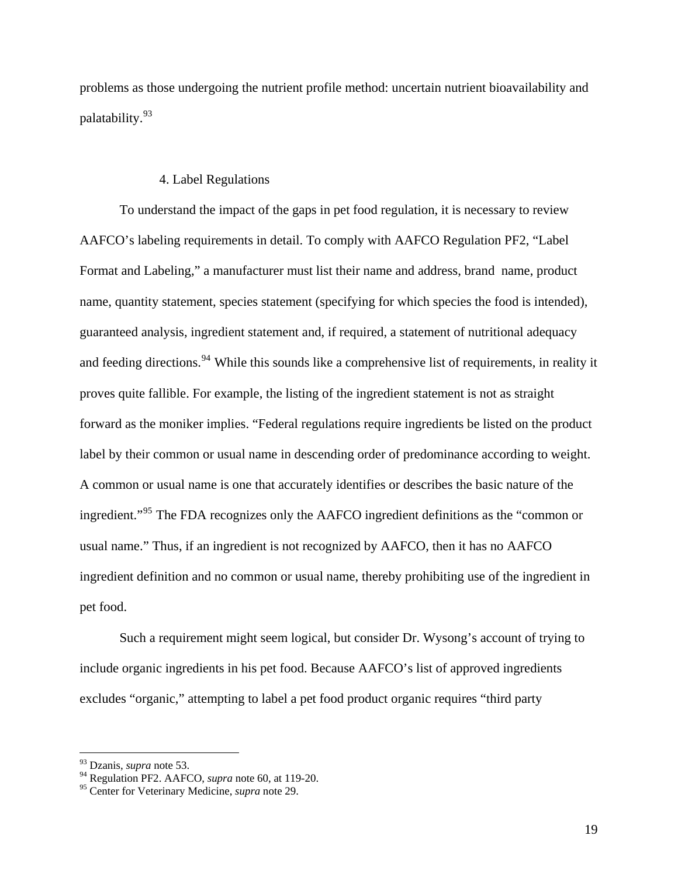problems as those undergoing the nutrient profile method: uncertain nutrient bioavailability and palatability.[93]

#### 4. Label Regulations

To understand the impact of the gaps in pet food regulation, it is necessary to review AAFCO's labeling requirements in detail. To comply with AAFCO Regulation PF2, "Label Format and Labeling," a manufacturer must list their name and address, brand name, product name, quantity statement, species statement (specifying for which species the food is intended), guaranteed analysis, ingredient statement and, if required, a statement of nutritional adequacy and feeding directions.[94] While this sounds like a comprehensive list of requirements, in reality it proves quite fallible. For example, the listing of the ingredient statement is not as straight forward as the moniker implies. "Federal regulations require ingredients be listed on the product label by their common or usual name in descending order of predominance according to weight. A common or usual name is one that accurately identifies or describes the basic nature of the ingredient."[95] The FDA recognizes only the AAFCO ingredient definitions as the "common or usual name." Thus, if an ingredient is not recognized by AAFCO, then it has no AAFCO ingredient definition and no common or usual name, thereby prohibiting use of the ingredient in pet food.

Such a requirement might seem logical, but consider Dr. Wysong's account of trying to include organic ingredients in his pet food. Because AAFCO's list of approved ingredients excludes "organic," attempting to label a pet food product organic requires "third party

---

[93] Dzanis, *supra* note 53.

[94] Regulation PF2. AAFCO, *supra* note 60, at 119-20.

[95] Center for Veterinary Medicine, *supra* note 29.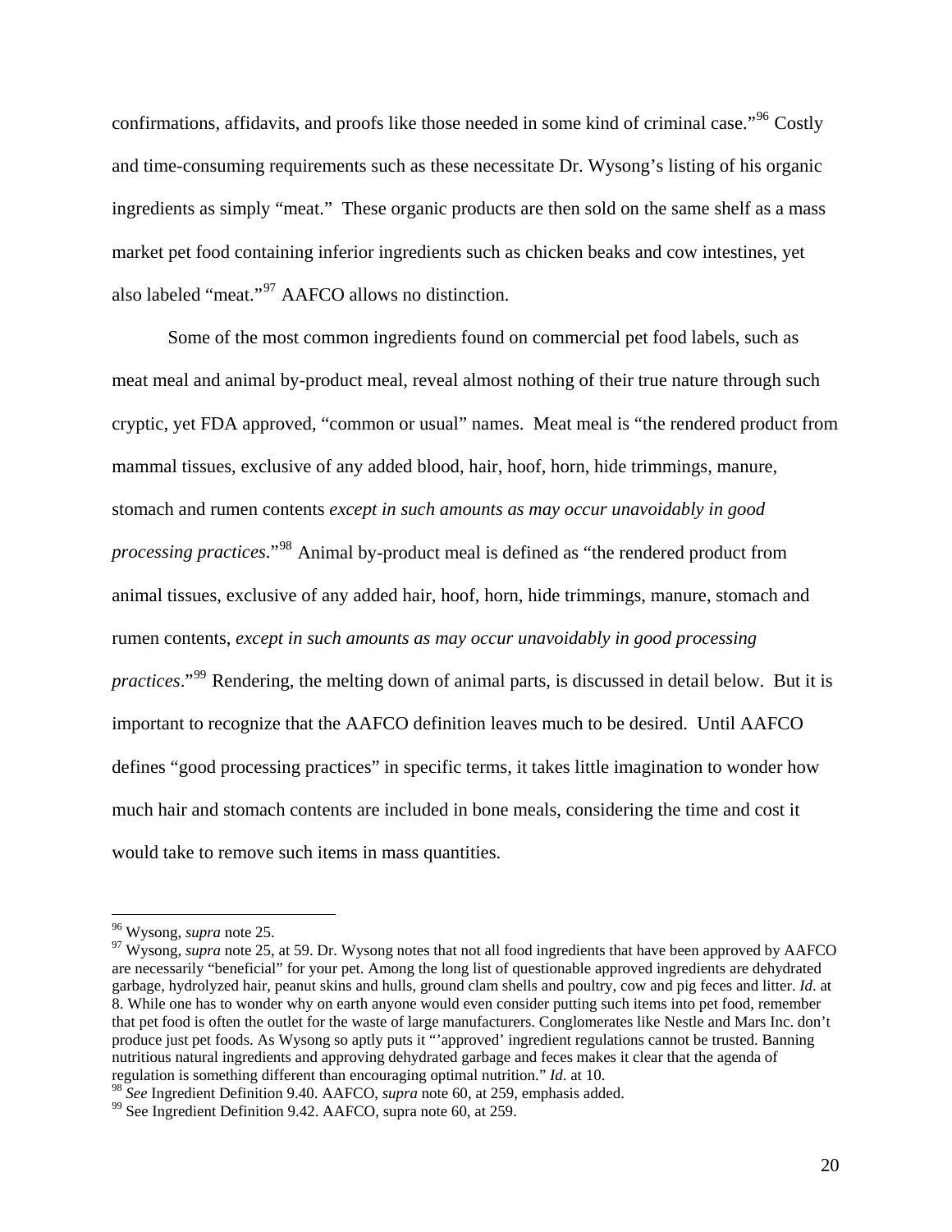confirmations, affidavits, and proofs like those needed in some kind of criminal case."[96] Costly and time-consuming requirements such as these necessitate Dr. Wysong's listing of his organic ingredients as simply "meat." These organic products are then sold on the same shelf as a mass market pet food containing inferior ingredients such as chicken beaks and cow intestines, yet also labeled "meat."[97] AAFCO allows no distinction.

Some of the most common ingredients found on commercial pet food labels, such as meat meal and animal by-product meal, reveal almost nothing of their true nature through such cryptic, yet FDA approved, "common or usual" names. Meat meal is "the rendered product from mammal tissues, exclusive of any added blood, hair, hoof, horn, hide trimmings, manure, stomach and rumen contents *except in such amounts as may occur unavoidably in good processing practices*."[98] Animal by-product meal is defined as "the rendered product from animal tissues, exclusive of any added hair, hoof, horn, hide trimmings, manure, stomach and rumen contents, *except in such amounts as may occur unavoidably in good processing practices*."[99] Rendering, the melting down of animal parts, is discussed in detail below. But it is important to recognize that the AAFCO definition leaves much to be desired. Until AAFCO defines "good processing practices" in specific terms, it takes little imagination to wonder how much hair and stomach contents are included in bone meals, considering the time and cost it would take to remove such items in mass quantities.

---

[96] Wysong, *supra* note 25.

[97] Wysong, *supra* note 25, at 59. Dr. Wysong notes that not all food ingredients that have been approved by AAFCO are necessarily "beneficial" for your pet. Among the long list of questionable approved ingredients are dehydrated garbage, hydrolyzed hair, peanut skins and hulls, ground clam shells and poultry, cow and pig feces and litter. *Id*. at 8. While one has to wonder why on earth anyone would even consider putting such items into pet food, remember that pet food is often the outlet for the waste of large manufacturers. Conglomerates like Nestle and Mars Inc. don't produce just pet foods. As Wysong so aptly puts it "'approved' ingredient regulations cannot be trusted. Banning nutritious natural ingredients and approving dehydrated garbage and feces makes it clear that the agenda of regulation is something different than encouraging optimal nutrition." *Id*. at 10.

[98] *See* Ingredient Definition 9.40. AAFCO, *supra* note 60, at 259, emphasis added.

[99] See Ingredient Definition 9.42. AAFCO, supra note 60, at 259.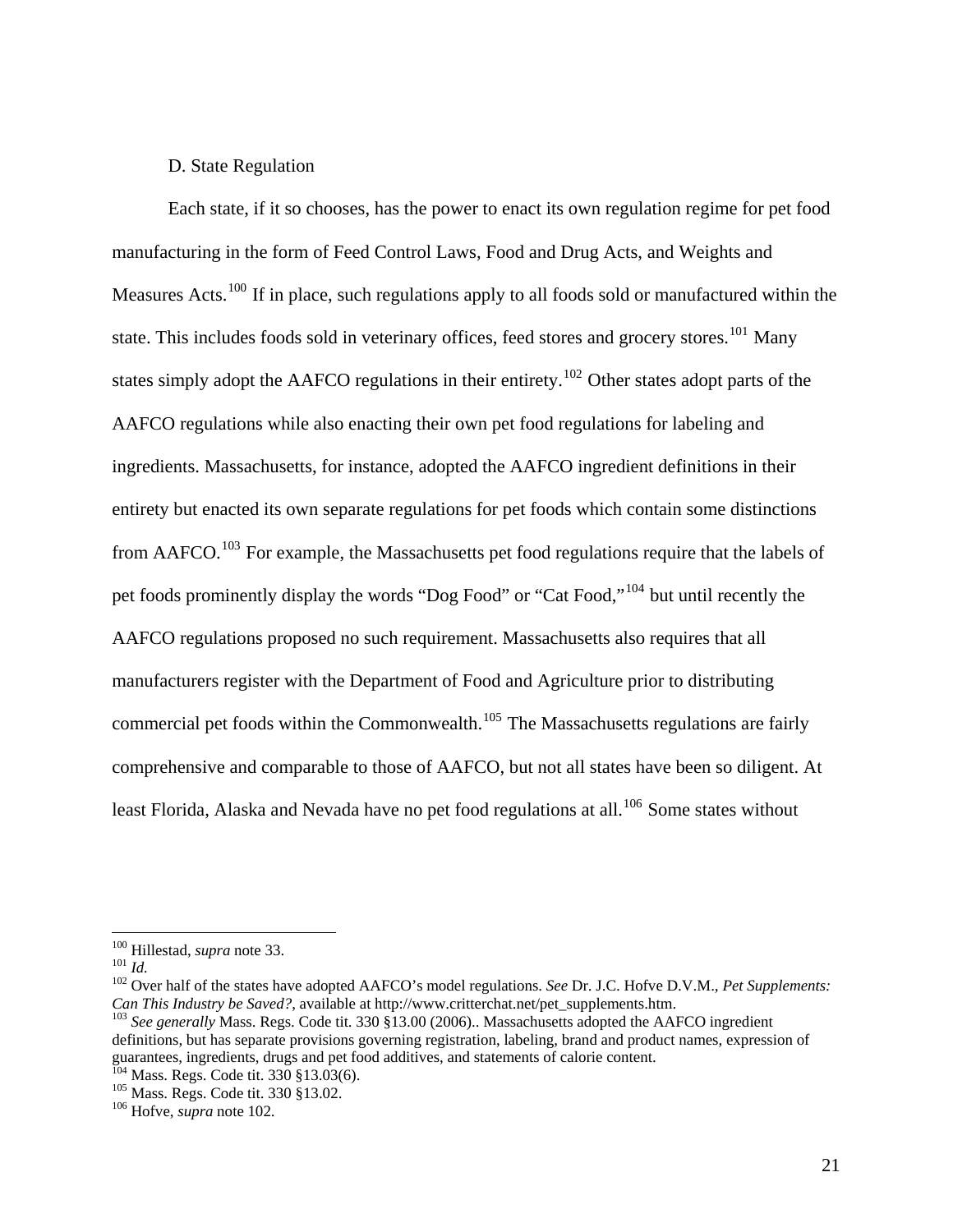### D. State Regulation

Each state, if it so chooses, has the power to enact its own regulation regime for pet food manufacturing in the form of Feed Control Laws, Food and Drug Acts, and Weights and Measures Acts.[100] If in place, such regulations apply to all foods sold or manufactured within the state. This includes foods sold in veterinary offices, feed stores and grocery stores.[101] Many states simply adopt the AAFCO regulations in their entirety.[102] Other states adopt parts of the AAFCO regulations while also enacting their own pet food regulations for labeling and ingredients. Massachusetts, for instance, adopted the AAFCO ingredient definitions in their entirety but enacted its own separate regulations for pet foods which contain some distinctions from AAFCO.[103] For example, the Massachusetts pet food regulations require that the labels of pet foods prominently display the words "Dog Food" or "Cat Food,"[104] but until recently the AAFCO regulations proposed no such requirement. Massachusetts also requires that all manufacturers register with the Department of Food and Agriculture prior to distributing commercial pet foods within the Commonwealth.[105] The Massachusetts regulations are fairly comprehensive and comparable to those of AAFCO, but not all states have been so diligent. At least Florida, Alaska and Nevada have no pet food regulations at all.[106] Some states without

---

[100] Hillestad, *supra* note 33.

[101] *Id.*

[102] Over half of the states have adopted AAFCO's model regulations. *See* Dr. J.C. Hofve D.V.M., *Pet Supplements: Can This Industry be Saved?*, available at http://www.critterchat.net/pet_supplements.htm.

[103] *See generally* Mass. Regs. Code tit. 330 §13.00 (2006).. Massachusetts adopted the AAFCO ingredient definitions, but has separate provisions governing registration, labeling, brand and product names, expression of guarantees, ingredients, drugs and pet food additives, and statements of calorie content.

[104] Mass. Regs. Code tit. 330 §13.03(6).

[105] Mass. Regs. Code tit. 330 §13.02.

[106] Hofve, *supra* note 102.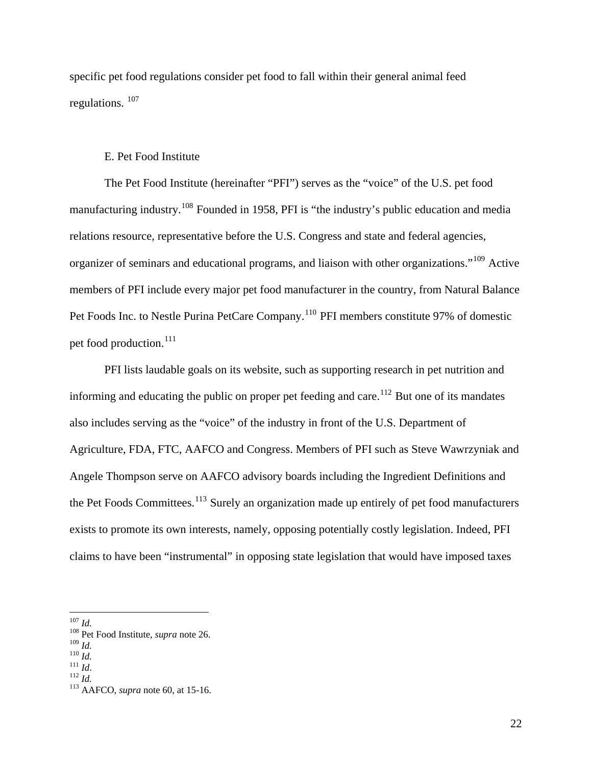specific pet food regulations consider pet food to fall within their general animal feed regulations. [107]

## E. Pet Food Institute

The Pet Food Institute (hereinafter "PFI") serves as the "voice" of the U.S. pet food manufacturing industry.[108] Founded in 1958, PFI is "the industry's public education and media relations resource, representative before the U.S. Congress and state and federal agencies, organizer of seminars and educational programs, and liaison with other organizations."[109] Active members of PFI include every major pet food manufacturer in the country, from Natural Balance Pet Foods Inc. to Nestle Purina PetCare Company.[110] PFI members constitute 97% of domestic pet food production.[111]

PFI lists laudable goals on its website, such as supporting research in pet nutrition and informing and educating the public on proper pet feeding and care.[112] But one of its mandates also includes serving as the "voice" of the industry in front of the U.S. Department of Agriculture, FDA, FTC, AAFCO and Congress. Members of PFI such as Steve Wawrzyniak and Angele Thompson serve on AAFCO advisory boards including the Ingredient Definitions and the Pet Foods Committees.[113] Surely an organization made up entirely of pet food manufacturers exists to promote its own interests, namely, opposing potentially costly legislation. Indeed, PFI claims to have been "instrumental" in opposing state legislation that would have imposed taxes

---

[107] *Id.*
[108] Pet Food Institute, *supra* note 26.
[109] *Id.*
[110] *Id.*
[111] *Id*.
[112] *Id.*
[113] AAFCO, *supra* note 60, at 15-16.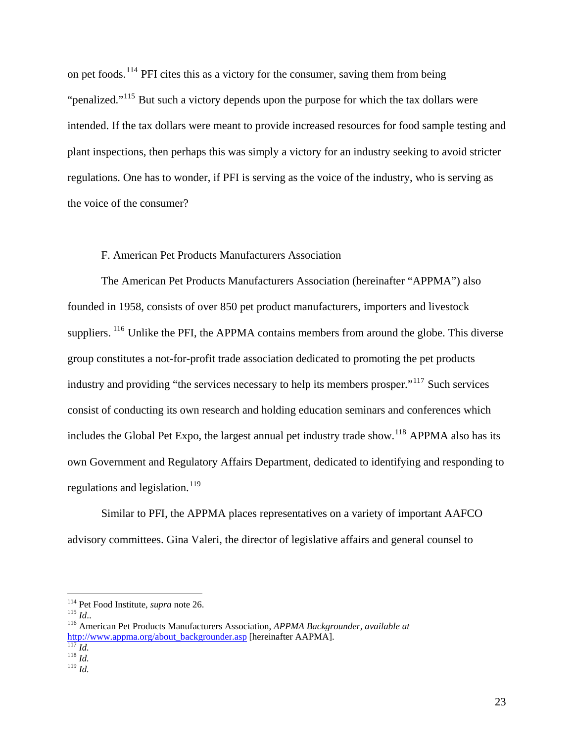on pet foods.[114] PFI cites this as a victory for the consumer, saving them from being "penalized."[115] But such a victory depends upon the purpose for which the tax dollars were intended. If the tax dollars were meant to provide increased resources for food sample testing and plant inspections, then perhaps this was simply a victory for an industry seeking to avoid stricter regulations. One has to wonder, if PFI is serving as the voice of the industry, who is serving as the voice of the consumer?

### F. American Pet Products Manufacturers Association

The American Pet Products Manufacturers Association (hereinafter "APPMA") also founded in 1958, consists of over 850 pet product manufacturers, importers and livestock suppliers. [116] Unlike the PFI, the APPMA contains members from around the globe. This diverse group constitutes a not-for-profit trade association dedicated to promoting the pet products industry and providing "the services necessary to help its members prosper."[117] Such services consist of conducting its own research and holding education seminars and conferences which includes the Global Pet Expo, the largest annual pet industry trade show.[118] APPMA also has its own Government and Regulatory Affairs Department, dedicated to identifying and responding to regulations and legislation.[119]

Similar to PFI, the APPMA places representatives on a variety of important AAFCO advisory committees. Gina Valeri, the director of legislative affairs and general counsel to

---

[114] Pet Food Institute, *supra* note 26.
[115] *Id*..
[116] American Pet Products Manufacturers Association, *APPMA Backgrounder, available at* http://www.appma.org/about_backgrounder.asp [hereinafter AAPMA].
[117] *Id.*
[118] *Id.*
[119] *Id.*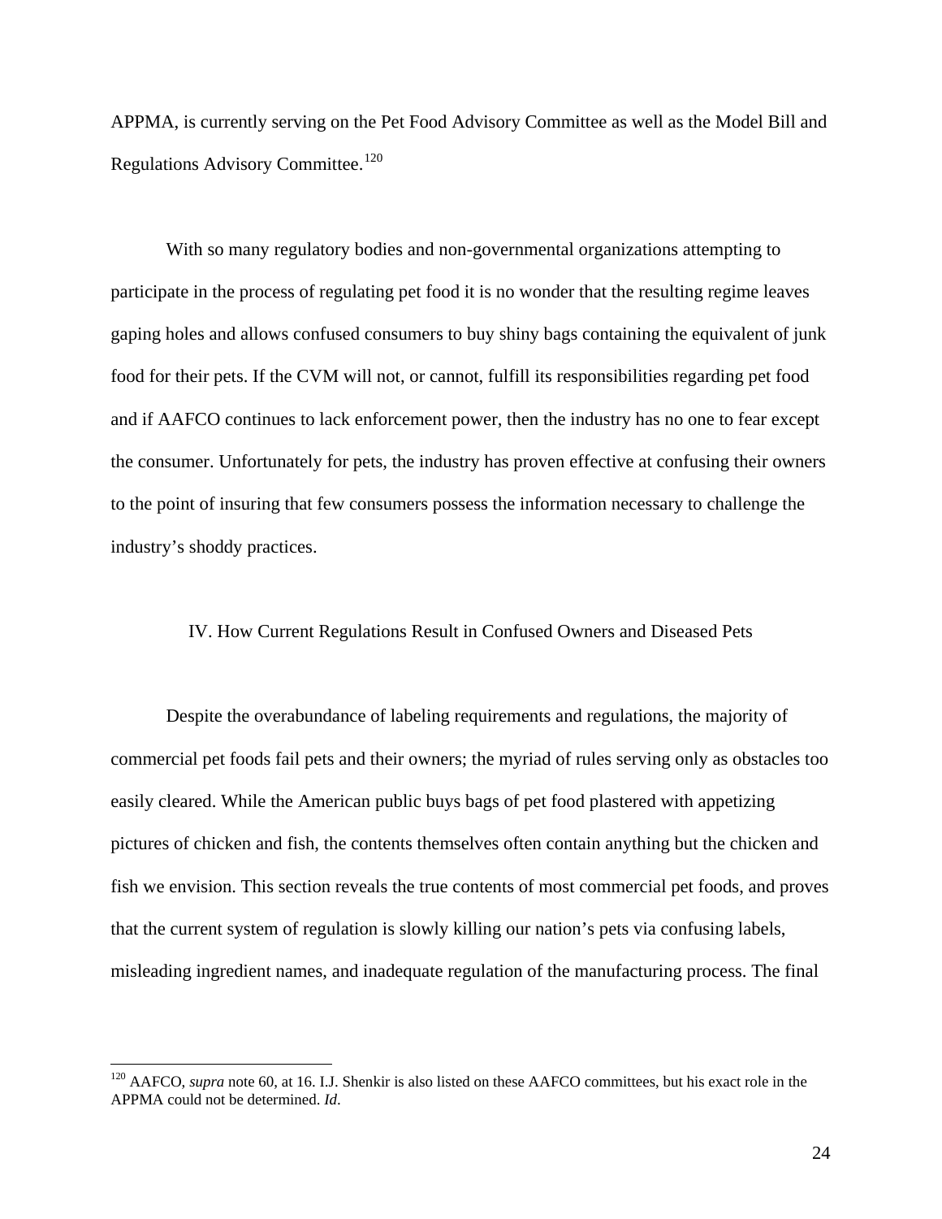APPMA, is currently serving on the Pet Food Advisory Committee as well as the Model Bill and Regulations Advisory Committee.[120]

With so many regulatory bodies and non-governmental organizations attempting to participate in the process of regulating pet food it is no wonder that the resulting regime leaves gaping holes and allows confused consumers to buy shiny bags containing the equivalent of junk food for their pets. If the CVM will not, or cannot, fulfill its responsibilities regarding pet food and if AAFCO continues to lack enforcement power, then the industry has no one to fear except the consumer. Unfortunately for pets, the industry has proven effective at confusing their owners to the point of insuring that few consumers possess the information necessary to challenge the industry's shoddy practices.

## IV. How Current Regulations Result in Confused Owners and Diseased Pets

Despite the overabundance of labeling requirements and regulations, the majority of commercial pet foods fail pets and their owners; the myriad of rules serving only as obstacles too easily cleared. While the American public buys bags of pet food plastered with appetizing pictures of chicken and fish, the contents themselves often contain anything but the chicken and fish we envision. This section reveals the true contents of most commercial pet foods, and proves that the current system of regulation is slowly killing our nation's pets via confusing labels, misleading ingredient names, and inadequate regulation of the manufacturing process. The final

---

[120] AAFCO, *supra* note 60, at 16. I.J. Shenkir is also listed on these AAFCO committees, but his exact role in the APPMA could not be determined. *Id*.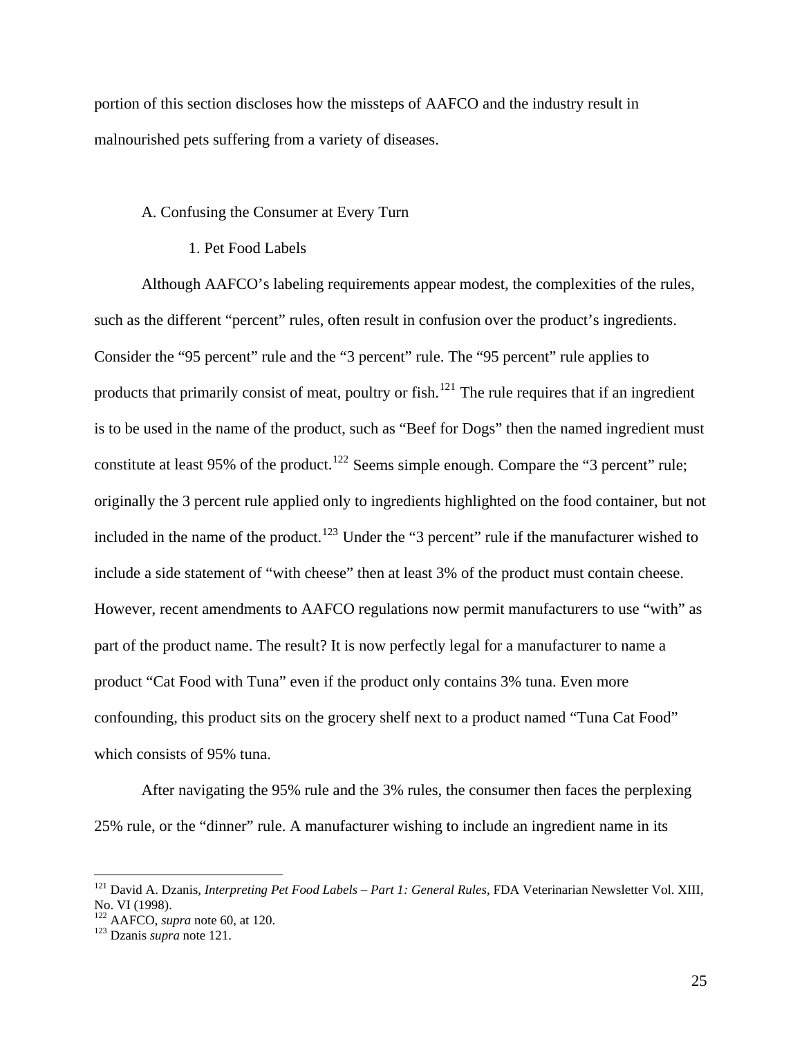portion of this section discloses how the missteps of AAFCO and the industry result in malnourished pets suffering from a variety of diseases.

### A. Confusing the Consumer at Every Turn

#### 1. Pet Food Labels

Although AAFCO's labeling requirements appear modest, the complexities of the rules, such as the different "percent" rules, often result in confusion over the product's ingredients. Consider the "95 percent" rule and the "3 percent" rule. The "95 percent" rule applies to products that primarily consist of meat, poultry or fish.[121] The rule requires that if an ingredient is to be used in the name of the product, such as "Beef for Dogs" then the named ingredient must constitute at least 95% of the product.[122] Seems simple enough. Compare the "3 percent" rule; originally the 3 percent rule applied only to ingredients highlighted on the food container, but not included in the name of the product.[123] Under the "3 percent" rule if the manufacturer wished to include a side statement of "with cheese" then at least 3% of the product must contain cheese. However, recent amendments to AAFCO regulations now permit manufacturers to use "with" as part of the product name. The result? It is now perfectly legal for a manufacturer to name a product "Cat Food with Tuna" even if the product only contains 3% tuna. Even more confounding, this product sits on the grocery shelf next to a product named "Tuna Cat Food" which consists of 95% tuna.

After navigating the 95% rule and the 3% rules, the consumer then faces the perplexing 25% rule, or the "dinner" rule. A manufacturer wishing to include an ingredient name in its

---

[121] David A. Dzanis, *Interpreting Pet Food Labels – Part 1: General Rules*, FDA Veterinarian Newsletter Vol. XIII, No. VI (1998).

[122] AAFCO, *supra* note 60, at 120.

[123] Dzanis *supra* note 121.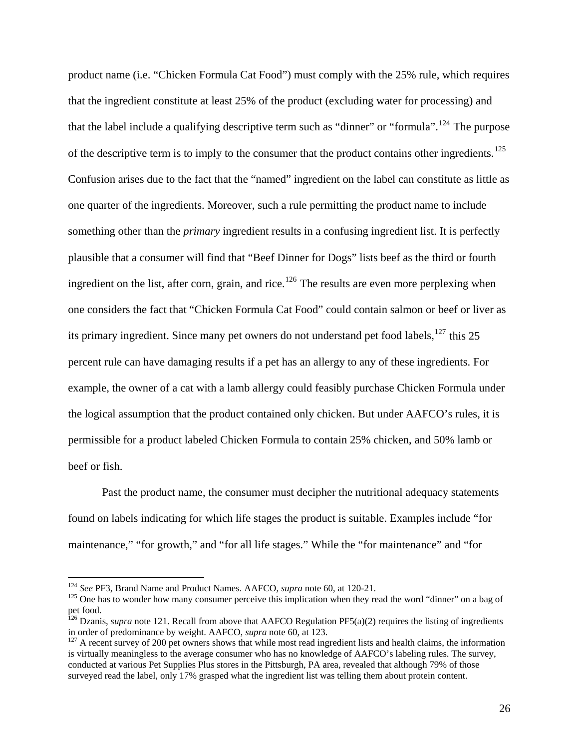product name (i.e. “Chicken Formula Cat Food”) must comply with the 25% rule, which requires that the ingredient constitute at least 25% of the product (excluding water for processing) and that the label include a qualifying descriptive term such as “dinner” or “formula”.[124] The purpose of the descriptive term is to imply to the consumer that the product contains other ingredients.[125] Confusion arises due to the fact that the “named” ingredient on the label can constitute as little as one quarter of the ingredients. Moreover, such a rule permitting the product name to include something other than the *primary* ingredient results in a confusing ingredient list. It is perfectly plausible that a consumer will find that “Beef Dinner for Dogs” lists beef as the third or fourth ingredient on the list, after corn, grain, and rice.[126] The results are even more perplexing when one considers the fact that “Chicken Formula Cat Food” could contain salmon or beef or liver as its primary ingredient. Since many pet owners do not understand pet food labels,[127] this 25 percent rule can have damaging results if a pet has an allergy to any of these ingredients. For example, the owner of a cat with a lamb allergy could feasibly purchase Chicken Formula under the logical assumption that the product contained only chicken. But under AAFCO’s rules, it is permissible for a product labeled Chicken Formula to contain 25% chicken, and 50% lamb or beef or fish.

Past the product name, the consumer must decipher the nutritional adequacy statements found on labels indicating for which life stages the product is suitable. Examples include “for maintenance,” “for growth,” and “for all life stages.” While the “for maintenance” and “for

---

[124] *See* PF3, Brand Name and Product Names. AAFCO, *supra* note 60, at 120-21.

[125] One has to wonder how many consumer perceive this implication when they read the word “dinner” on a bag of pet food.

[126] Dzanis, *supra* note 121. Recall from above that AAFCO Regulation PF5(a)(2) requires the listing of ingredients in order of predominance by weight. AAFCO, *supra* note 60, at 123.

[127] A recent survey of 200 pet owners shows that while most read ingredient lists and health claims, the information is virtually meaningless to the average consumer who has no knowledge of AAFCO’s labeling rules. The survey, conducted at various Pet Supplies Plus stores in the Pittsburgh, PA area, revealed that although 79% of those surveyed read the label, only 17% grasped what the ingredient list was telling them about protein content.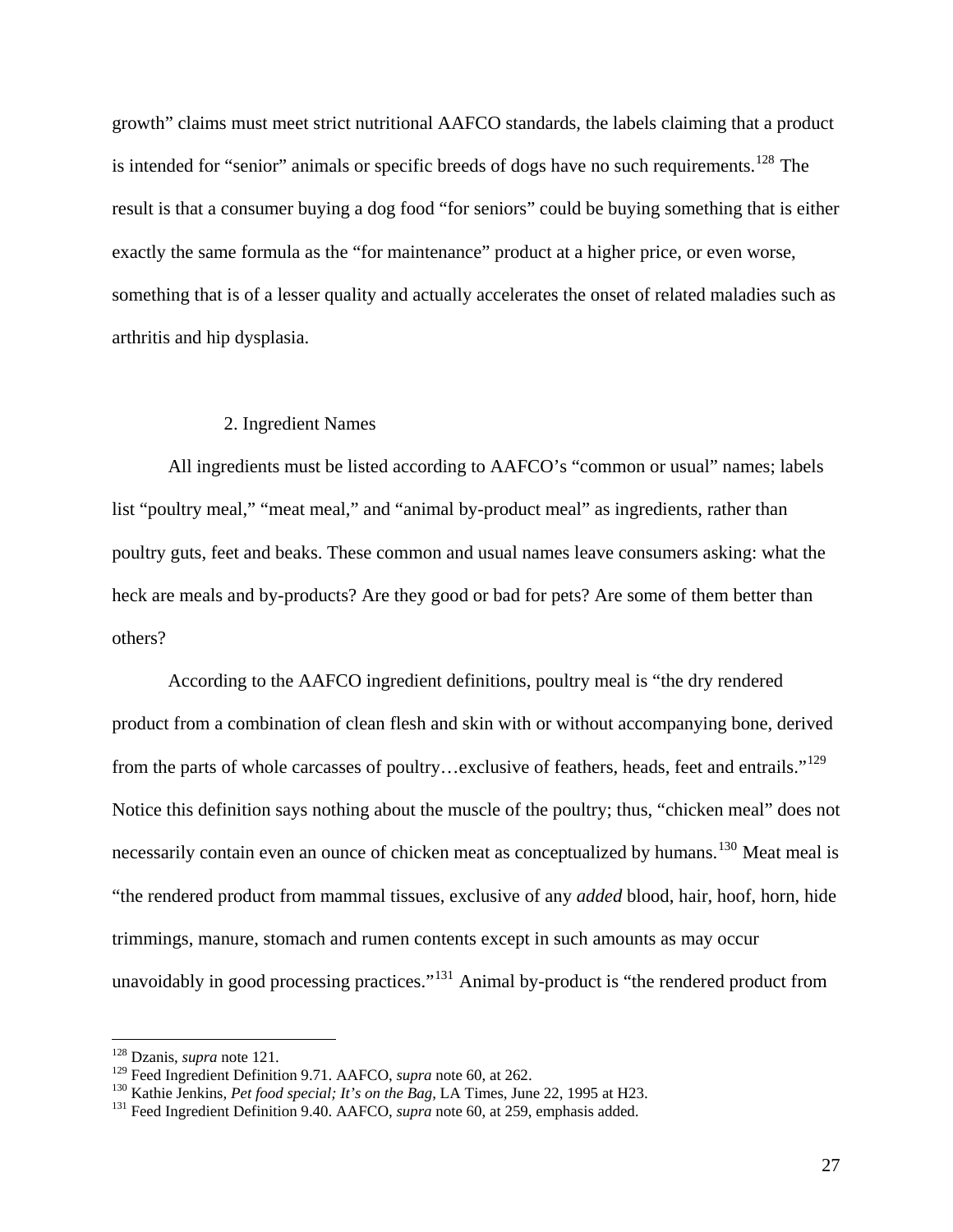growth" claims must meet strict nutritional AAFCO standards, the labels claiming that a product is intended for "senior" animals or specific breeds of dogs have no such requirements.[128] The result is that a consumer buying a dog food "for seniors" could be buying something that is either exactly the same formula as the "for maintenance" product at a higher price, or even worse, something that is of a lesser quality and actually accelerates the onset of related maladies such as arthritis and hip dysplasia.

### 2. Ingredient Names

All ingredients must be listed according to AAFCO's "common or usual" names; labels list "poultry meal," "meat meal," and "animal by-product meal" as ingredients, rather than poultry guts, feet and beaks. These common and usual names leave consumers asking: what the heck are meals and by-products? Are they good or bad for pets? Are some of them better than others?

According to the AAFCO ingredient definitions, poultry meal is "the dry rendered product from a combination of clean flesh and skin with or without accompanying bone, derived from the parts of whole carcasses of poultry…exclusive of feathers, heads, feet and entrails."[129] Notice this definition says nothing about the muscle of the poultry; thus, "chicken meal" does not necessarily contain even an ounce of chicken meat as conceptualized by humans.[130] Meat meal is "the rendered product from mammal tissues, exclusive of any *added* blood, hair, hoof, horn, hide trimmings, manure, stomach and rumen contents except in such amounts as may occur unavoidably in good processing practices."[131] Animal by-product is "the rendered product from

---

[128] Dzanis, *supra* note 121.

[129] Feed Ingredient Definition 9.71. AAFCO, *supra* note 60, at 262.

[130] Kathie Jenkins, *Pet food special; It's on the Bag*, LA Times, June 22, 1995 at H23.

[131] Feed Ingredient Definition 9.40. AAFCO, *supra* note 60, at 259, emphasis added.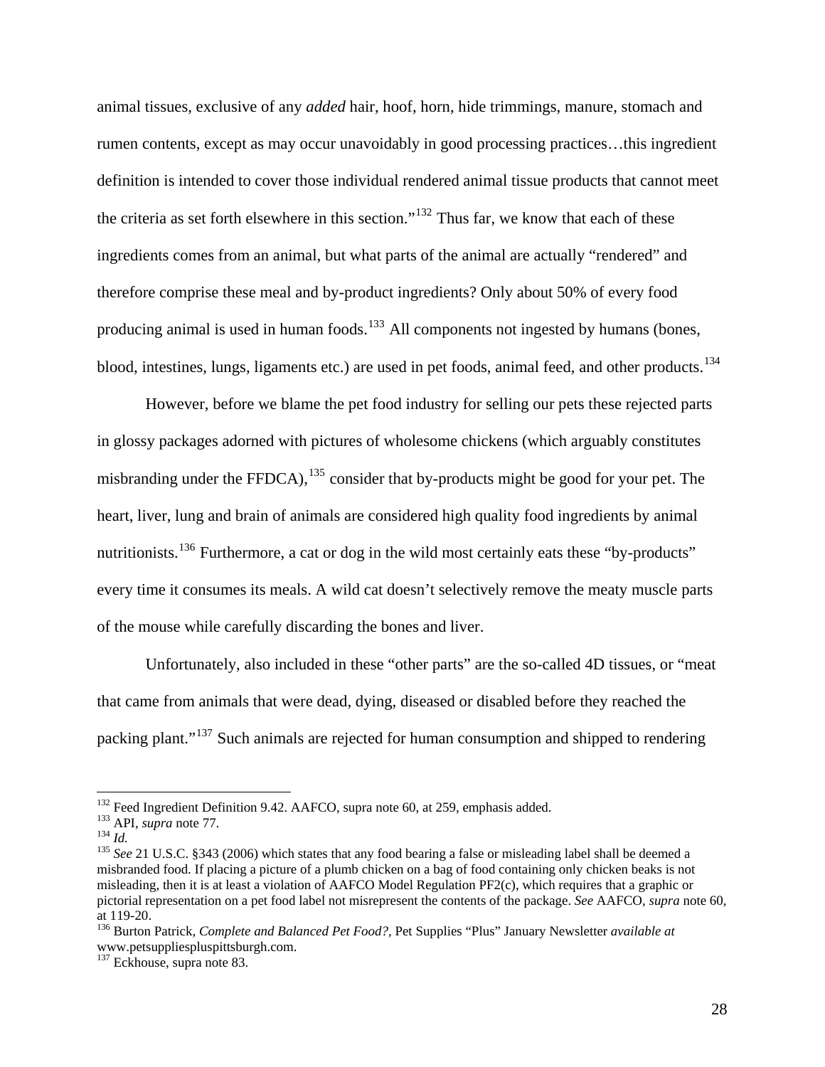animal tissues, exclusive of any *added* hair, hoof, horn, hide trimmings, manure, stomach and rumen contents, except as may occur unavoidably in good processing practices…this ingredient definition is intended to cover those individual rendered animal tissue products that cannot meet the criteria as set forth elsewhere in this section."[132] Thus far, we know that each of these ingredients comes from an animal, but what parts of the animal are actually "rendered" and therefore comprise these meal and by-product ingredients? Only about 50% of every food producing animal is used in human foods.[133] All components not ingested by humans (bones, blood, intestines, lungs, ligaments etc.) are used in pet foods, animal feed, and other products.[134]

However, before we blame the pet food industry for selling our pets these rejected parts in glossy packages adorned with pictures of wholesome chickens (which arguably constitutes misbranding under the FFDCA),[135] consider that by-products might be good for your pet. The heart, liver, lung and brain of animals are considered high quality food ingredients by animal nutritionists.[136] Furthermore, a cat or dog in the wild most certainly eats these "by-products" every time it consumes its meals. A wild cat doesn't selectively remove the meaty muscle parts of the mouse while carefully discarding the bones and liver.

Unfortunately, also included in these "other parts" are the so-called 4D tissues, or "meat that came from animals that were dead, dying, diseased or disabled before they reached the packing plant."[137] Such animals are rejected for human consumption and shipped to rendering

---

[132] Feed Ingredient Definition 9.42. AAFCO, supra note 60, at 259, emphasis added.

[133] API, *supra* note 77.

[134] *Id.*

[135] *See* 21 U.S.C. §343 (2006) which states that any food bearing a false or misleading label shall be deemed a misbranded food. If placing a picture of a plumb chicken on a bag of food containing only chicken beaks is not misleading, then it is at least a violation of AAFCO Model Regulation PF2(c), which requires that a graphic or pictorial representation on a pet food label not misrepresent the contents of the package. *See* AAFCO, *supra* note 60, at 119-20.

[136] Burton Patrick, *Complete and Balanced Pet Food?*, Pet Supplies "Plus" January Newsletter *available at* www.petsuppliespluspittsburgh.com.

[137] Eckhouse, supra note 83.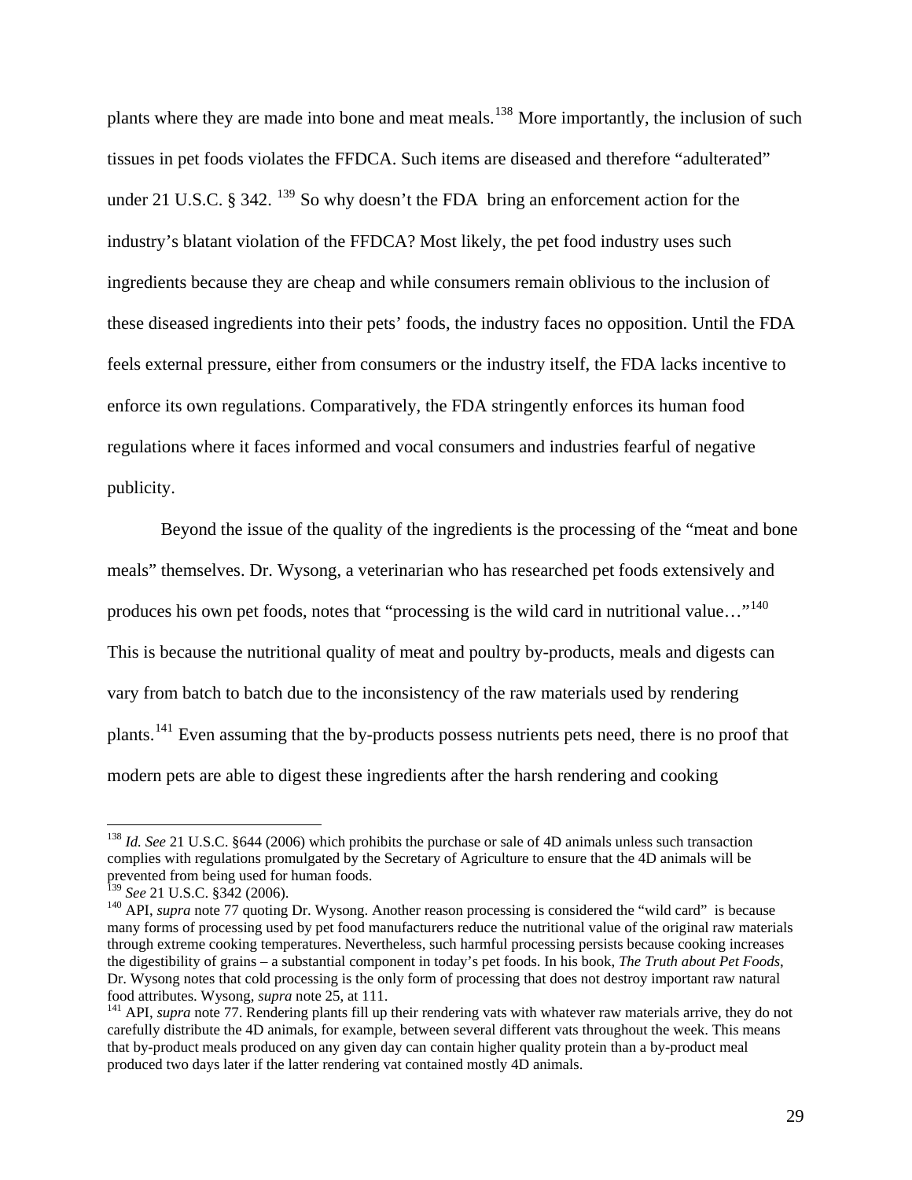plants where they are made into bone and meat meals.[138] More importantly, the inclusion of such tissues in pet foods violates the FFDCA. Such items are diseased and therefore "adulterated" under 21 U.S.C. § 342. [139] So why doesn't the FDA bring an enforcement action for the industry's blatant violation of the FFDCA? Most likely, the pet food industry uses such ingredients because they are cheap and while consumers remain oblivious to the inclusion of these diseased ingredients into their pets' foods, the industry faces no opposition. Until the FDA feels external pressure, either from consumers or the industry itself, the FDA lacks incentive to enforce its own regulations. Comparatively, the FDA stringently enforces its human food regulations where it faces informed and vocal consumers and industries fearful of negative publicity.

Beyond the issue of the quality of the ingredients is the processing of the "meat and bone meals" themselves. Dr. Wysong, a veterinarian who has researched pet foods extensively and produces his own pet foods, notes that "processing is the wild card in nutritional value…"[140] This is because the nutritional quality of meat and poultry by-products, meals and digests can vary from batch to batch due to the inconsistency of the raw materials used by rendering plants.[141] Even assuming that the by-products possess nutrients pets need, there is no proof that modern pets are able to digest these ingredients after the harsh rendering and cooking

---

[138] *Id. See* 21 U.S.C. §644 (2006) which prohibits the purchase or sale of 4D animals unless such transaction complies with regulations promulgated by the Secretary of Agriculture to ensure that the 4D animals will be prevented from being used for human foods.

[139] *See* 21 U.S.C. §342 (2006).

[140] API, *supra* note 77 quoting Dr. Wysong. Another reason processing is considered the "wild card" is because many forms of processing used by pet food manufacturers reduce the nutritional value of the original raw materials through extreme cooking temperatures. Nevertheless, such harmful processing persists because cooking increases the digestibility of grains – a substantial component in today's pet foods. In his book, *The Truth about Pet Foods*, Dr. Wysong notes that cold processing is the only form of processing that does not destroy important raw natural food attributes. Wysong, *supra* note 25, at 111.

[141] API, *supra* note 77. Rendering plants fill up their rendering vats with whatever raw materials arrive, they do not carefully distribute the 4D animals, for example, between several different vats throughout the week. This means that by-product meals produced on any given day can contain higher quality protein than a by-product meal produced two days later if the latter rendering vat contained mostly 4D animals.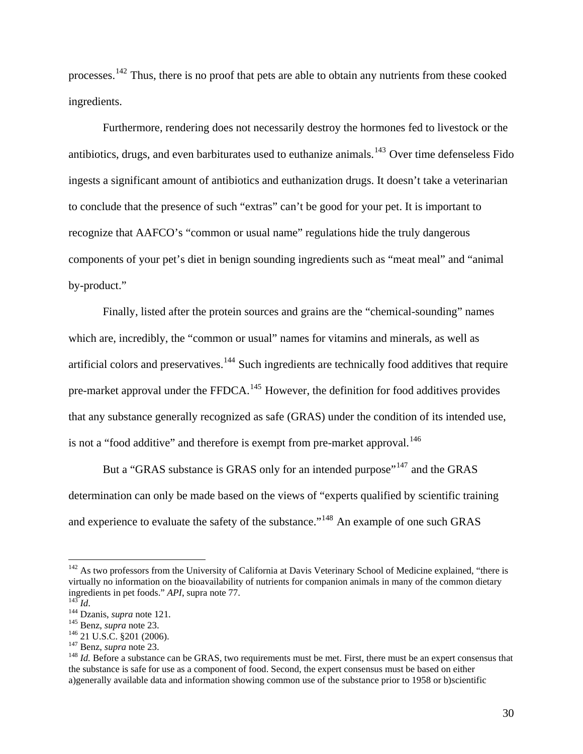processes.[142] Thus, there is no proof that pets are able to obtain any nutrients from these cooked ingredients.

Furthermore, rendering does not necessarily destroy the hormones fed to livestock or the antibiotics, drugs, and even barbiturates used to euthanize animals.[143] Over time defenseless Fido ingests a significant amount of antibiotics and euthanization drugs. It doesn't take a veterinarian to conclude that the presence of such "extras" can't be good for your pet. It is important to recognize that AAFCO's "common or usual name" regulations hide the truly dangerous components of your pet's diet in benign sounding ingredients such as "meat meal" and "animal by-product."

Finally, listed after the protein sources and grains are the "chemical-sounding" names which are, incredibly, the "common or usual" names for vitamins and minerals, as well as artificial colors and preservatives.[144] Such ingredients are technically food additives that require pre-market approval under the FFDCA.[145] However, the definition for food additives provides that any substance generally recognized as safe (GRAS) under the condition of its intended use, is not a "food additive" and therefore is exempt from pre-market approval.[146]

But a "GRAS substance is GRAS only for an intended purpose"[147] and the GRAS determination can only be made based on the views of "experts qualified by scientific training and experience to evaluate the safety of the substance."[148] An example of one such GRAS

---

[142] As two professors from the University of California at Davis Veterinary School of Medicine explained, "there is virtually no information on the bioavailability of nutrients for companion animals in many of the common dietary ingredients in pet foods." *API*, supra note 77.

[143] *Id*.

[144] Dzanis, *supra* note 121.

[145] Benz, *supra* note 23.

[146] 21 U.S.C. §201 (2006).

[147] Benz, *supra* note 23.

[148] *Id.* Before a substance can be GRAS, two requirements must be met. First, there must be an expert consensus that the substance is safe for use as a component of food. Second, the expert consensus must be based on either a)generally available data and information showing common use of the substance prior to 1958 or b)scientific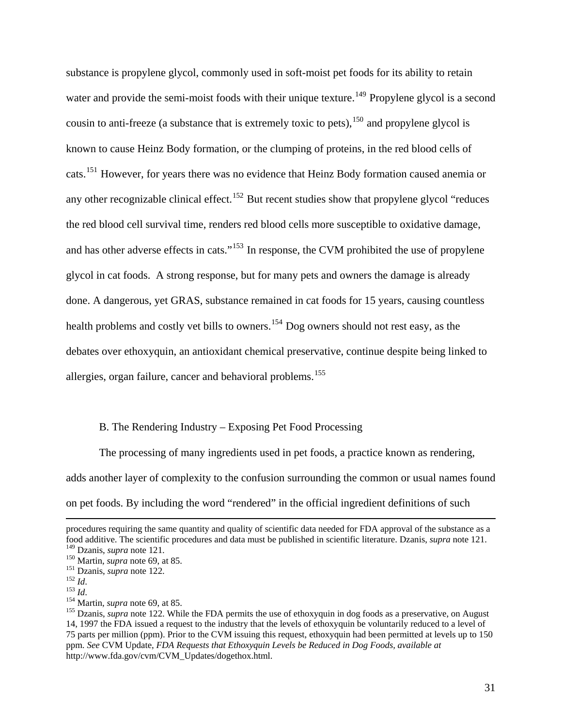substance is propylene glycol, commonly used in soft-moist pet foods for its ability to retain water and provide the semi-moist foods with their unique texture.[149] Propylene glycol is a second cousin to anti-freeze (a substance that is extremely toxic to pets),[150] and propylene glycol is known to cause Heinz Body formation, or the clumping of proteins, in the red blood cells of cats.[151] However, for years there was no evidence that Heinz Body formation caused anemia or any other recognizable clinical effect.[152] But recent studies show that propylene glycol "reduces the red blood cell survival time, renders red blood cells more susceptible to oxidative damage, and has other adverse effects in cats."[153] In response, the CVM prohibited the use of propylene glycol in cat foods. A strong response, but for many pets and owners the damage is already done. A dangerous, yet GRAS, substance remained in cat foods for 15 years, causing countless health problems and costly vet bills to owners.[154] Dog owners should not rest easy, as the debates over ethoxyquin, an antioxidant chemical preservative, continue despite being linked to allergies, organ failure, cancer and behavioral problems.[155]

### B. The Rendering Industry – Exposing Pet Food Processing

The processing of many ingredients used in pet foods, a practice known as rendering, adds another layer of complexity to the confusion surrounding the common or usual names found on pet foods. By including the word "rendered" in the official ingredient definitions of such

---

procedures requiring the same quantity and quality of scientific data needed for FDA approval of the substance as a food additive. The scientific procedures and data must be published in scientific literature. Dzanis, *supra* note 121.

[149] Dzanis, *supra* note 121.

[150] Martin, *supra* note 69, at 85.

[151] Dzanis, *supra* note 122.

[152] *Id*.

[153] *Id*.

[154] Martin, *supra* note 69, at 85.

[155] Dzanis, *supra* note 122. While the FDA permits the use of ethoxyquin in dog foods as a preservative, on August 14, 1997 the FDA issued a request to the industry that the levels of ethoxyquin be voluntarily reduced to a level of 75 parts per million (ppm). Prior to the CVM issuing this request, ethoxyquin had been permitted at levels up to 150 ppm. *See* CVM Update, *FDA Requests that Ethoxyquin Levels be Reduced in Dog Foods, available at* http://www.fda.gov/cvm/CVM_Updates/dogethox.html.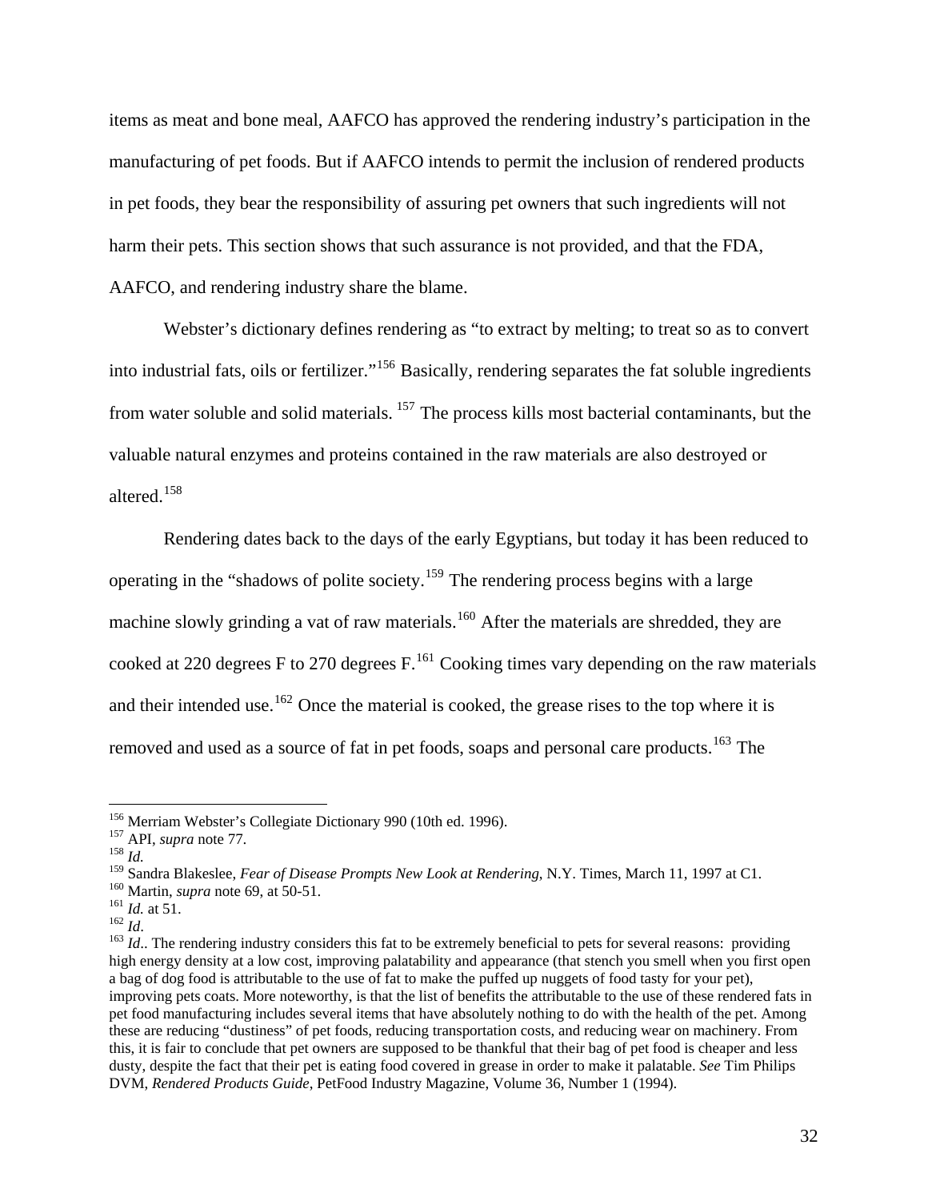items as meat and bone meal, AAFCO has approved the rendering industry's participation in the manufacturing of pet foods. But if AAFCO intends to permit the inclusion of rendered products in pet foods, they bear the responsibility of assuring pet owners that such ingredients will not harm their pets. This section shows that such assurance is not provided, and that the FDA, AAFCO, and rendering industry share the blame.

Webster's dictionary defines rendering as "to extract by melting; to treat so as to convert into industrial fats, oils or fertilizer."[156] Basically, rendering separates the fat soluble ingredients from water soluble and solid materials.[157] The process kills most bacterial contaminants, but the valuable natural enzymes and proteins contained in the raw materials are also destroyed or altered.[158]

Rendering dates back to the days of the early Egyptians, but today it has been reduced to operating in the "shadows of polite society.[159] The rendering process begins with a large machine slowly grinding a vat of raw materials.[160] After the materials are shredded, they are cooked at 220 degrees F to 270 degrees F.[161] Cooking times vary depending on the raw materials and their intended use.[162] Once the material is cooked, the grease rises to the top where it is removed and used as a source of fat in pet foods, soaps and personal care products.[163] The

---

[156] Merriam Webster's Collegiate Dictionary 990 (10th ed. 1996).

[157] API, *supra* note 77.

[158] *Id.*

[159] Sandra Blakeslee, *Fear of Disease Prompts New Look at Rendering*, N.Y. Times, March 11, 1997 at C1.

[160] Martin, *supra* note 69, at 50-51.

[161] *Id.* at 51.

[162] *Id*.

[163] *Id*.. The rendering industry considers this fat to be extremely beneficial to pets for several reasons: providing high energy density at a low cost, improving palatability and appearance (that stench you smell when you first open a bag of dog food is attributable to the use of fat to make the puffed up nuggets of food tasty for your pet), improving pets coats. More noteworthy, is that the list of benefits the attributable to the use of these rendered fats in pet food manufacturing includes several items that have absolutely nothing to do with the health of the pet. Among these are reducing "dustiness" of pet foods, reducing transportation costs, and reducing wear on machinery. From this, it is fair to conclude that pet owners are supposed to be thankful that their bag of pet food is cheaper and less dusty, despite the fact that their pet is eating food covered in grease in order to make it palatable. *See* Tim Philips DVM, *Rendered Products Guide*, PetFood Industry Magazine, Volume 36, Number 1 (1994).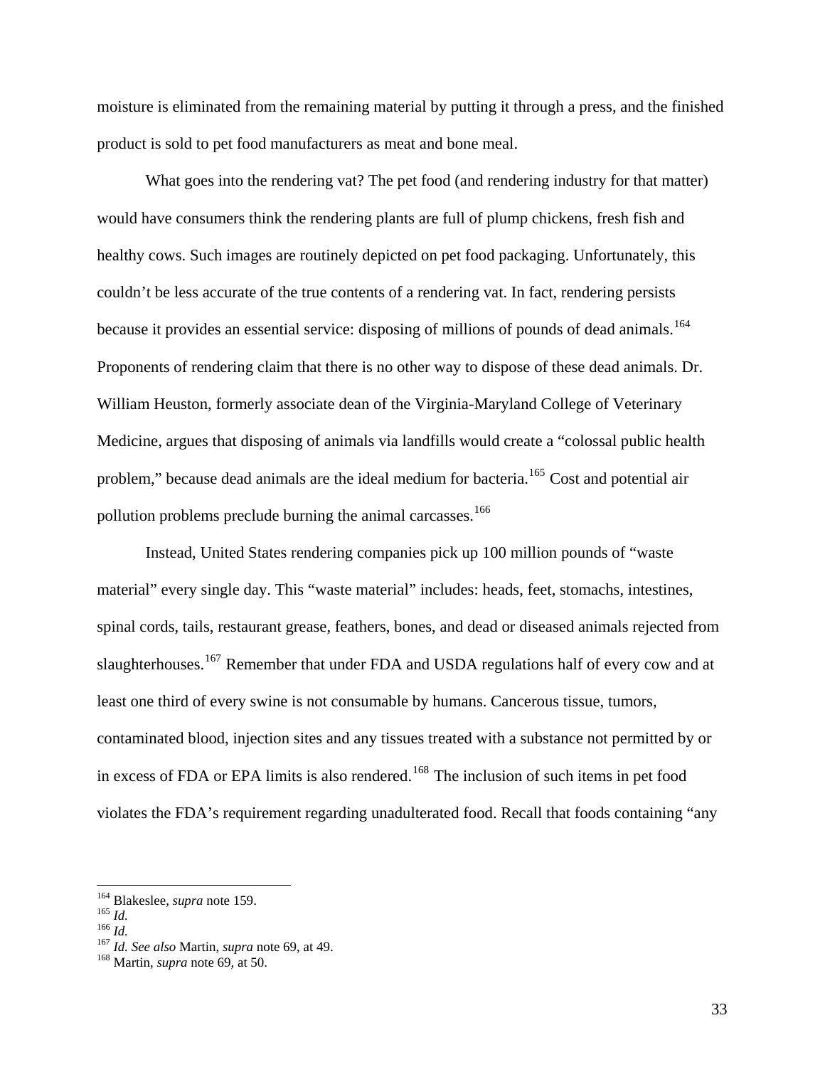moisture is eliminated from the remaining material by putting it through a press, and the finished product is sold to pet food manufacturers as meat and bone meal.

What goes into the rendering vat? The pet food (and rendering industry for that matter) would have consumers think the rendering plants are full of plump chickens, fresh fish and healthy cows. Such images are routinely depicted on pet food packaging. Unfortunately, this couldn't be less accurate of the true contents of a rendering vat. In fact, rendering persists because it provides an essential service: disposing of millions of pounds of dead animals.[164] Proponents of rendering claim that there is no other way to dispose of these dead animals. Dr. William Heuston, formerly associate dean of the Virginia-Maryland College of Veterinary Medicine, argues that disposing of animals via landfills would create a "colossal public health problem," because dead animals are the ideal medium for bacteria.[165] Cost and potential air pollution problems preclude burning the animal carcasses.[166]

Instead, United States rendering companies pick up 100 million pounds of "waste material" every single day. This "waste material" includes: heads, feet, stomachs, intestines, spinal cords, tails, restaurant grease, feathers, bones, and dead or diseased animals rejected from slaughterhouses.[167] Remember that under FDA and USDA regulations half of every cow and at least one third of every swine is not consumable by humans. Cancerous tissue, tumors, contaminated blood, injection sites and any tissues treated with a substance not permitted by or in excess of FDA or EPA limits is also rendered.[168] The inclusion of such items in pet food violates the FDA's requirement regarding unadulterated food. Recall that foods containing "any

---

[164] Blakeslee, *supra* note 159.
[165] *Id.*
[166] *Id.*
[167] *Id. See also* Martin, *supra* note 69, at 49.
[168] Martin, *supra* note 69, at 50.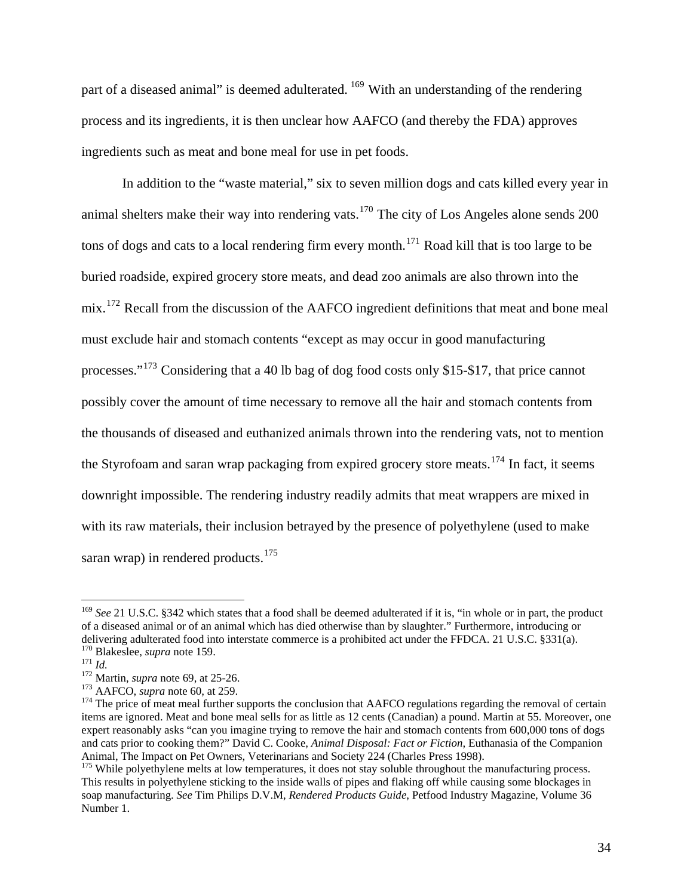part of a diseased animal" is deemed adulterated. [169] With an understanding of the rendering process and its ingredients, it is then unclear how AAFCO (and thereby the FDA) approves ingredients such as meat and bone meal for use in pet foods.

In addition to the "waste material," six to seven million dogs and cats killed every year in animal shelters make their way into rendering vats.[170] The city of Los Angeles alone sends 200 tons of dogs and cats to a local rendering firm every month.[171] Road kill that is too large to be buried roadside, expired grocery store meats, and dead zoo animals are also thrown into the mix.[172] Recall from the discussion of the AAFCO ingredient definitions that meat and bone meal must exclude hair and stomach contents "except as may occur in good manufacturing processes."[173] Considering that a 40 lb bag of dog food costs only $15-$17, that price cannot possibly cover the amount of time necessary to remove all the hair and stomach contents from the thousands of diseased and euthanized animals thrown into the rendering vats, not to mention the Styrofoam and saran wrap packaging from expired grocery store meats.[174] In fact, it seems downright impossible. The rendering industry readily admits that meat wrappers are mixed in with its raw materials, their inclusion betrayed by the presence of polyethylene (used to make saran wrap) in rendered products.[175]

---

[169] *See* 21 U.S.C. §342 which states that a food shall be deemed adulterated if it is, "in whole or in part, the product of a diseased animal or of an animal which has died otherwise than by slaughter." Furthermore, introducing or delivering adulterated food into interstate commerce is a prohibited act under the FFDCA. 21 U.S.C. §331(a).

[170] Blakeslee, *supra* note 159.

[171] *Id.*

[172] Martin, *supra* note 69, at 25-26.

[173] AAFCO, *supra* note 60, at 259.

[174] The price of meat meal further supports the conclusion that AAFCO regulations regarding the removal of certain items are ignored. Meat and bone meal sells for as little as 12 cents (Canadian) a pound. Martin at 55. Moreover, one expert reasonably asks "can you imagine trying to remove the hair and stomach contents from 600,000 tons of dogs and cats prior to cooking them?" David C. Cooke, *Animal Disposal: Fact or Fiction*, Euthanasia of the Companion Animal, The Impact on Pet Owners, Veterinarians and Society 224 (Charles Press 1998).

[175] While polyethylene melts at low temperatures, it does not stay soluble throughout the manufacturing process. This results in polyethylene sticking to the inside walls of pipes and flaking off while causing some blockages in soap manufacturing. *See* Tim Philips D.V.M, *Rendered Products Guide*, Petfood Industry Magazine, Volume 36 Number 1.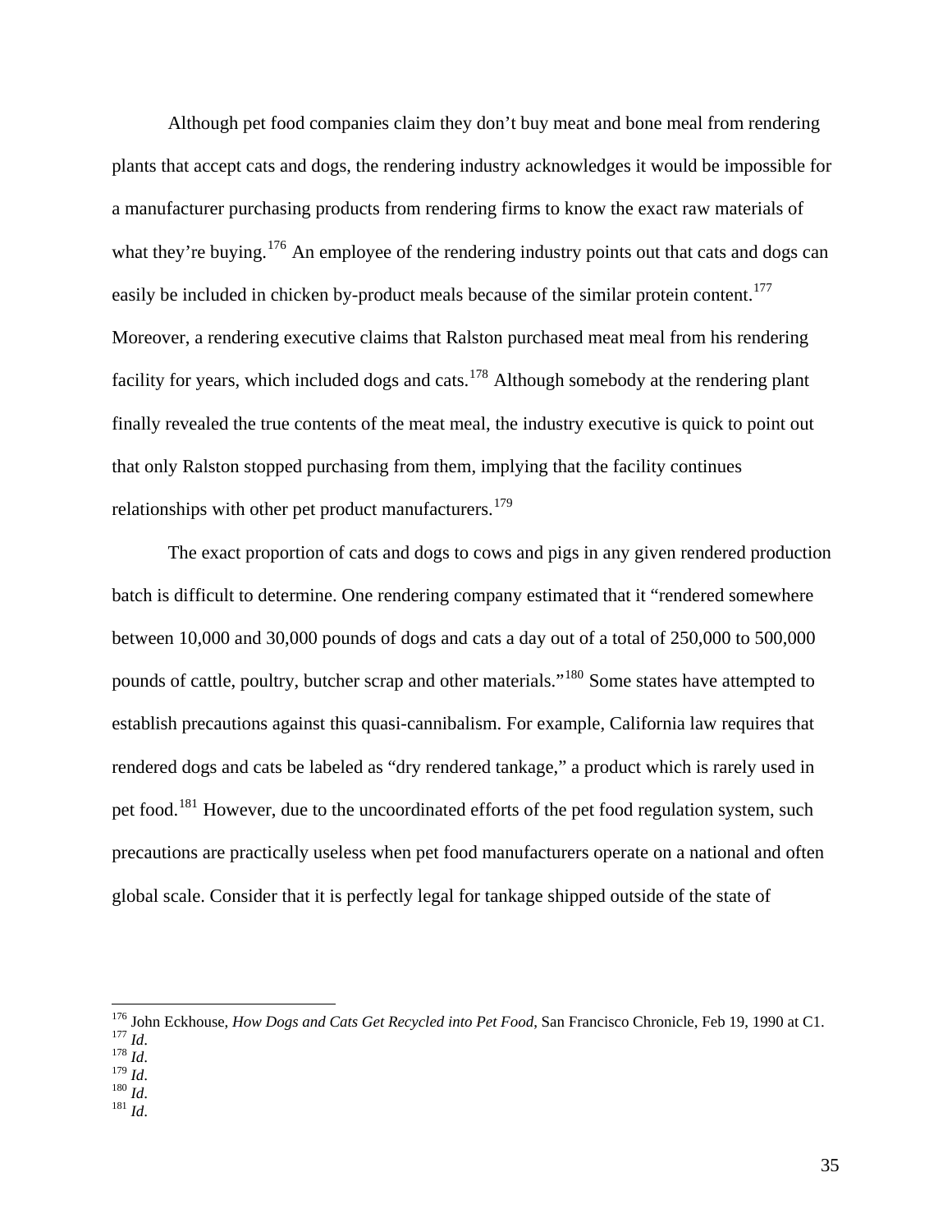Although pet food companies claim they don't buy meat and bone meal from rendering plants that accept cats and dogs, the rendering industry acknowledges it would be impossible for a manufacturer purchasing products from rendering firms to know the exact raw materials of what they're buying.[176] An employee of the rendering industry points out that cats and dogs can easily be included in chicken by-product meals because of the similar protein content.[177] Moreover, a rendering executive claims that Ralston purchased meat meal from his rendering facility for years, which included dogs and cats.[178] Although somebody at the rendering plant finally revealed the true contents of the meat meal, the industry executive is quick to point out that only Ralston stopped purchasing from them, implying that the facility continues relationships with other pet product manufacturers.[179]

The exact proportion of cats and dogs to cows and pigs in any given rendered production batch is difficult to determine. One rendering company estimated that it "rendered somewhere between 10,000 and 30,000 pounds of dogs and cats a day out of a total of 250,000 to 500,000 pounds of cattle, poultry, butcher scrap and other materials."[180] Some states have attempted to establish precautions against this quasi-cannibalism. For example, California law requires that rendered dogs and cats be labeled as "dry rendered tankage," a product which is rarely used in pet food.[181] However, due to the uncoordinated efforts of the pet food regulation system, such precautions are practically useless when pet food manufacturers operate on a national and often global scale. Consider that it is perfectly legal for tankage shipped outside of the state of

---

[176] John Eckhouse, *How Dogs and Cats Get Recycled into Pet Food*, San Francisco Chronicle, Feb 19, 1990 at C1.
[177] *Id*.
[178] *Id*.
[179] *Id*.
[180] *Id*.
[181] *Id*.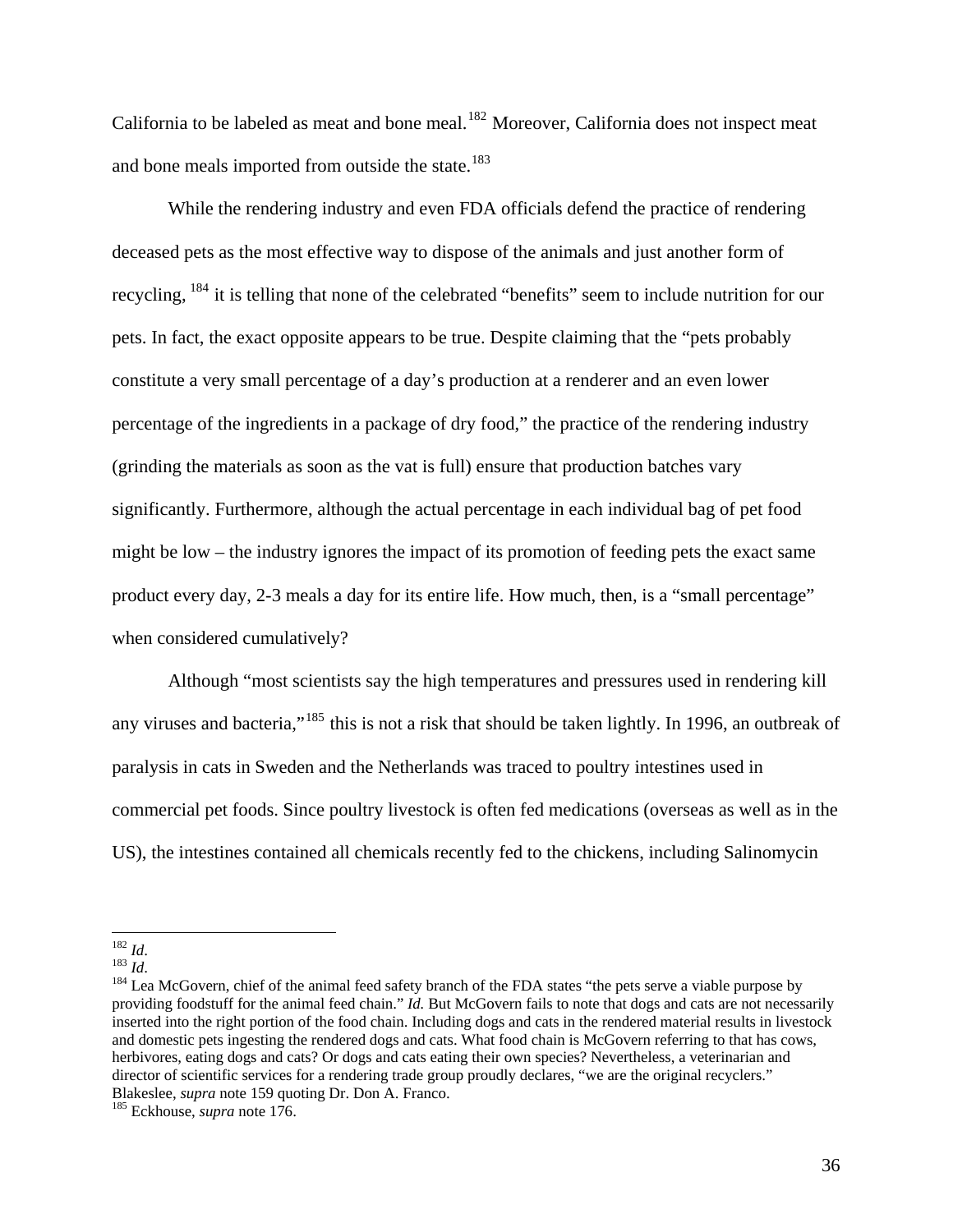California to be labeled as meat and bone meal.[182] Moreover, California does not inspect meat and bone meals imported from outside the state.[183]

While the rendering industry and even FDA officials defend the practice of rendering deceased pets as the most effective way to dispose of the animals and just another form of recycling, [184] it is telling that none of the celebrated "benefits" seem to include nutrition for our pets. In fact, the exact opposite appears to be true. Despite claiming that the "pets probably constitute a very small percentage of a day's production at a renderer and an even lower percentage of the ingredients in a package of dry food," the practice of the rendering industry (grinding the materials as soon as the vat is full) ensure that production batches vary significantly. Furthermore, although the actual percentage in each individual bag of pet food might be low – the industry ignores the impact of its promotion of feeding pets the exact same product every day, 2-3 meals a day for its entire life. How much, then, is a "small percentage" when considered cumulatively?

Although "most scientists say the high temperatures and pressures used in rendering kill any viruses and bacteria,"[185] this is not a risk that should be taken lightly. In 1996, an outbreak of paralysis in cats in Sweden and the Netherlands was traced to poultry intestines used in commercial pet foods. Since poultry livestock is often fed medications (overseas as well as in the US), the intestines contained all chemicals recently fed to the chickens, including Salinomycin

---

[182] *Id*.

[183] *Id*.

[184] Lea McGovern, chief of the animal feed safety branch of the FDA states "the pets serve a viable purpose by providing foodstuff for the animal feed chain." *Id.* But McGovern fails to note that dogs and cats are not necessarily inserted into the right portion of the food chain. Including dogs and cats in the rendered material results in livestock and domestic pets ingesting the rendered dogs and cats. What food chain is McGovern referring to that has cows, herbivores, eating dogs and cats? Or dogs and cats eating their own species? Nevertheless, a veterinarian and director of scientific services for a rendering trade group proudly declares, "we are the original recyclers." Blakeslee, *supra* note 159 quoting Dr. Don A. Franco.

[185] Eckhouse, *supra* note 176.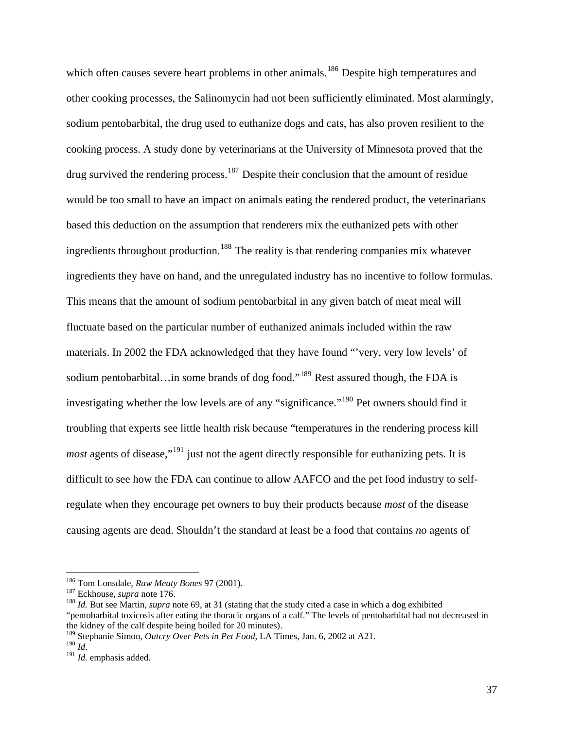which often causes severe heart problems in other animals.[186] Despite high temperatures and other cooking processes, the Salinomycin had not been sufficiently eliminated. Most alarmingly, sodium pentobarbital, the drug used to euthanize dogs and cats, has also proven resilient to the cooking process. A study done by veterinarians at the University of Minnesota proved that the drug survived the rendering process.[187] Despite their conclusion that the amount of residue would be too small to have an impact on animals eating the rendered product, the veterinarians based this deduction on the assumption that renderers mix the euthanized pets with other ingredients throughout production.[188] The reality is that rendering companies mix whatever ingredients they have on hand, and the unregulated industry has no incentive to follow formulas. This means that the amount of sodium pentobarbital in any given batch of meat meal will fluctuate based on the particular number of euthanized animals included within the raw materials. In 2002 the FDA acknowledged that they have found "'very, very low levels' of sodium pentobarbital…in some brands of dog food."[189] Rest assured though, the FDA is investigating whether the low levels are of any "significance."[190] Pet owners should find it troubling that experts see little health risk because "temperatures in the rendering process kill *most* agents of disease,"[191] just not the agent directly responsible for euthanizing pets. It is difficult to see how the FDA can continue to allow AAFCO and the pet food industry to self-regulate when they encourage pet owners to buy their products because *most* of the disease causing agents are dead. Shouldn't the standard at least be a food that contains *no* agents of

---

[186] Tom Lonsdale, *Raw Meaty Bones* 97 (2001).

[187] Eckhouse, *supra* note 176.

[188] *Id.* But see Martin, *supra* note 69, at 31 (stating that the study cited a case in which a dog exhibited "pentobarbital toxicosis after eating the thoracic organs of a calf." The levels of pentobarbital had not decreased in the kidney of the calf despite being boiled for 20 minutes).

[189] Stephanie Simon, *Outcry Over Pets in Pet Food*, LA Times, Jan. 6, 2002 at A21.

[190] *Id*.

[191] *Id.* emphasis added.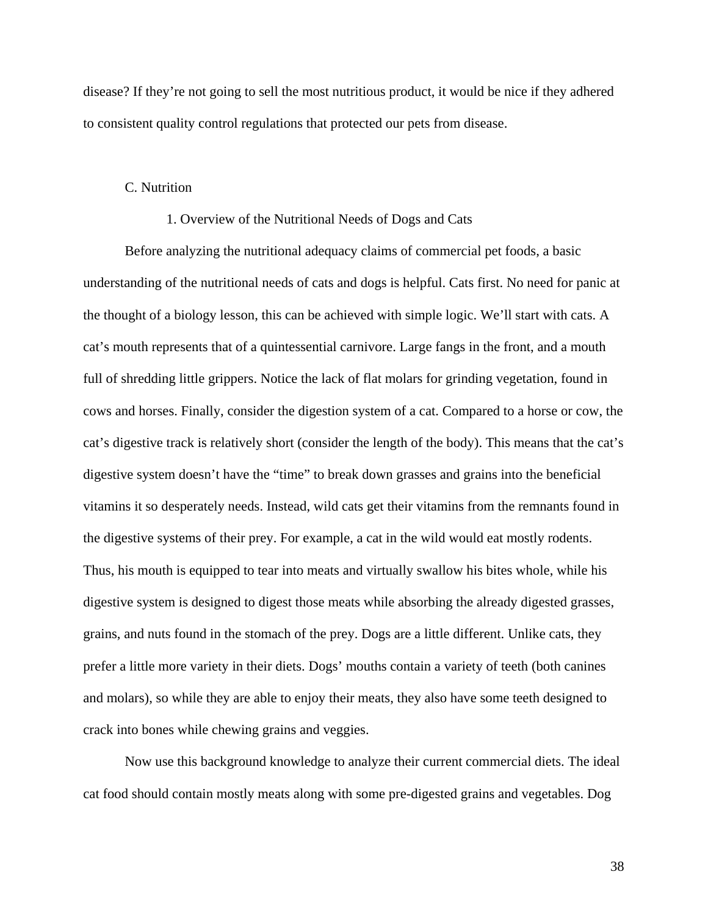disease? If they're not going to sell the most nutritious product, it would be nice if they adhered to consistent quality control regulations that protected our pets from disease.

### C. Nutrition

#### 1. Overview of the Nutritional Needs of Dogs and Cats

Before analyzing the nutritional adequacy claims of commercial pet foods, a basic understanding of the nutritional needs of cats and dogs is helpful. Cats first. No need for panic at the thought of a biology lesson, this can be achieved with simple logic. We'll start with cats. A cat's mouth represents that of a quintessential carnivore. Large fangs in the front, and a mouth full of shredding little grippers. Notice the lack of flat molars for grinding vegetation, found in cows and horses. Finally, consider the digestion system of a cat. Compared to a horse or cow, the cat's digestive track is relatively short (consider the length of the body). This means that the cat's digestive system doesn't have the "time" to break down grasses and grains into the beneficial vitamins it so desperately needs. Instead, wild cats get their vitamins from the remnants found in the digestive systems of their prey. For example, a cat in the wild would eat mostly rodents. Thus, his mouth is equipped to tear into meats and virtually swallow his bites whole, while his digestive system is designed to digest those meats while absorbing the already digested grasses, grains, and nuts found in the stomach of the prey. Dogs are a little different. Unlike cats, they prefer a little more variety in their diets. Dogs' mouths contain a variety of teeth (both canines and molars), so while they are able to enjoy their meats, they also have some teeth designed to crack into bones while chewing grains and veggies.

Now use this background knowledge to analyze their current commercial diets. The ideal cat food should contain mostly meats along with some pre-digested grains and vegetables. Dog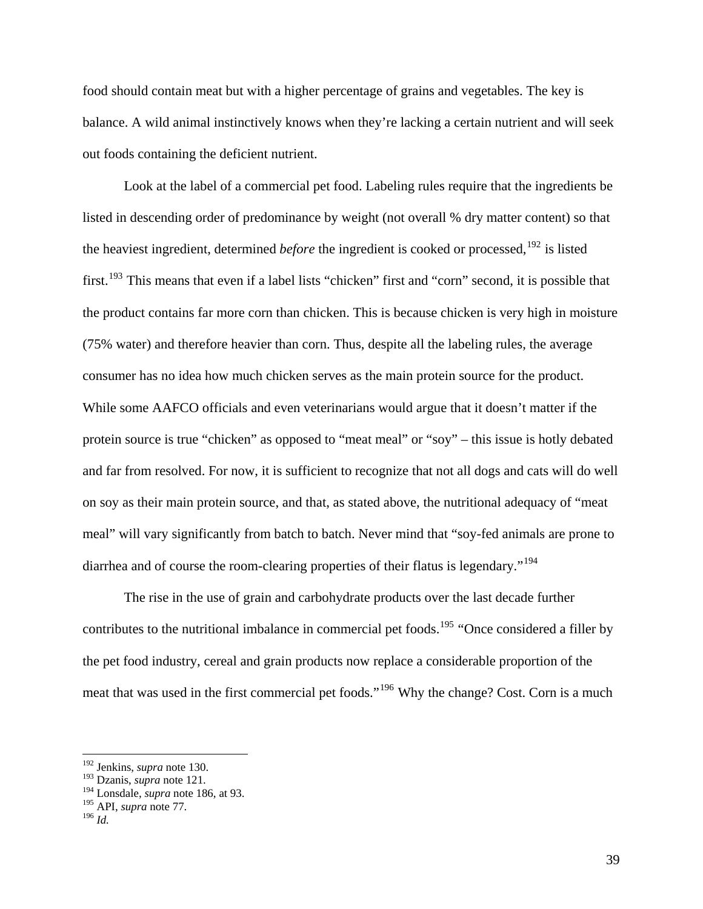food should contain meat but with a higher percentage of grains and vegetables. The key is balance. A wild animal instinctively knows when they're lacking a certain nutrient and will seek out foods containing the deficient nutrient.

Look at the label of a commercial pet food. Labeling rules require that the ingredients be listed in descending order of predominance by weight (not overall % dry matter content) so that the heaviest ingredient, determined *before* the ingredient is cooked or processed,[192] is listed first.[193] This means that even if a label lists "chicken" first and "corn" second, it is possible that the product contains far more corn than chicken. This is because chicken is very high in moisture (75% water) and therefore heavier than corn. Thus, despite all the labeling rules, the average consumer has no idea how much chicken serves as the main protein source for the product. While some AAFCO officials and even veterinarians would argue that it doesn't matter if the protein source is true "chicken" as opposed to "meat meal" or "soy" – this issue is hotly debated and far from resolved. For now, it is sufficient to recognize that not all dogs and cats will do well on soy as their main protein source, and that, as stated above, the nutritional adequacy of "meat meal" will vary significantly from batch to batch. Never mind that "soy-fed animals are prone to diarrhea and of course the room-clearing properties of their flatus is legendary."[194]

The rise in the use of grain and carbohydrate products over the last decade further contributes to the nutritional imbalance in commercial pet foods.[195] "Once considered a filler by the pet food industry, cereal and grain products now replace a considerable proportion of the meat that was used in the first commercial pet foods."[196] Why the change? Cost. Corn is a much

---

[192] Jenkins, *supra* note 130.
[193] Dzanis, *supra* note 121.
[194] Lonsdale, *supra* note 186, at 93.
[195] API, *supra* note 77.
[196] *Id.*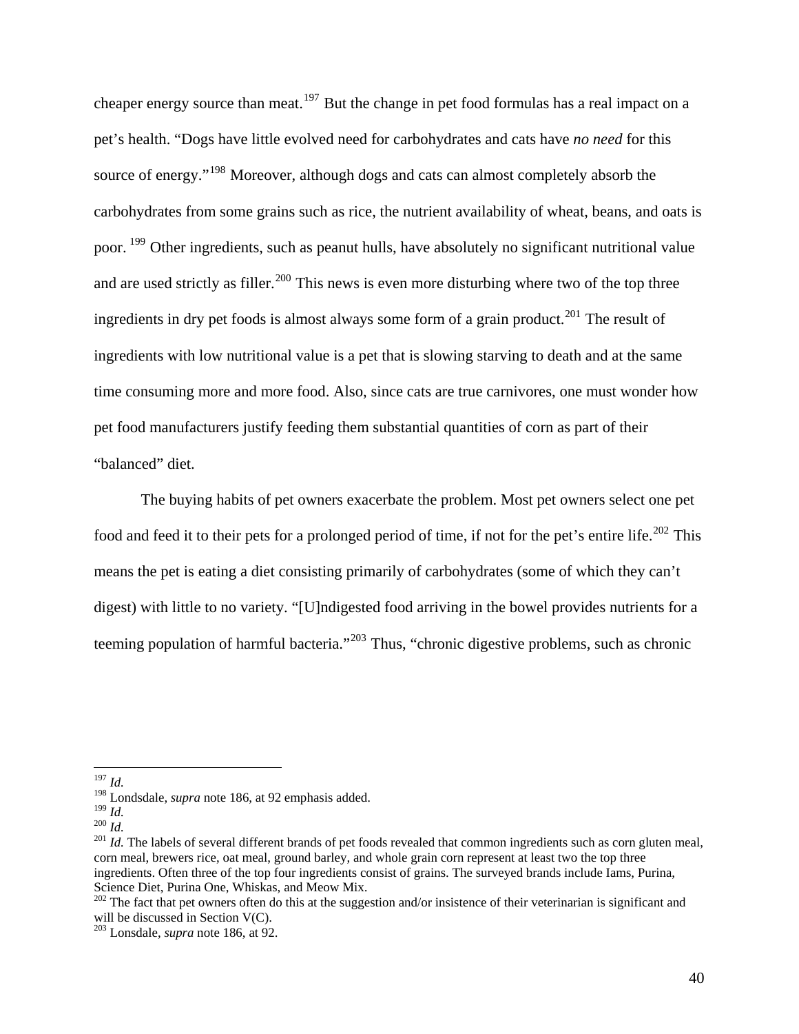cheaper energy source than meat.[197] But the change in pet food formulas has a real impact on a pet's health. "Dogs have little evolved need for carbohydrates and cats have *no need* for this source of energy."[198] Moreover, although dogs and cats can almost completely absorb the carbohydrates from some grains such as rice, the nutrient availability of wheat, beans, and oats is poor.[199] Other ingredients, such as peanut hulls, have absolutely no significant nutritional value and are used strictly as filler.[200] This news is even more disturbing where two of the top three ingredients in dry pet foods is almost always some form of a grain product.[201] The result of ingredients with low nutritional value is a pet that is slowing starving to death and at the same time consuming more and more food. Also, since cats are true carnivores, one must wonder how pet food manufacturers justify feeding them substantial quantities of corn as part of their "balanced" diet.

The buying habits of pet owners exacerbate the problem. Most pet owners select one pet food and feed it to their pets for a prolonged period of time, if not for the pet's entire life.[202] This means the pet is eating a diet consisting primarily of carbohydrates (some of which they can't digest) with little to no variety. "[U]ndigested food arriving in the bowel provides nutrients for a teeming population of harmful bacteria."[203] Thus, "chronic digestive problems, such as chronic

---

[197] *Id.*

[198] Londsdale, *supra* note 186, at 92 emphasis added.

[199] *Id.*

[200] *Id.*

[201] *Id.* The labels of several different brands of pet foods revealed that common ingredients such as corn gluten meal, corn meal, brewers rice, oat meal, ground barley, and whole grain corn represent at least two the top three ingredients. Often three of the top four ingredients consist of grains. The surveyed brands include Iams, Purina, Science Diet, Purina One, Whiskas, and Meow Mix.

[202] The fact that pet owners often do this at the suggestion and/or insistence of their veterinarian is significant and will be discussed in Section V(C).

[203] Lonsdale, *supra* note 186, at 92.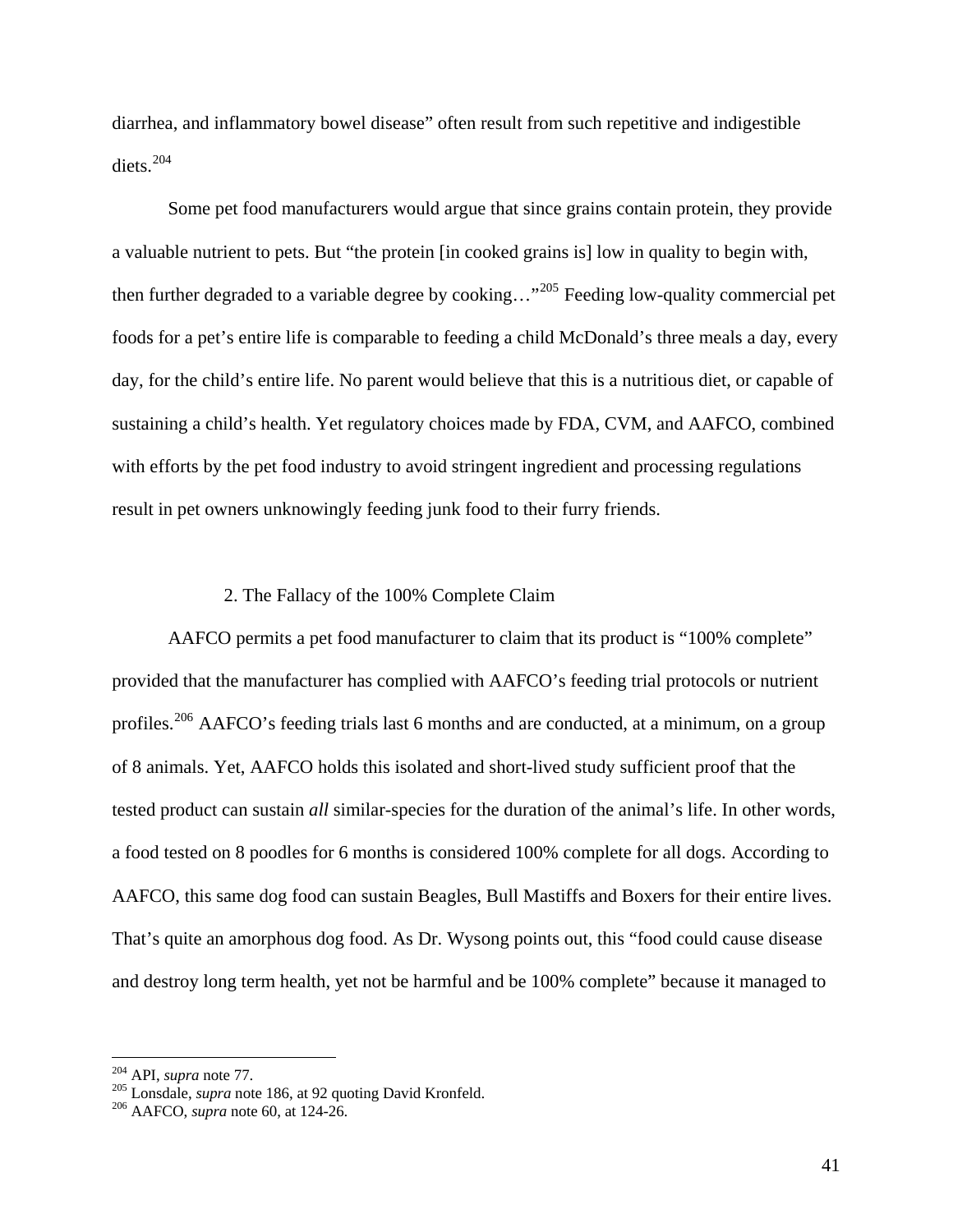diarrhea, and inflammatory bowel disease" often result from such repetitive and indigestible diets.[204]

Some pet food manufacturers would argue that since grains contain protein, they provide a valuable nutrient to pets. But "the protein [in cooked grains is] low in quality to begin with, then further degraded to a variable degree by cooking…"[205] Feeding low-quality commercial pet foods for a pet's entire life is comparable to feeding a child McDonald's three meals a day, every day, for the child's entire life. No parent would believe that this is a nutritious diet, or capable of sustaining a child's health. Yet regulatory choices made by FDA, CVM, and AAFCO, combined with efforts by the pet food industry to avoid stringent ingredient and processing regulations result in pet owners unknowingly feeding junk food to their furry friends.

### 2. The Fallacy of the 100% Complete Claim

AAFCO permits a pet food manufacturer to claim that its product is "100% complete" provided that the manufacturer has complied with AAFCO's feeding trial protocols or nutrient profiles.[206] AAFCO's feeding trials last 6 months and are conducted, at a minimum, on a group of 8 animals. Yet, AAFCO holds this isolated and short-lived study sufficient proof that the tested product can sustain *all* similar-species for the duration of the animal's life. In other words, a food tested on 8 poodles for 6 months is considered 100% complete for all dogs. According to AAFCO, this same dog food can sustain Beagles, Bull Mastiffs and Boxers for their entire lives. That's quite an amorphous dog food. As Dr. Wysong points out, this "food could cause disease and destroy long term health, yet not be harmful and be 100% complete" because it managed to

---

[204] API, *supra* note 77.

[205] Lonsdale, *supra* note 186, at 92 quoting David Kronfeld.

[206] AAFCO, *supra* note 60, at 124-26.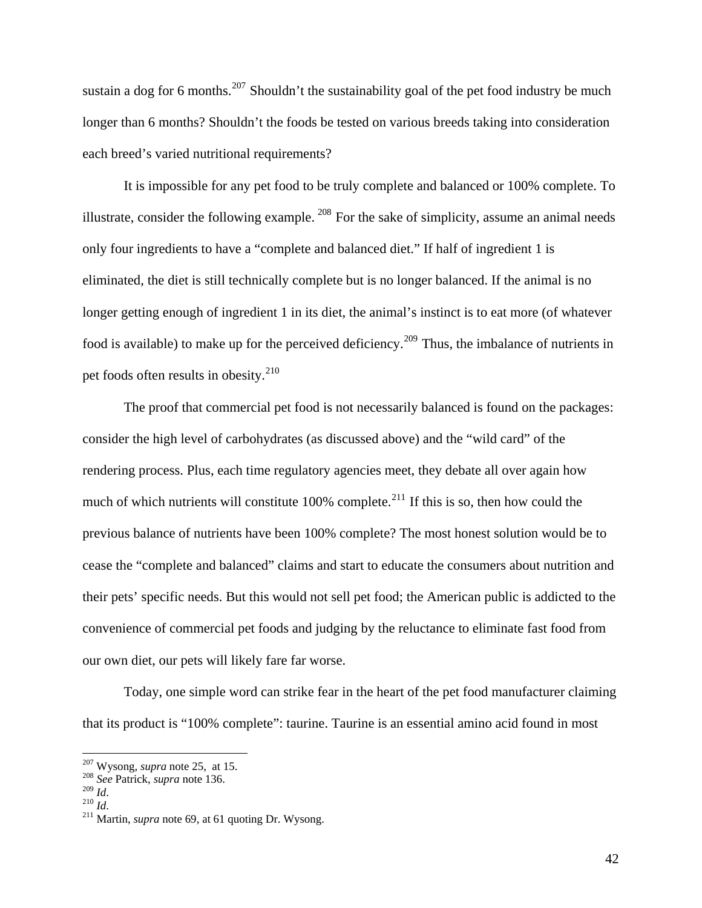sustain a dog for 6 months.[207] Shouldn't the sustainability goal of the pet food industry be much longer than 6 months? Shouldn't the foods be tested on various breeds taking into consideration each breed's varied nutritional requirements?

It is impossible for any pet food to be truly complete and balanced or 100% complete. To illustrate, consider the following example.[208] For the sake of simplicity, assume an animal needs only four ingredients to have a "complete and balanced diet." If half of ingredient 1 is eliminated, the diet is still technically complete but is no longer balanced. If the animal is no longer getting enough of ingredient 1 in its diet, the animal's instinct is to eat more (of whatever food is available) to make up for the perceived deficiency.[209] Thus, the imbalance of nutrients in pet foods often results in obesity.[210]

The proof that commercial pet food is not necessarily balanced is found on the packages: consider the high level of carbohydrates (as discussed above) and the "wild card" of the rendering process. Plus, each time regulatory agencies meet, they debate all over again how much of which nutrients will constitute 100% complete.[211] If this is so, then how could the previous balance of nutrients have been 100% complete? The most honest solution would be to cease the "complete and balanced" claims and start to educate the consumers about nutrition and their pets' specific needs. But this would not sell pet food; the American public is addicted to the convenience of commercial pet foods and judging by the reluctance to eliminate fast food from our own diet, our pets will likely fare far worse.

Today, one simple word can strike fear in the heart of the pet food manufacturer claiming that its product is "100% complete": taurine. Taurine is an essential amino acid found in most

---

[207] Wysong, *supra* note 25, at 15.
[208] *See* Patrick, *supra* note 136.
[209] *Id*.
[210] *Id*.
[211] Martin, *supra* note 69, at 61 quoting Dr. Wysong.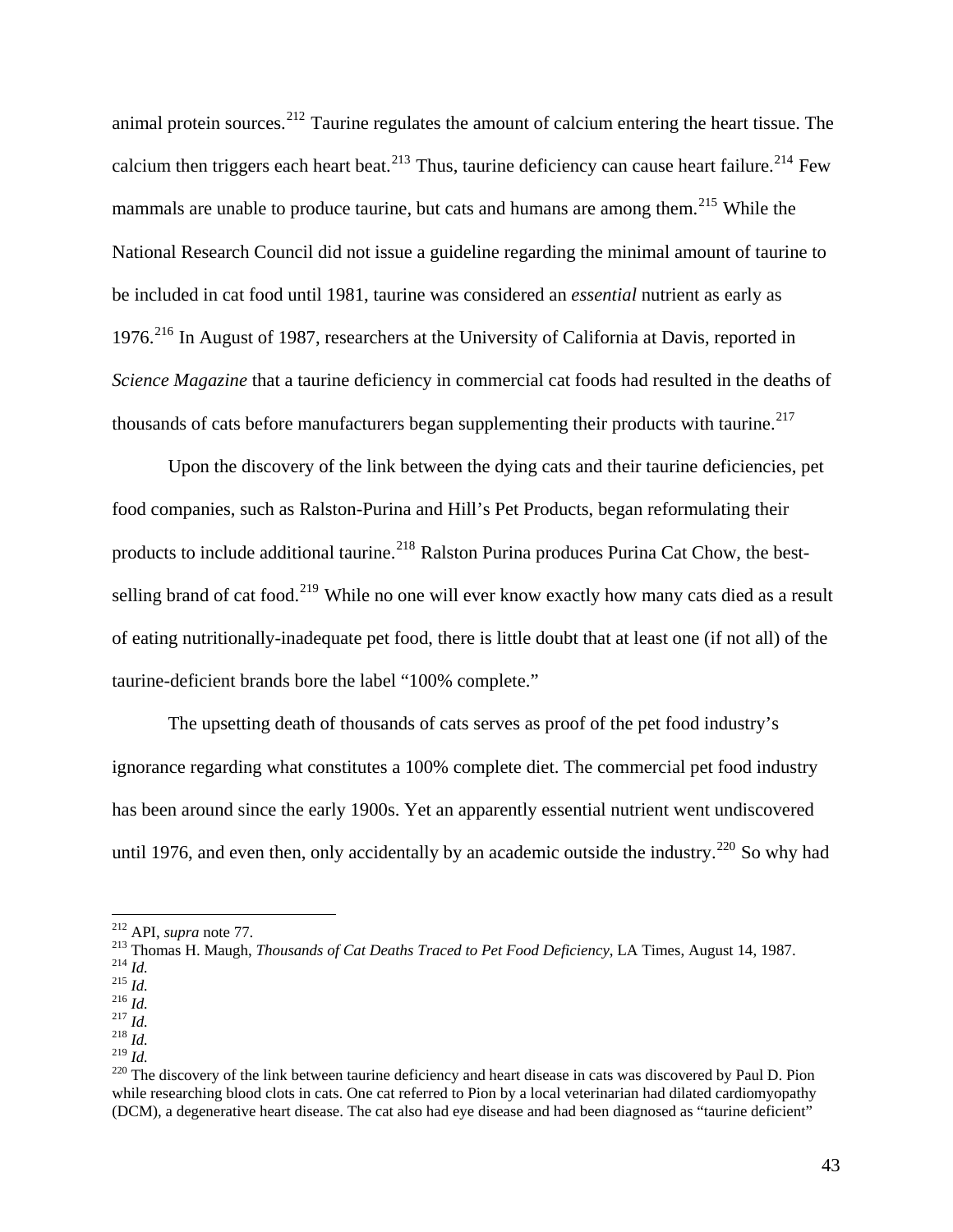animal protein sources.[212] Taurine regulates the amount of calcium entering the heart tissue. The calcium then triggers each heart beat.[213] Thus, taurine deficiency can cause heart failure.[214] Few mammals are unable to produce taurine, but cats and humans are among them.[215] While the National Research Council did not issue a guideline regarding the minimal amount of taurine to be included in cat food until 1981, taurine was considered an *essential* nutrient as early as 1976.[216] In August of 1987, researchers at the University of California at Davis, reported in *Science Magazine* that a taurine deficiency in commercial cat foods had resulted in the deaths of thousands of cats before manufacturers began supplementing their products with taurine.[217]

Upon the discovery of the link between the dying cats and their taurine deficiencies, pet food companies, such as Ralston-Purina and Hill's Pet Products, began reformulating their products to include additional taurine.[218] Ralston Purina produces Purina Cat Chow, the best-selling brand of cat food.[219] While no one will ever know exactly how many cats died as a result of eating nutritionally-inadequate pet food, there is little doubt that at least one (if not all) of the taurine-deficient brands bore the label "100% complete."

The upsetting death of thousands of cats serves as proof of the pet food industry's ignorance regarding what constitutes a 100% complete diet. The commercial pet food industry has been around since the early 1900s. Yet an apparently essential nutrient went undiscovered until 1976, and even then, only accidentally by an academic outside the industry.[220] So why had

---

[212] API, *supra* note 77.

[213] Thomas H. Maugh, *Thousands of Cat Deaths Traced to Pet Food Deficiency*, LA Times, August 14, 1987.

[214] *Id.*

[215] *Id.*

[216] *Id.*

[217] *Id.*

[218] *Id.*

[219] *Id.*

[220] The discovery of the link between taurine deficiency and heart disease in cats was discovered by Paul D. Pion while researching blood clots in cats. One cat referred to Pion by a local veterinarian had dilated cardiomyopathy (DCM), a degenerative heart disease. The cat also had eye disease and had been diagnosed as "taurine deficient"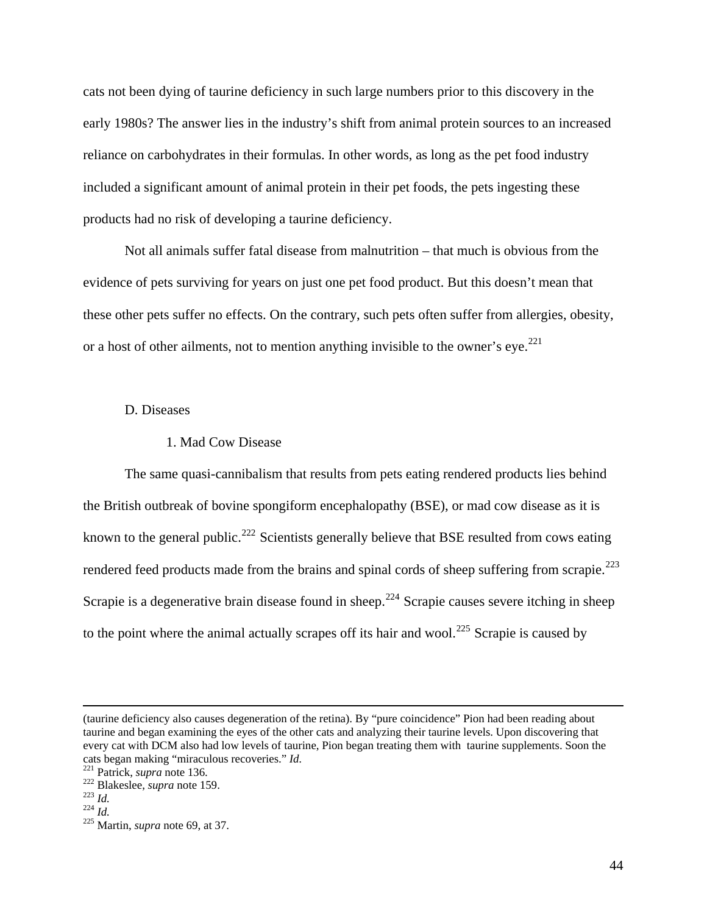cats not been dying of taurine deficiency in such large numbers prior to this discovery in the early 1980s? The answer lies in the industry's shift from animal protein sources to an increased reliance on carbohydrates in their formulas. In other words, as long as the pet food industry included a significant amount of animal protein in their pet foods, the pets ingesting these products had no risk of developing a taurine deficiency.

Not all animals suffer fatal disease from malnutrition – that much is obvious from the evidence of pets surviving for years on just one pet food product. But this doesn't mean that these other pets suffer no effects. On the contrary, such pets often suffer from allergies, obesity, or a host of other ailments, not to mention anything invisible to the owner's eye.[221]

D. Diseases

1. Mad Cow Disease

The same quasi-cannibalism that results from pets eating rendered products lies behind the British outbreak of bovine spongiform encephalopathy (BSE), or mad cow disease as it is known to the general public.[222] Scientists generally believe that BSE resulted from cows eating rendered feed products made from the brains and spinal cords of sheep suffering from scrapie.[223] Scrapie is a degenerative brain disease found in sheep.[224] Scrapie causes severe itching in sheep to the point where the animal actually scrapes off its hair and wool.[225] Scrapie is caused by

---

(taurine deficiency also causes degeneration of the retina). By "pure coincidence" Pion had been reading about taurine and began examining the eyes of the other cats and analyzing their taurine levels. Upon discovering that every cat with DCM also had low levels of taurine, Pion began treating them with taurine supplements. Soon the cats began making "miraculous recoveries." *Id.*

[221] Patrick, *supra* note 136.

[222] Blakeslee, *supra* note 159.

[223] *Id.*

[224] *Id.*

[225] Martin, *supra* note 69, at 37.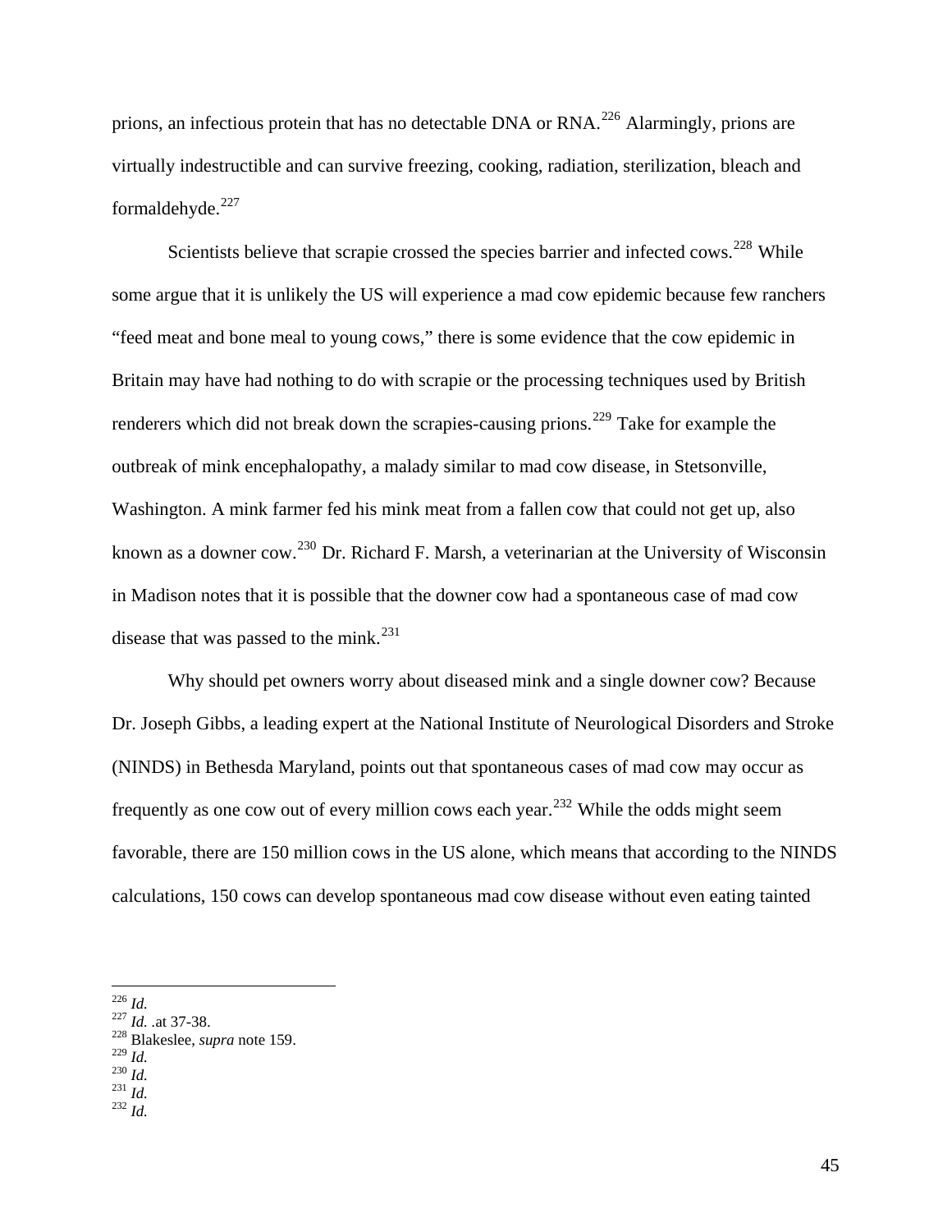prions, an infectious protein that has no detectable DNA or RNA.[226] Alarmingly, prions are virtually indestructible and can survive freezing, cooking, radiation, sterilization, bleach and formaldehyde.[227]

Scientists believe that scrapie crossed the species barrier and infected cows.[228] While some argue that it is unlikely the US will experience a mad cow epidemic because few ranchers "feed meat and bone meal to young cows," there is some evidence that the cow epidemic in Britain may have had nothing to do with scrapie or the processing techniques used by British renderers which did not break down the scrapies-causing prions.[229] Take for example the outbreak of mink encephalopathy, a malady similar to mad cow disease, in Stetsonville, Washington. A mink farmer fed his mink meat from a fallen cow that could not get up, also known as a downer cow.[230] Dr. Richard F. Marsh, a veterinarian at the University of Wisconsin in Madison notes that it is possible that the downer cow had a spontaneous case of mad cow disease that was passed to the mink.[231]

Why should pet owners worry about diseased mink and a single downer cow? Because Dr. Joseph Gibbs, a leading expert at the National Institute of Neurological Disorders and Stroke (NINDS) in Bethesda Maryland, points out that spontaneous cases of mad cow may occur as frequently as one cow out of every million cows each year.[232] While the odds might seem favorable, there are 150 million cows in the US alone, which means that according to the NINDS calculations, 150 cows can develop spontaneous mad cow disease without even eating tainted

---

[226] *Id.*
[227] *Id.* .at 37-38.
[228] Blakeslee, *supra* note 159.
[229] *Id.*
[230] *Id.*
[231] *Id.*
[232] *Id.*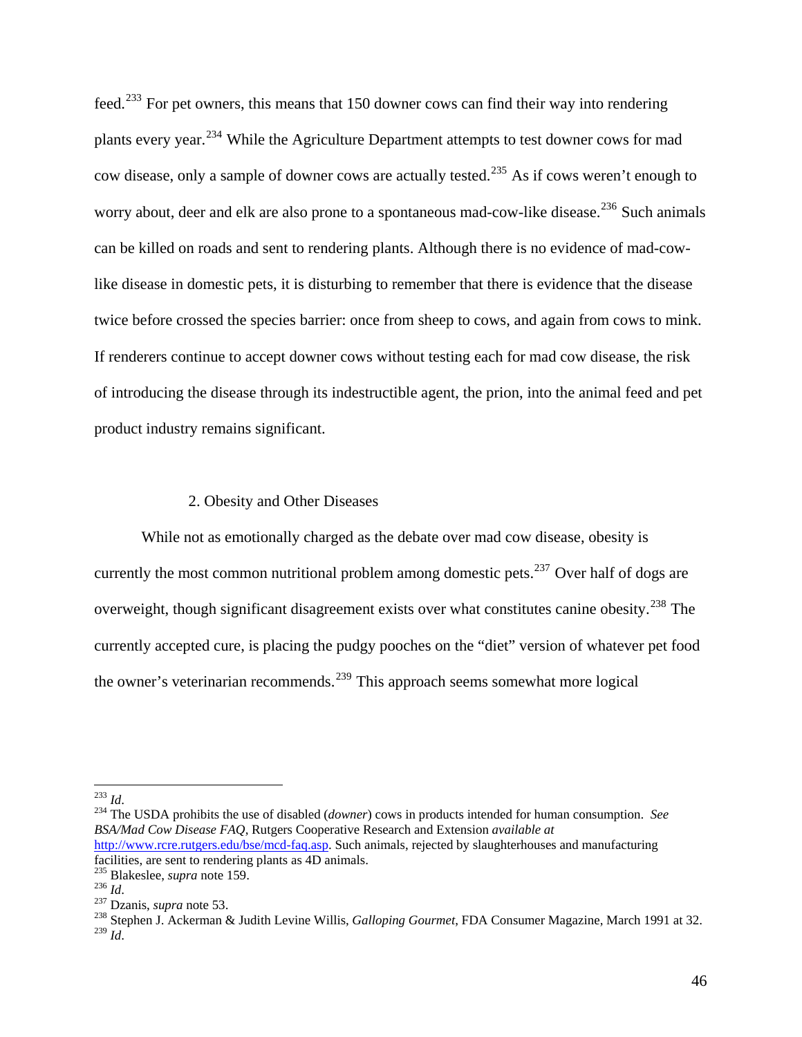feed.[233] For pet owners, this means that 150 downer cows can find their way into rendering plants every year.[234] While the Agriculture Department attempts to test downer cows for mad cow disease, only a sample of downer cows are actually tested.[235] As if cows weren't enough to worry about, deer and elk are also prone to a spontaneous mad-cow-like disease.[236] Such animals can be killed on roads and sent to rendering plants. Although there is no evidence of mad-cow-like disease in domestic pets, it is disturbing to remember that there is evidence that the disease twice before crossed the species barrier: once from sheep to cows, and again from cows to mink. If renderers continue to accept downer cows without testing each for mad cow disease, the risk of introducing the disease through its indestructible agent, the prion, into the animal feed and pet product industry remains significant.

### 2. Obesity and Other Diseases

While not as emotionally charged as the debate over mad cow disease, obesity is currently the most common nutritional problem among domestic pets.[237] Over half of dogs are overweight, though significant disagreement exists over what constitutes canine obesity.[238] The currently accepted cure, is placing the pudgy pooches on the "diet" version of whatever pet food the owner's veterinarian recommends.[239] This approach seems somewhat more logical

---

[233] *Id*.

[234] The USDA prohibits the use of disabled (*downer*) cows in products intended for human consumption. *See BSA/Mad Cow Disease FAQ*, Rutgers Cooperative Research and Extension *available at* http://www.rcre.rutgers.edu/bse/mcd-faq.asp. Such animals, rejected by slaughterhouses and manufacturing facilities, are sent to rendering plants as 4D animals.

[235] Blakeslee, *supra* note 159.

[236] *Id*.

[237] Dzanis, *supra* note 53.

[238] Stephen J. Ackerman & Judith Levine Willis, *Galloping Gourmet*, FDA Consumer Magazine, March 1991 at 32.

[239] *Id*.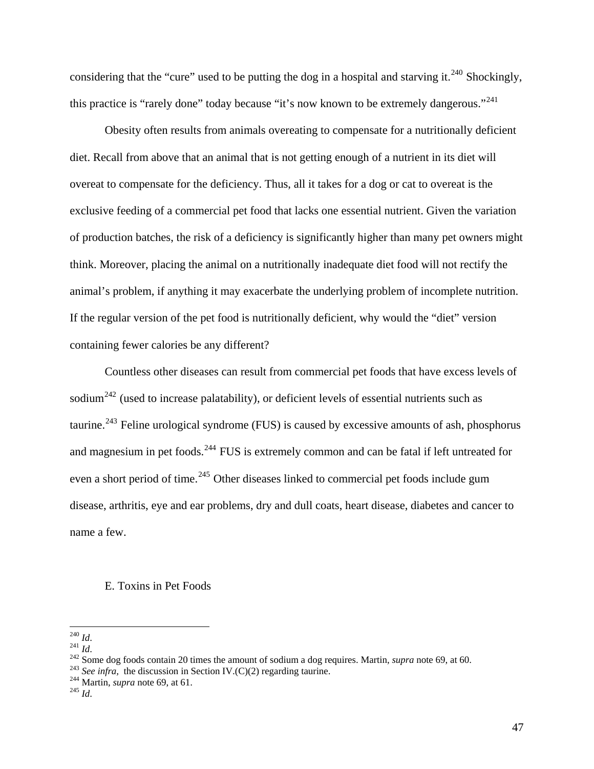considering that the "cure" used to be putting the dog in a hospital and starving it.[240] Shockingly, this practice is "rarely done" today because "it's now known to be extremely dangerous."[241]

Obesity often results from animals overeating to compensate for a nutritionally deficient diet. Recall from above that an animal that is not getting enough of a nutrient in its diet will overeat to compensate for the deficiency. Thus, all it takes for a dog or cat to overeat is the exclusive feeding of a commercial pet food that lacks one essential nutrient. Given the variation of production batches, the risk of a deficiency is significantly higher than many pet owners might think. Moreover, placing the animal on a nutritionally inadequate diet food will not rectify the animal's problem, if anything it may exacerbate the underlying problem of incomplete nutrition. If the regular version of the pet food is nutritionally deficient, why would the "diet" version containing fewer calories be any different?

Countless other diseases can result from commercial pet foods that have excess levels of sodium[242] (used to increase palatability), or deficient levels of essential nutrients such as taurine.[243] Feline urological syndrome (FUS) is caused by excessive amounts of ash, phosphorus and magnesium in pet foods.[244] FUS is extremely common and can be fatal if left untreated for even a short period of time.[245] Other diseases linked to commercial pet foods include gum disease, arthritis, eye and ear problems, dry and dull coats, heart disease, diabetes and cancer to name a few.

### E. Toxins in Pet Foods

---

[240] *Id*.
[241] *Id*.
[242] Some dog foods contain 20 times the amount of sodium a dog requires. Martin, *supra* note 69, at 60.
[243] *See infra,* the discussion in Section IV.(C)(2) regarding taurine.
[244] Martin, *supra* note 69, at 61.
[245] *Id*.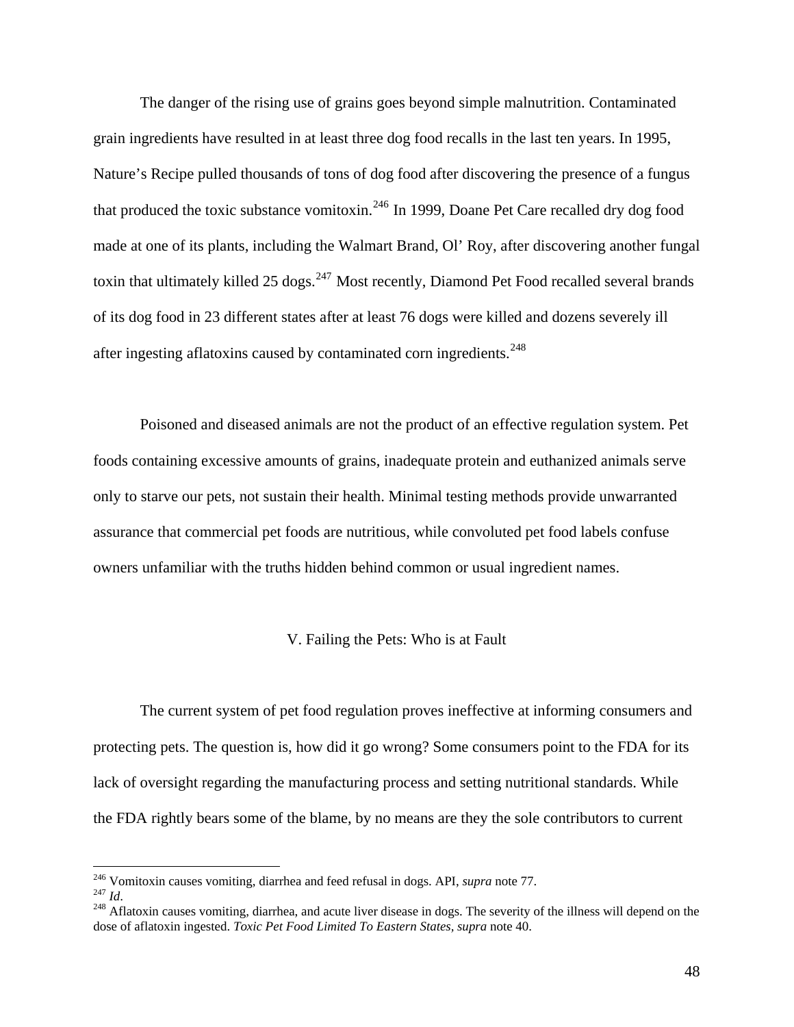The danger of the rising use of grains goes beyond simple malnutrition. Contaminated grain ingredients have resulted in at least three dog food recalls in the last ten years. In 1995, Nature's Recipe pulled thousands of tons of dog food after discovering the presence of a fungus that produced the toxic substance vomitoxin.[246] In 1999, Doane Pet Care recalled dry dog food made at one of its plants, including the Walmart Brand, Ol' Roy, after discovering another fungal toxin that ultimately killed 25 dogs.[247] Most recently, Diamond Pet Food recalled several brands of its dog food in 23 different states after at least 76 dogs were killed and dozens severely ill after ingesting aflatoxins caused by contaminated corn ingredients.[248]

Poisoned and diseased animals are not the product of an effective regulation system. Pet foods containing excessive amounts of grains, inadequate protein and euthanized animals serve only to starve our pets, not sustain their health. Minimal testing methods provide unwarranted assurance that commercial pet foods are nutritious, while convoluted pet food labels confuse owners unfamiliar with the truths hidden behind common or usual ingredient names.

## V. Failing the Pets: Who is at Fault

The current system of pet food regulation proves ineffective at informing consumers and protecting pets. The question is, how did it go wrong? Some consumers point to the FDA for its lack of oversight regarding the manufacturing process and setting nutritional standards. While the FDA rightly bears some of the blame, by no means are they the sole contributors to current

---

[246] Vomitoxin causes vomiting, diarrhea and feed refusal in dogs. API, *supra* note 77.

[247] *Id*.

[248] Aflatoxin causes vomiting, diarrhea, and acute liver disease in dogs. The severity of the illness will depend on the dose of aflatoxin ingested. *Toxic Pet Food Limited To Eastern States*, *supra* note 40.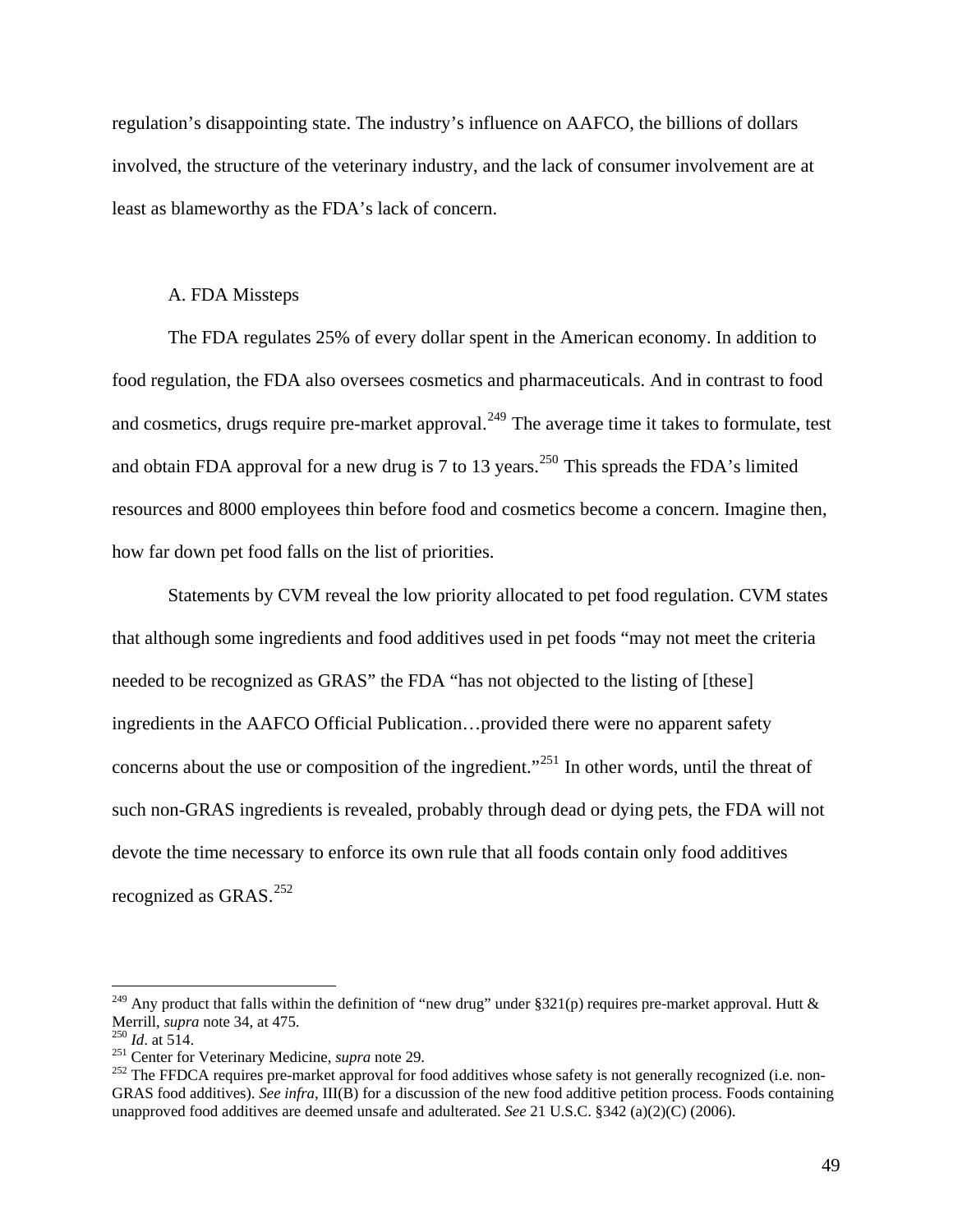regulation's disappointing state. The industry's influence on AAFCO, the billions of dollars involved, the structure of the veterinary industry, and the lack of consumer involvement are at least as blameworthy as the FDA's lack of concern.

### A. FDA Missteps

The FDA regulates 25% of every dollar spent in the American economy. In addition to food regulation, the FDA also oversees cosmetics and pharmaceuticals. And in contrast to food and cosmetics, drugs require pre-market approval.[249] The average time it takes to formulate, test and obtain FDA approval for a new drug is 7 to 13 years.[250] This spreads the FDA's limited resources and 8000 employees thin before food and cosmetics become a concern. Imagine then, how far down pet food falls on the list of priorities.

Statements by CVM reveal the low priority allocated to pet food regulation. CVM states that although some ingredients and food additives used in pet foods "may not meet the criteria needed to be recognized as GRAS" the FDA "has not objected to the listing of [these] ingredients in the AAFCO Official Publication…provided there were no apparent safety concerns about the use or composition of the ingredient."[251] In other words, until the threat of such non-GRAS ingredients is revealed, probably through dead or dying pets, the FDA will not devote the time necessary to enforce its own rule that all foods contain only food additives recognized as GRAS.[252]

---

[249] Any product that falls within the definition of "new drug" under §321(p) requires pre-market approval. Hutt & Merrill, *supra* note 34, at 475.

[250] *Id*. at 514.

[251] Center for Veterinary Medicine, *supra* note 29.

[252] The FFDCA requires pre-market approval for food additives whose safety is not generally recognized (i.e. non-GRAS food additives). *See infra*, III(B) for a discussion of the new food additive petition process. Foods containing unapproved food additives are deemed unsafe and adulterated. *See* 21 U.S.C. §342 (a)(2)(C) (2006).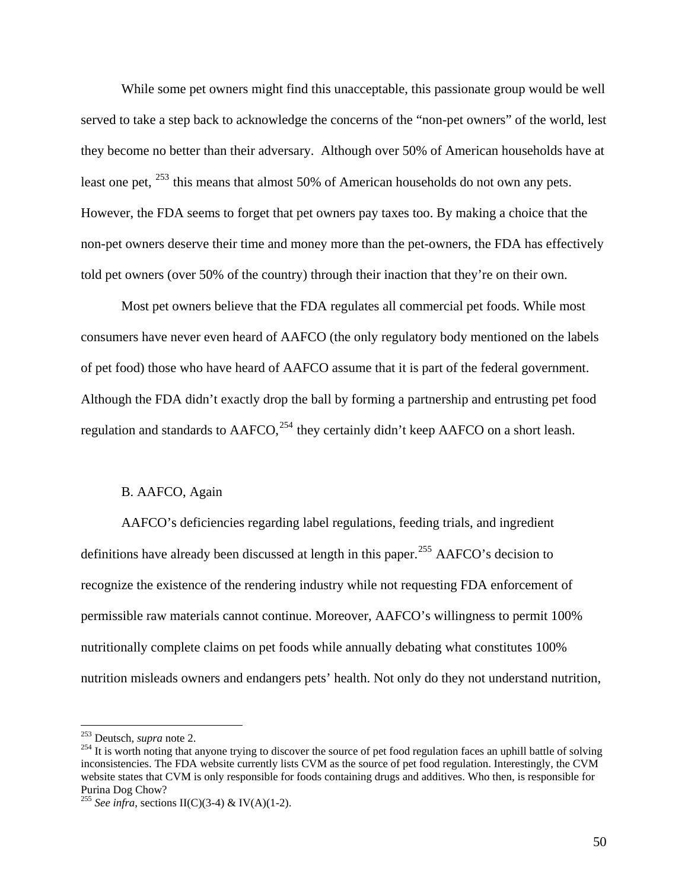While some pet owners might find this unacceptable, this passionate group would be well served to take a step back to acknowledge the concerns of the "non-pet owners" of the world, lest they become no better than their adversary. Although over 50% of American households have at least one pet, [253] this means that almost 50% of American households do not own any pets. However, the FDA seems to forget that pet owners pay taxes too. By making a choice that the non-pet owners deserve their time and money more than the pet-owners, the FDA has effectively told pet owners (over 50% of the country) through their inaction that they're on their own.

Most pet owners believe that the FDA regulates all commercial pet foods. While most consumers have never even heard of AAFCO (the only regulatory body mentioned on the labels of pet food) those who have heard of AAFCO assume that it is part of the federal government. Although the FDA didn't exactly drop the ball by forming a partnership and entrusting pet food regulation and standards to AAFCO,[254] they certainly didn't keep AAFCO on a short leash.

### B. AAFCO, Again

AAFCO's deficiencies regarding label regulations, feeding trials, and ingredient definitions have already been discussed at length in this paper.[255] AAFCO's decision to recognize the existence of the rendering industry while not requesting FDA enforcement of permissible raw materials cannot continue. Moreover, AAFCO's willingness to permit 100% nutritionally complete claims on pet foods while annually debating what constitutes 100% nutrition misleads owners and endangers pets' health. Not only do they not understand nutrition,

---

[253] Deutsch, *supra* note 2.

[254] It is worth noting that anyone trying to discover the source of pet food regulation faces an uphill battle of solving inconsistencies. The FDA website currently lists CVM as the source of pet food regulation. Interestingly, the CVM website states that CVM is only responsible for foods containing drugs and additives. Who then, is responsible for Purina Dog Chow?

[255] *See infra*, sections II(C)(3-4) & IV(A)(1-2).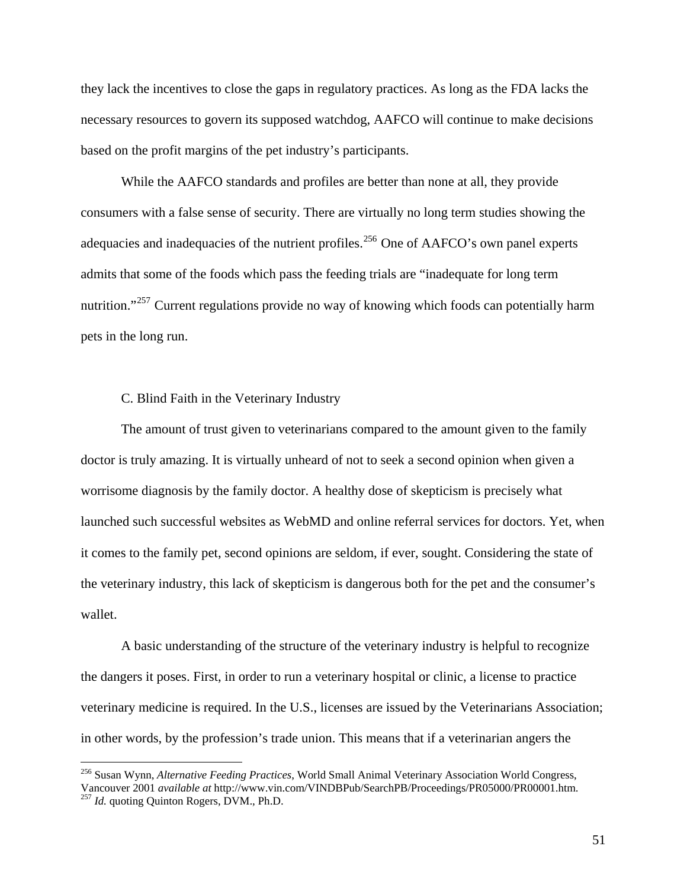they lack the incentives to close the gaps in regulatory practices. As long as the FDA lacks the necessary resources to govern its supposed watchdog, AAFCO will continue to make decisions based on the profit margins of the pet industry's participants.

While the AAFCO standards and profiles are better than none at all, they provide consumers with a false sense of security. There are virtually no long term studies showing the adequacies and inadequacies of the nutrient profiles.[256] One of AAFCO's own panel experts admits that some of the foods which pass the feeding trials are "inadequate for long term nutrition."[257] Current regulations provide no way of knowing which foods can potentially harm pets in the long run.

### C. Blind Faith in the Veterinary Industry

The amount of trust given to veterinarians compared to the amount given to the family doctor is truly amazing. It is virtually unheard of not to seek a second opinion when given a worrisome diagnosis by the family doctor. A healthy dose of skepticism is precisely what launched such successful websites as WebMD and online referral services for doctors. Yet, when it comes to the family pet, second opinions are seldom, if ever, sought. Considering the state of the veterinary industry, this lack of skepticism is dangerous both for the pet and the consumer's wallet.

A basic understanding of the structure of the veterinary industry is helpful to recognize the dangers it poses. First, in order to run a veterinary hospital or clinic, a license to practice veterinary medicine is required. In the U.S., licenses are issued by the Veterinarians Association; in other words, by the profession's trade union. This means that if a veterinarian angers the

---

[256] Susan Wynn, *Alternative Feeding Practices*, World Small Animal Veterinary Association World Congress, Vancouver 2001 *available at* http://www.vin.com/VINDBPub/SearchPB/Proceedings/PR05000/PR00001.htm.

[257] *Id.* quoting Quinton Rogers, DVM., Ph.D.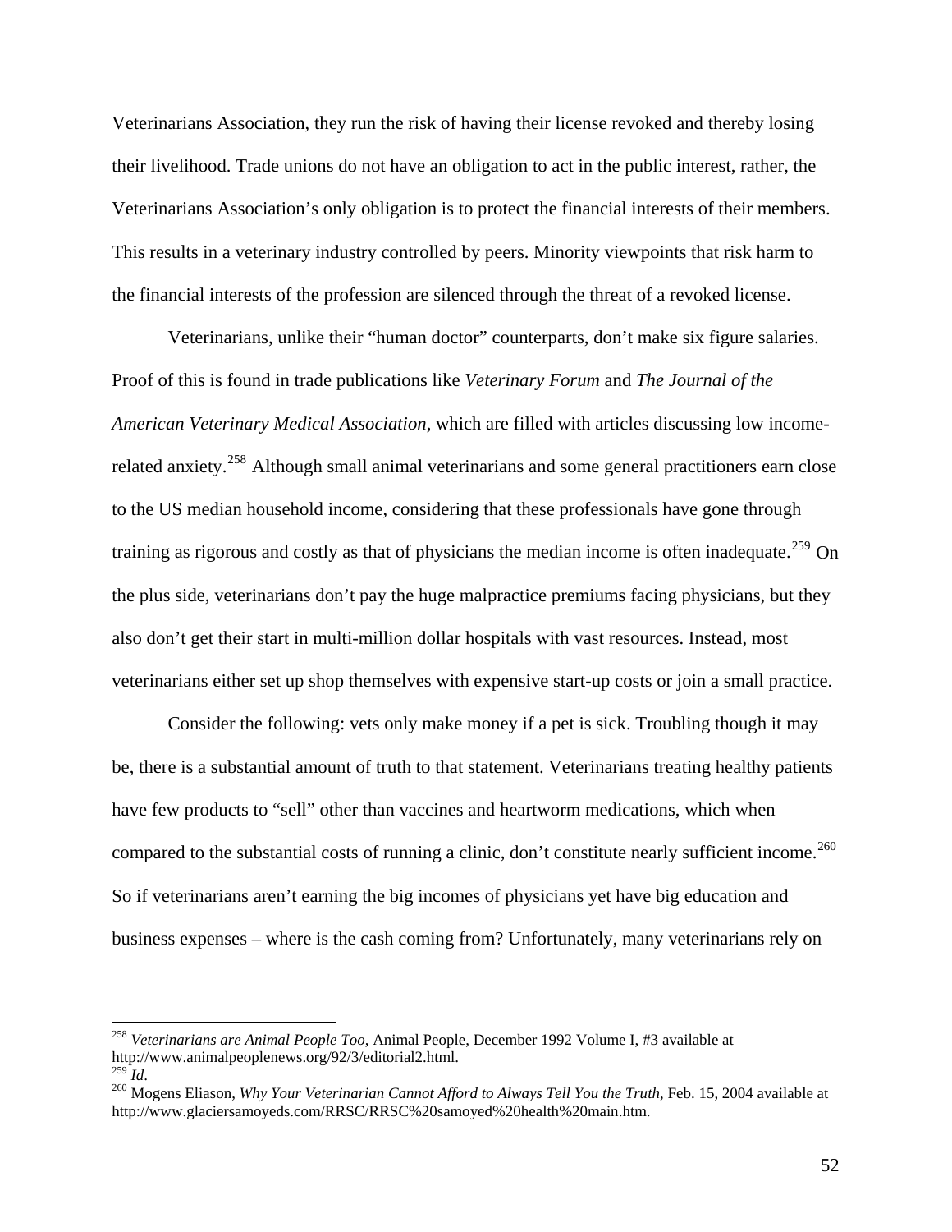Veterinarians Association, they run the risk of having their license revoked and thereby losing their livelihood. Trade unions do not have an obligation to act in the public interest, rather, the Veterinarians Association's only obligation is to protect the financial interests of their members. This results in a veterinary industry controlled by peers. Minority viewpoints that risk harm to the financial interests of the profession are silenced through the threat of a revoked license.

Veterinarians, unlike their "human doctor" counterparts, don't make six figure salaries. Proof of this is found in trade publications like *Veterinary Forum* and *The Journal of the American Veterinary Medical Association,* which are filled with articles discussing low income-related anxiety.[258] Although small animal veterinarians and some general practitioners earn close to the US median household income, considering that these professionals have gone through training as rigorous and costly as that of physicians the median income is often inadequate.[259] On the plus side, veterinarians don't pay the huge malpractice premiums facing physicians, but they also don't get their start in multi-million dollar hospitals with vast resources. Instead, most veterinarians either set up shop themselves with expensive start-up costs or join a small practice.

Consider the following: vets only make money if a pet is sick. Troubling though it may be, there is a substantial amount of truth to that statement. Veterinarians treating healthy patients have few products to "sell" other than vaccines and heartworm medications, which when compared to the substantial costs of running a clinic, don't constitute nearly sufficient income.[260] So if veterinarians aren't earning the big incomes of physicians yet have big education and business expenses – where is the cash coming from? Unfortunately, many veterinarians rely on

---

[258] *Veterinarians are Animal People Too*, Animal People, December 1992 Volume I, #3 available at http://www.animalpeoplenews.org/92/3/editorial2.html.

[259] *Id*.

[260] Mogens Eliason, *Why Your Veterinarian Cannot Afford to Always Tell You the Truth*, Feb. 15, 2004 available at http://www.glaciersamoyeds.com/RRSC/RRSC%20samoyed%20health%20main.htm.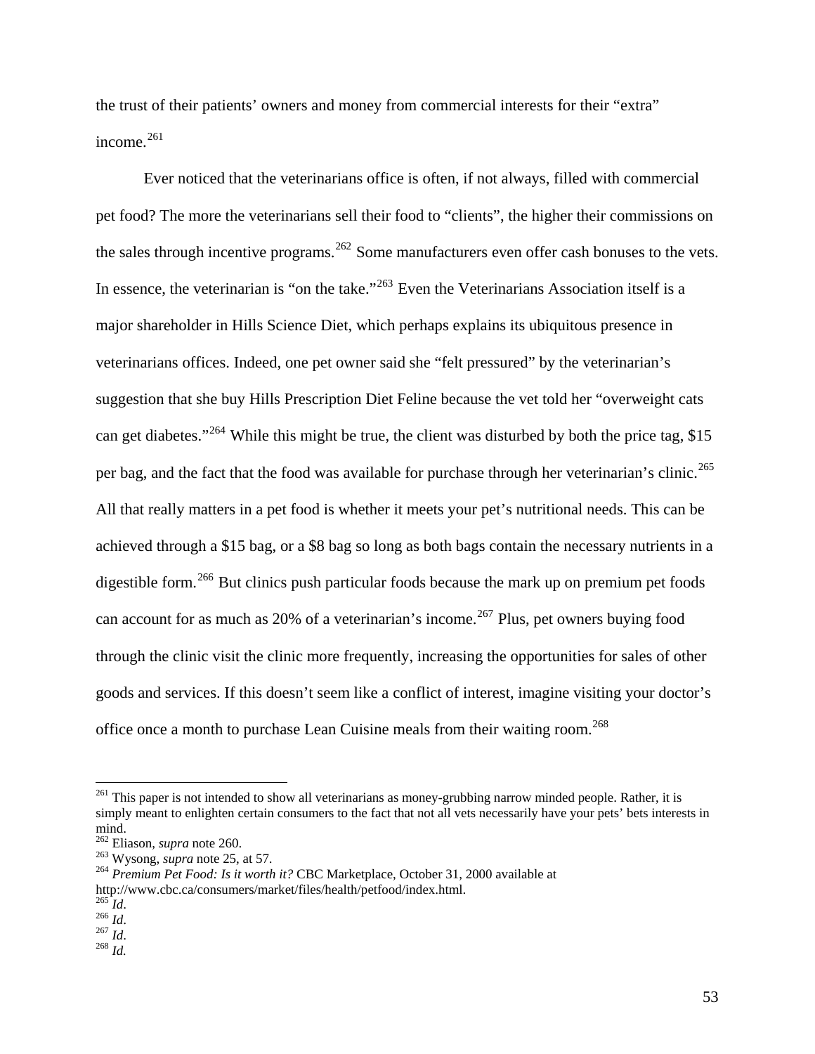the trust of their patients' owners and money from commercial interests for their "extra" income.[261]

Ever noticed that the veterinarians office is often, if not always, filled with commercial pet food? The more the veterinarians sell their food to "clients", the higher their commissions on the sales through incentive programs.[262] Some manufacturers even offer cash bonuses to the vets. In essence, the veterinarian is "on the take."[263] Even the Veterinarians Association itself is a major shareholder in Hills Science Diet, which perhaps explains its ubiquitous presence in veterinarians offices. Indeed, one pet owner said she "felt pressured" by the veterinarian's suggestion that she buy Hills Prescription Diet Feline because the vet told her "overweight cats can get diabetes."[264] While this might be true, the client was disturbed by both the price tag, \$15 per bag, and the fact that the food was available for purchase through her veterinarian's clinic.[265] All that really matters in a pet food is whether it meets your pet's nutritional needs. This can be achieved through a \$15 bag, or a \$8 bag so long as both bags contain the necessary nutrients in a digestible form.[266] But clinics push particular foods because the mark up on premium pet foods can account for as much as 20% of a veterinarian's income.[267] Plus, pet owners buying food through the clinic visit the clinic more frequently, increasing the opportunities for sales of other goods and services. If this doesn't seem like a conflict of interest, imagine visiting your doctor's office once a month to purchase Lean Cuisine meals from their waiting room.[268]

---

[261] This paper is not intended to show all veterinarians as money-grubbing narrow minded people. Rather, it is simply meant to enlighten certain consumers to the fact that not all vets necessarily have your pets' bets interests in mind.

[262] Eliason, *supra* note 260.

[263] Wysong, *supra* note 25, at 57.

[264] *Premium Pet Food: Is it worth it?* CBC Marketplace, October 31, 2000 available at http://www.cbc.ca/consumers/market/files/health/petfood/index.html.

[265] *Id*.

[266] *Id*.

[267] *Id*.

[268] *Id.*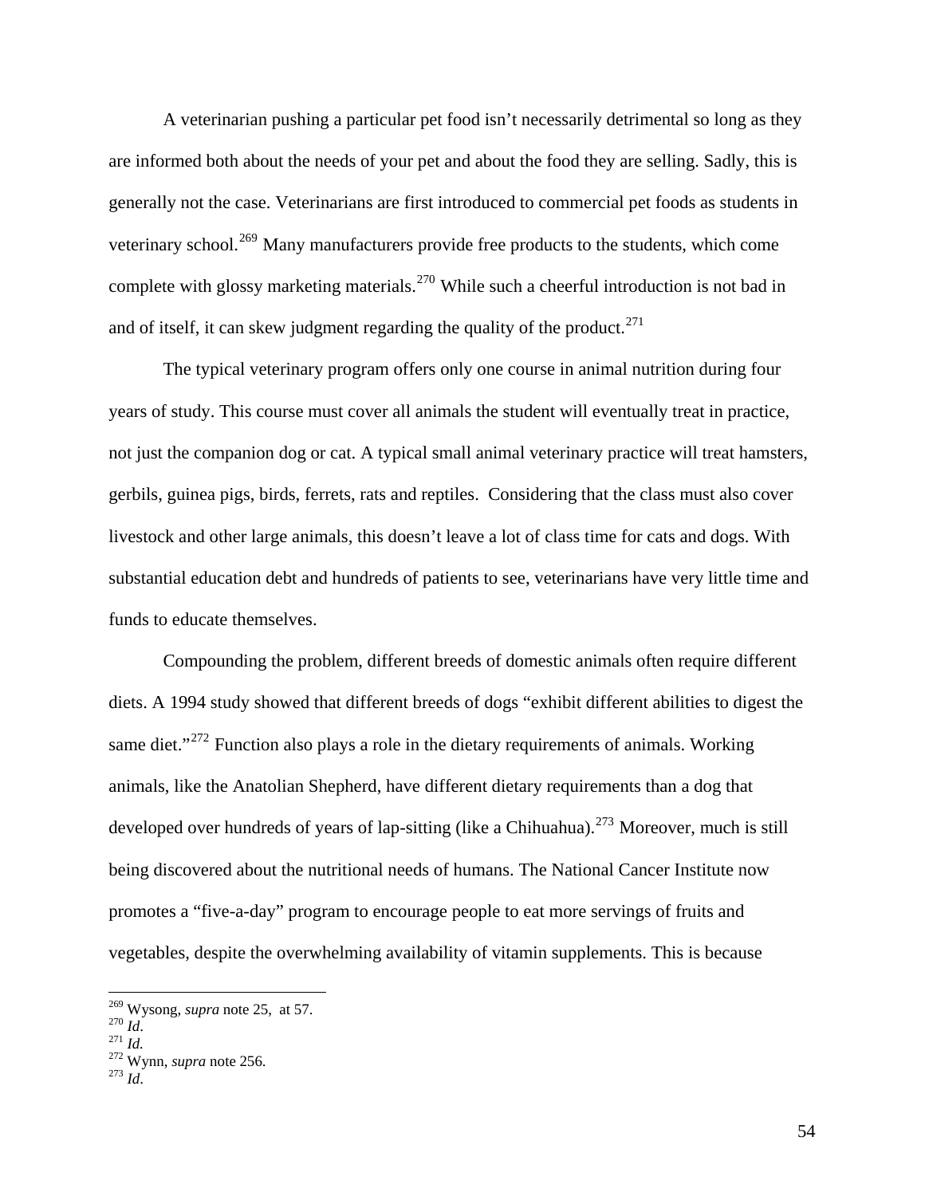A veterinarian pushing a particular pet food isn't necessarily detrimental so long as they are informed both about the needs of your pet and about the food they are selling. Sadly, this is generally not the case. Veterinarians are first introduced to commercial pet foods as students in veterinary school.[269] Many manufacturers provide free products to the students, which come complete with glossy marketing materials.[270] While such a cheerful introduction is not bad in and of itself, it can skew judgment regarding the quality of the product.[271]

The typical veterinary program offers only one course in animal nutrition during four years of study. This course must cover all animals the student will eventually treat in practice, not just the companion dog or cat. A typical small animal veterinary practice will treat hamsters, gerbils, guinea pigs, birds, ferrets, rats and reptiles. Considering that the class must also cover livestock and other large animals, this doesn't leave a lot of class time for cats and dogs. With substantial education debt and hundreds of patients to see, veterinarians have very little time and funds to educate themselves.

Compounding the problem, different breeds of domestic animals often require different diets. A 1994 study showed that different breeds of dogs "exhibit different abilities to digest the same diet."[272] Function also plays a role in the dietary requirements of animals. Working animals, like the Anatolian Shepherd, have different dietary requirements than a dog that developed over hundreds of years of lap-sitting (like a Chihuahua).[273] Moreover, much is still being discovered about the nutritional needs of humans. The National Cancer Institute now promotes a "five-a-day" program to encourage people to eat more servings of fruits and vegetables, despite the overwhelming availability of vitamin supplements. This is because

---

[269] Wysong, *supra* note 25, at 57.
[270] *Id*.
[271] *Id.*
[272] Wynn, *supra* note 256.
[273] *Id*.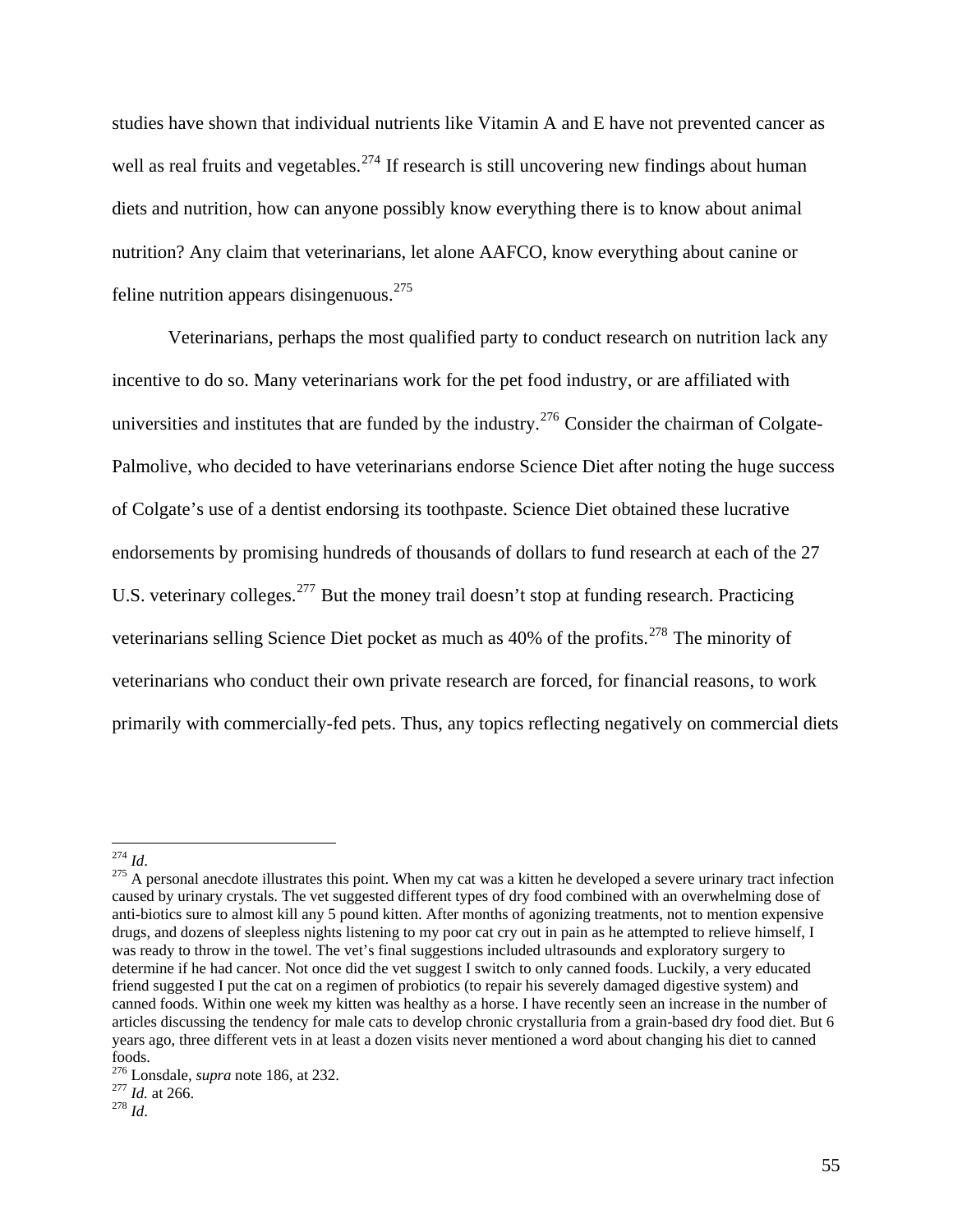studies have shown that individual nutrients like Vitamin A and E have not prevented cancer as well as real fruits and vegetables.[274] If research is still uncovering new findings about human diets and nutrition, how can anyone possibly know everything there is to know about animal nutrition? Any claim that veterinarians, let alone AAFCO, know everything about canine or feline nutrition appears disingenuous.[275]

Veterinarians, perhaps the most qualified party to conduct research on nutrition lack any incentive to do so. Many veterinarians work for the pet food industry, or are affiliated with universities and institutes that are funded by the industry.[276] Consider the chairman of Colgate-Palmolive, who decided to have veterinarians endorse Science Diet after noting the huge success of Colgate's use of a dentist endorsing its toothpaste. Science Diet obtained these lucrative endorsements by promising hundreds of thousands of dollars to fund research at each of the 27 U.S. veterinary colleges.[277] But the money trail doesn't stop at funding research. Practicing veterinarians selling Science Diet pocket as much as 40% of the profits.[278] The minority of veterinarians who conduct their own private research are forced, for financial reasons, to work primarily with commercially-fed pets. Thus, any topics reflecting negatively on commercial diets

---

[274] *Id*.

[275] A personal anecdote illustrates this point. When my cat was a kitten he developed a severe urinary tract infection caused by urinary crystals. The vet suggested different types of dry food combined with an overwhelming dose of anti-biotics sure to almost kill any 5 pound kitten. After months of agonizing treatments, not to mention expensive drugs, and dozens of sleepless nights listening to my poor cat cry out in pain as he attempted to relieve himself, I was ready to throw in the towel. The vet's final suggestions included ultrasounds and exploratory surgery to determine if he had cancer. Not once did the vet suggest I switch to only canned foods. Luckily, a very educated friend suggested I put the cat on a regimen of probiotics (to repair his severely damaged digestive system) and canned foods. Within one week my kitten was healthy as a horse. I have recently seen an increase in the number of articles discussing the tendency for male cats to develop chronic crystalluria from a grain-based dry food diet. But 6 years ago, three different vets in at least a dozen visits never mentioned a word about changing his diet to canned foods.

[276] Lonsdale, *supra* note 186, at 232.

[277] *Id.* at 266.

[278] *Id*.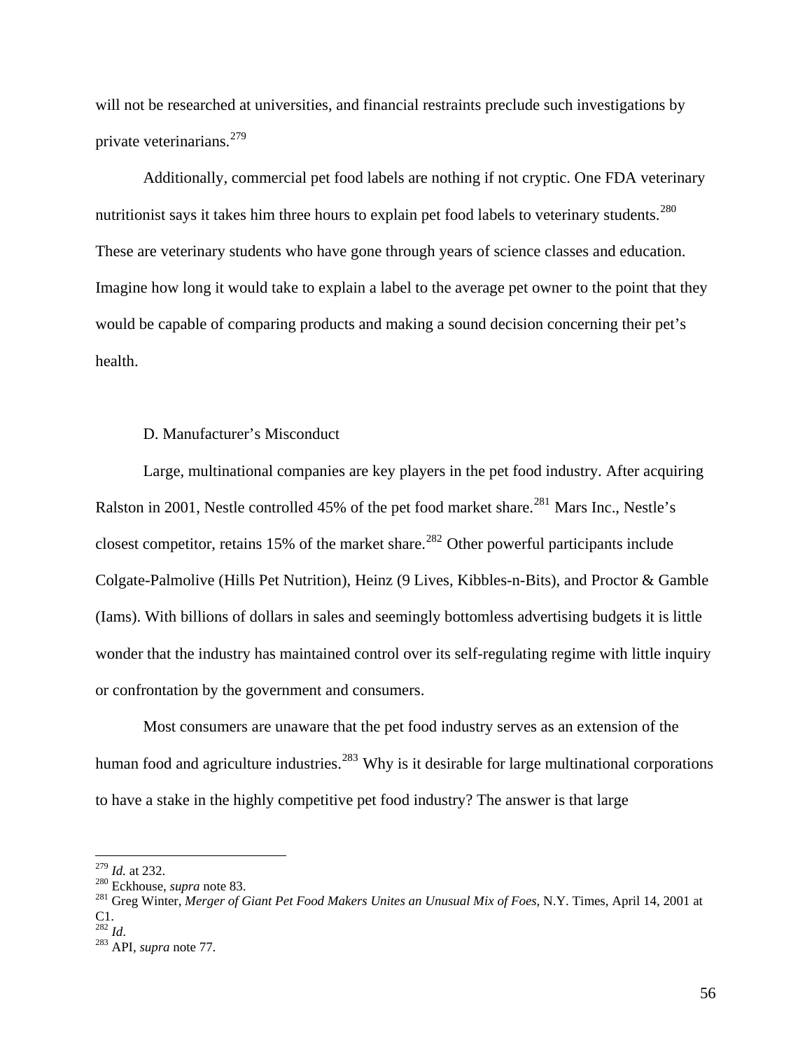will not be researched at universities, and financial restraints preclude such investigations by private veterinarians.[279]

Additionally, commercial pet food labels are nothing if not cryptic. One FDA veterinary nutritionist says it takes him three hours to explain pet food labels to veterinary students.[280] These are veterinary students who have gone through years of science classes and education. Imagine how long it would take to explain a label to the average pet owner to the point that they would be capable of comparing products and making a sound decision concerning their pet's health.

### D. Manufacturer's Misconduct

Large, multinational companies are key players in the pet food industry. After acquiring Ralston in 2001, Nestle controlled 45% of the pet food market share.[281] Mars Inc., Nestle's closest competitor, retains 15% of the market share.[282] Other powerful participants include Colgate-Palmolive (Hills Pet Nutrition), Heinz (9 Lives, Kibbles-n-Bits), and Proctor & Gamble (Iams). With billions of dollars in sales and seemingly bottomless advertising budgets it is little wonder that the industry has maintained control over its self-regulating regime with little inquiry or confrontation by the government and consumers.

Most consumers are unaware that the pet food industry serves as an extension of the human food and agriculture industries.[283] Why is it desirable for large multinational corporations to have a stake in the highly competitive pet food industry? The answer is that large

---

[279] *Id.* at 232.
[280] Eckhouse, *supra* note 83.
[281] Greg Winter, *Merger of Giant Pet Food Makers Unites an Unusual Mix of Foes*, N.Y. Times, April 14, 2001 at C1.
[282] *Id*.
[283] API, *supra* note 77.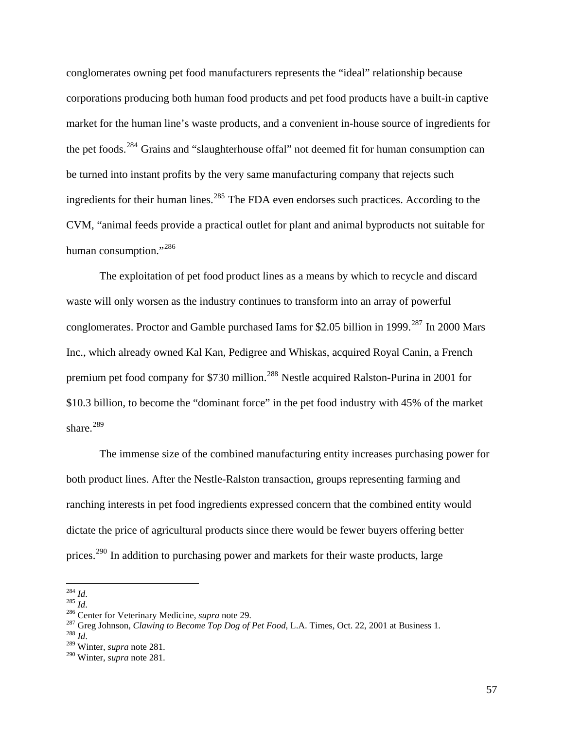conglomerates owning pet food manufacturers represents the "ideal" relationship because corporations producing both human food products and pet food products have a built-in captive market for the human line's waste products, and a convenient in-house source of ingredients for the pet foods.[284] Grains and "slaughterhouse offal" not deemed fit for human consumption can be turned into instant profits by the very same manufacturing company that rejects such ingredients for their human lines.[285] The FDA even endorses such practices. According to the CVM, "animal feeds provide a practical outlet for plant and animal byproducts not suitable for human consumption."[286]

The exploitation of pet food product lines as a means by which to recycle and discard waste will only worsen as the industry continues to transform into an array of powerful conglomerates. Proctor and Gamble purchased Iams for $2.05 billion in 1999.[287] In 2000 Mars Inc., which already owned Kal Kan, Pedigree and Whiskas, acquired Royal Canin, a French premium pet food company for $730 million.[288] Nestle acquired Ralston-Purina in 2001 for $10.3 billion, to become the "dominant force" in the pet food industry with 45% of the market share.[289]

The immense size of the combined manufacturing entity increases purchasing power for both product lines. After the Nestle-Ralston transaction, groups representing farming and ranching interests in pet food ingredients expressed concern that the combined entity would dictate the price of agricultural products since there would be fewer buyers offering better prices.[290] In addition to purchasing power and markets for their waste products, large

---

[284] *Id*.
[285] *Id*.
[286] Center for Veterinary Medicine, *supra* note 29.
[287] Greg Johnson, *Clawing to Become Top Dog of Pet Food*, L.A. Times, Oct. 22, 2001 at Business 1.
[288] *Id*.
[289] Winter, *supra* note 281.
[290] Winter, *supra* note 281.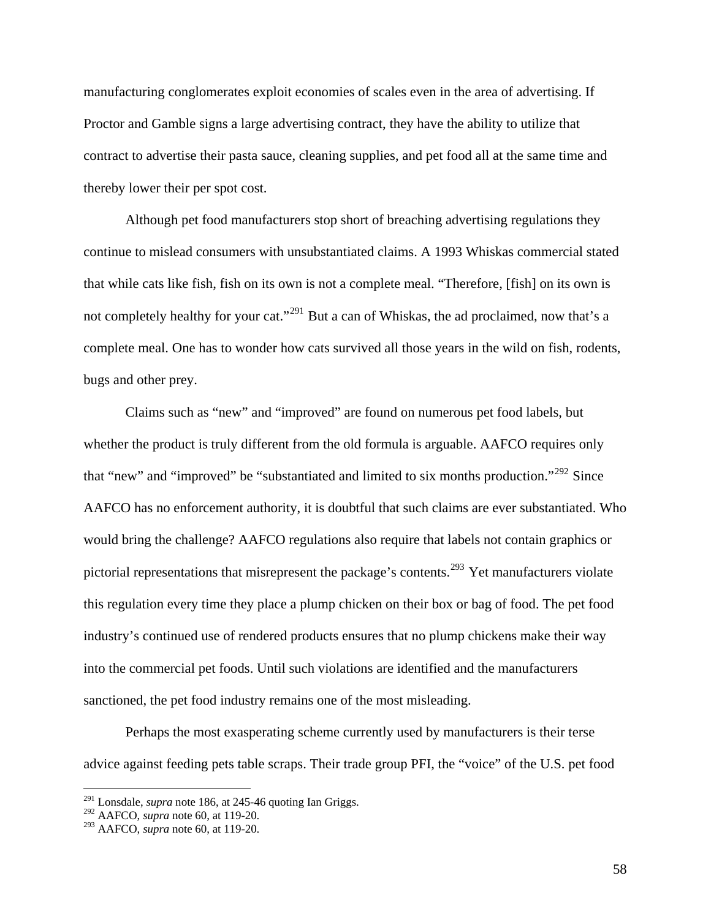manufacturing conglomerates exploit economies of scales even in the area of advertising. If Proctor and Gamble signs a large advertising contract, they have the ability to utilize that contract to advertise their pasta sauce, cleaning supplies, and pet food all at the same time and thereby lower their per spot cost.

Although pet food manufacturers stop short of breaching advertising regulations they continue to mislead consumers with unsubstantiated claims. A 1993 Whiskas commercial stated that while cats like fish, fish on its own is not a complete meal. "Therefore, [fish] on its own is not completely healthy for your cat."[291] But a can of Whiskas, the ad proclaimed, now that's a complete meal. One has to wonder how cats survived all those years in the wild on fish, rodents, bugs and other prey.

Claims such as "new" and "improved" are found on numerous pet food labels, but whether the product is truly different from the old formula is arguable. AAFCO requires only that "new" and "improved" be "substantiated and limited to six months production."[292] Since AAFCO has no enforcement authority, it is doubtful that such claims are ever substantiated. Who would bring the challenge? AAFCO regulations also require that labels not contain graphics or pictorial representations that misrepresent the package's contents.[293] Yet manufacturers violate this regulation every time they place a plump chicken on their box or bag of food. The pet food industry's continued use of rendered products ensures that no plump chickens make their way into the commercial pet foods. Until such violations are identified and the manufacturers sanctioned, the pet food industry remains one of the most misleading.

Perhaps the most exasperating scheme currently used by manufacturers is their terse advice against feeding pets table scraps. Their trade group PFI, the "voice" of the U.S. pet food

---

[291] Lonsdale, *supra* note 186, at 245-46 quoting Ian Griggs.
[292] AAFCO, *supra* note 60, at 119-20.
[293] AAFCO, *supra* note 60, at 119-20.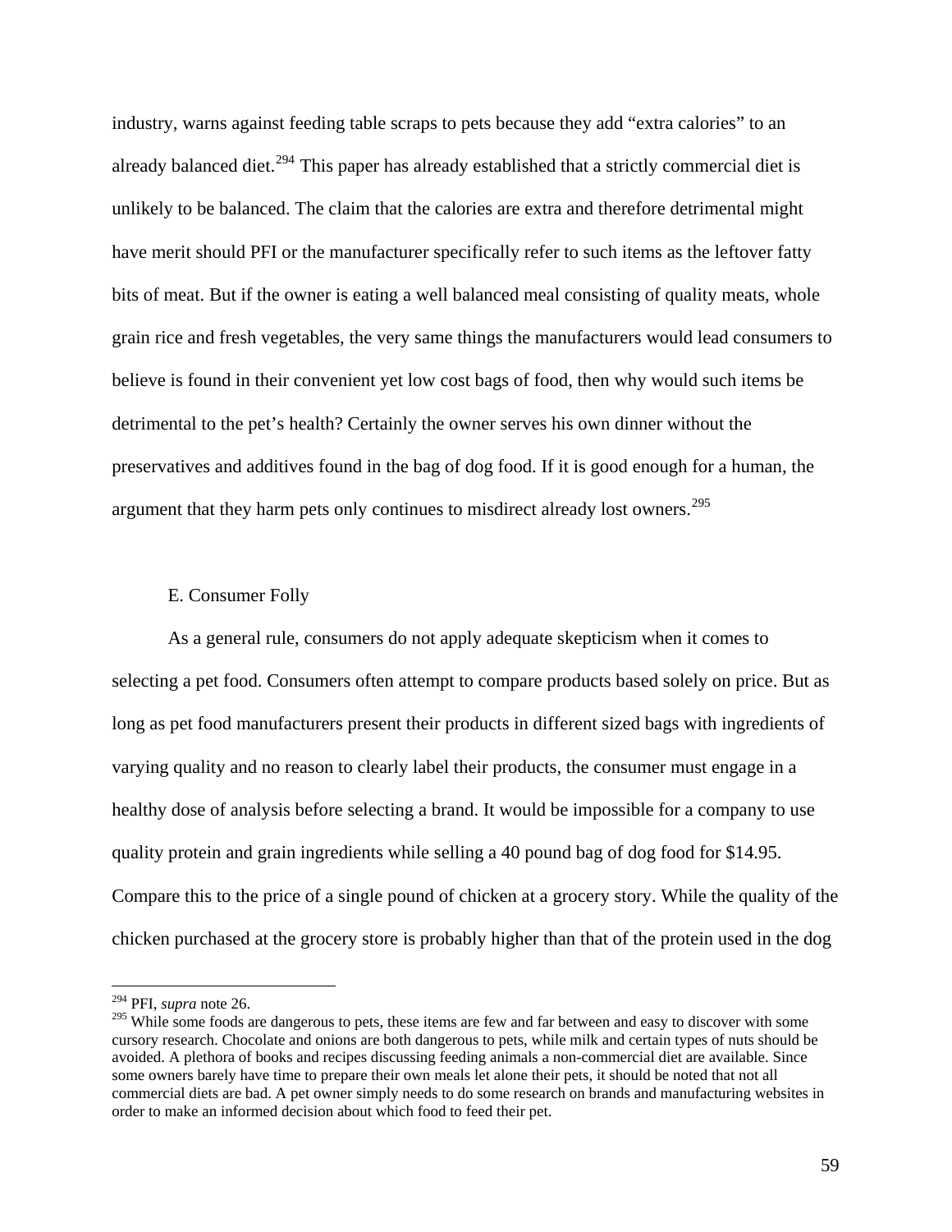industry, warns against feeding table scraps to pets because they add “extra calories” to an already balanced diet.[294] This paper has already established that a strictly commercial diet is unlikely to be balanced. The claim that the calories are extra and therefore detrimental might have merit should PFI or the manufacturer specifically refer to such items as the leftover fatty bits of meat. But if the owner is eating a well balanced meal consisting of quality meats, whole grain rice and fresh vegetables, the very same things the manufacturers would lead consumers to believe is found in their convenient yet low cost bags of food, then why would such items be detrimental to the pet’s health? Certainly the owner serves his own dinner without the preservatives and additives found in the bag of dog food. If it is good enough for a human, the argument that they harm pets only continues to misdirect already lost owners.[295]

### E. Consumer Folly

As a general rule, consumers do not apply adequate skepticism when it comes to selecting a pet food. Consumers often attempt to compare products based solely on price. But as long as pet food manufacturers present their products in different sized bags with ingredients of varying quality and no reason to clearly label their products, the consumer must engage in a healthy dose of analysis before selecting a brand. It would be impossible for a company to use quality protein and grain ingredients while selling a 40 pound bag of dog food for $14.95. Compare this to the price of a single pound of chicken at a grocery story. While the quality of the chicken purchased at the grocery store is probably higher than that of the protein used in the dog

---

[294] PFI, *supra* note 26.

[295] While some foods are dangerous to pets, these items are few and far between and easy to discover with some cursory research. Chocolate and onions are both dangerous to pets, while milk and certain types of nuts should be avoided. A plethora of books and recipes discussing feeding animals a non-commercial diet are available. Since some owners barely have time to prepare their own meals let alone their pets, it should be noted that not all commercial diets are bad. A pet owner simply needs to do some research on brands and manufacturing websites in order to make an informed decision about which food to feed their pet.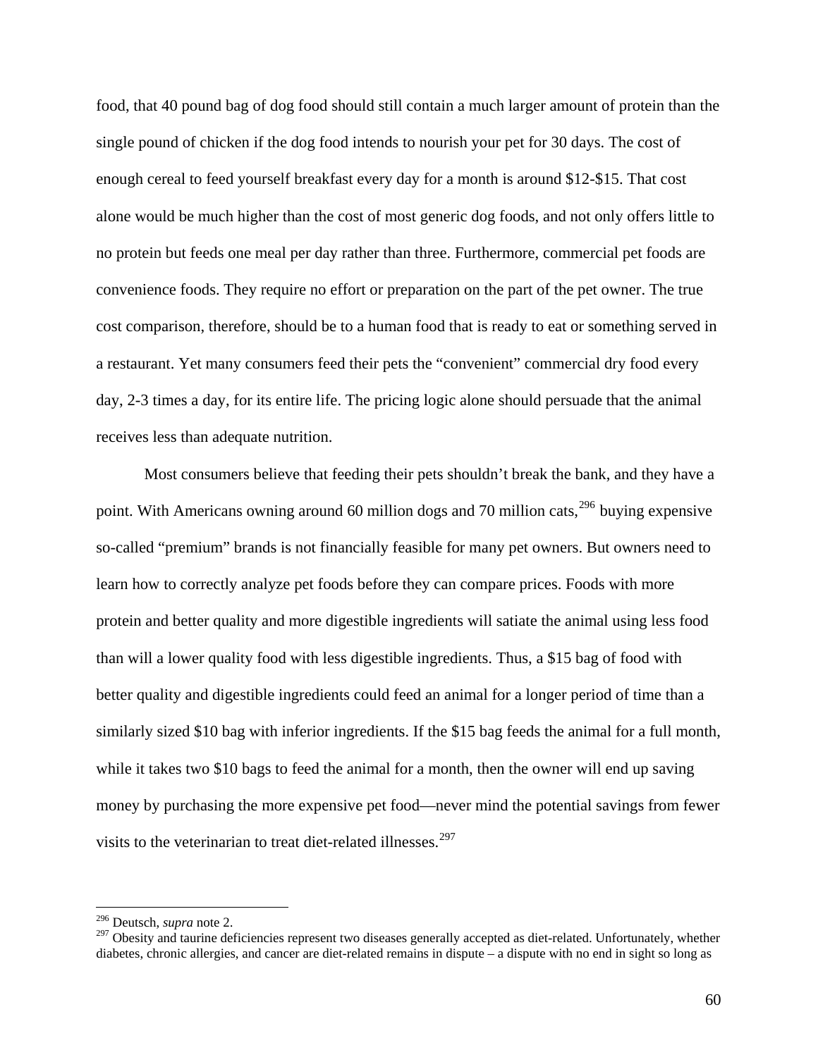food, that 40 pound bag of dog food should still contain a much larger amount of protein than the single pound of chicken if the dog food intends to nourish your pet for 30 days. The cost of enough cereal to feed yourself breakfast every day for a month is around $12-$15. That cost alone would be much higher than the cost of most generic dog foods, and not only offers little to no protein but feeds one meal per day rather than three. Furthermore, commercial pet foods are convenience foods. They require no effort or preparation on the part of the pet owner. The true cost comparison, therefore, should be to a human food that is ready to eat or something served in a restaurant. Yet many consumers feed their pets the "convenient" commercial dry food every day, 2-3 times a day, for its entire life. The pricing logic alone should persuade that the animal receives less than adequate nutrition.

Most consumers believe that feeding their pets shouldn't break the bank, and they have a point. With Americans owning around 60 million dogs and 70 million cats,[296] buying expensive so-called "premium" brands is not financially feasible for many pet owners. But owners need to learn how to correctly analyze pet foods before they can compare prices. Foods with more protein and better quality and more digestible ingredients will satiate the animal using less food than will a lower quality food with less digestible ingredients. Thus, a $15 bag of food with better quality and digestible ingredients could feed an animal for a longer period of time than a similarly sized $10 bag with inferior ingredients. If the $15 bag feeds the animal for a full month, while it takes two $10 bags to feed the animal for a month, then the owner will end up saving money by purchasing the more expensive pet food—never mind the potential savings from fewer visits to the veterinarian to treat diet-related illnesses.[297]

---

[296] Deutsch, *supra* note 2.

[297] Obesity and taurine deficiencies represent two diseases generally accepted as diet-related. Unfortunately, whether diabetes, chronic allergies, and cancer are diet-related remains in dispute – a dispute with no end in sight so long as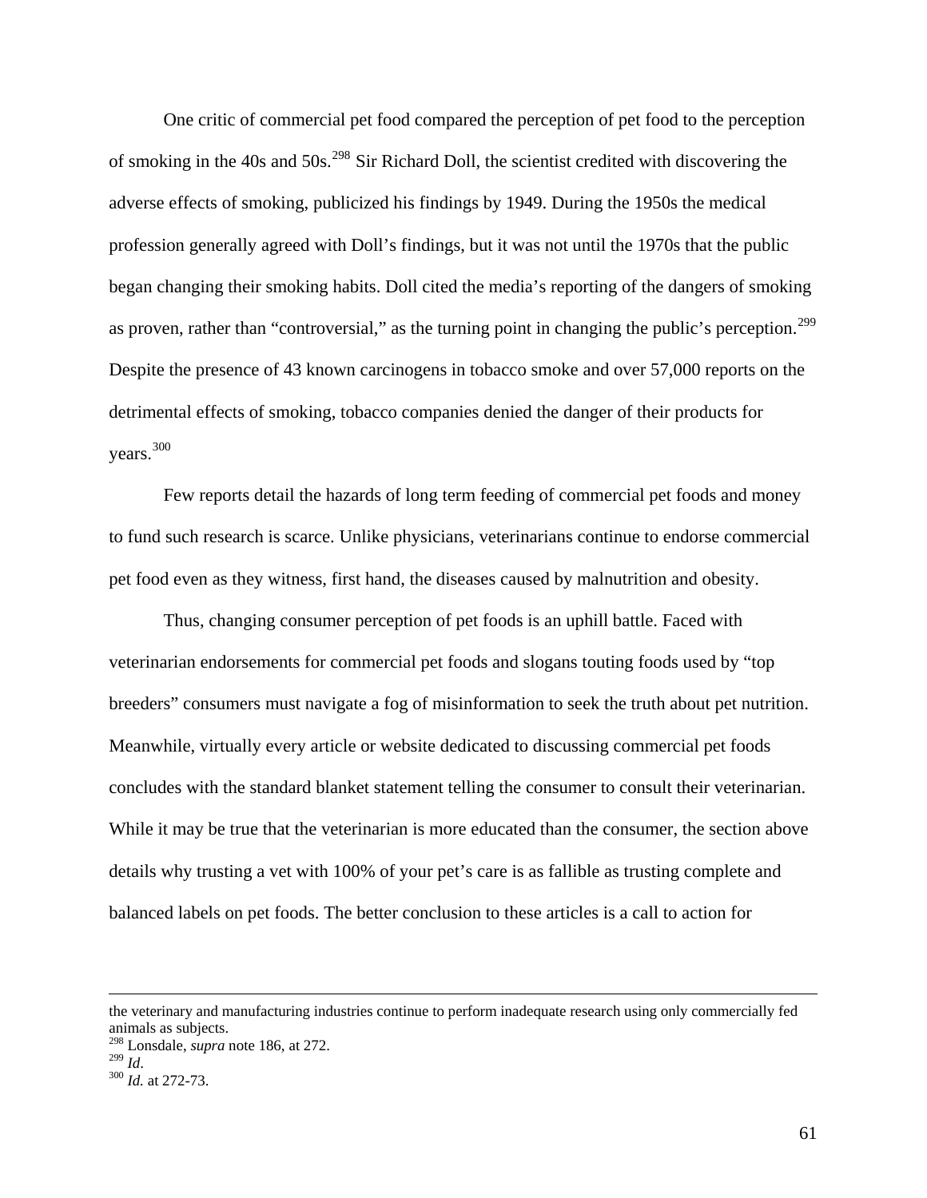One critic of commercial pet food compared the perception of pet food to the perception of smoking in the 40s and 50s.[298] Sir Richard Doll, the scientist credited with discovering the adverse effects of smoking, publicized his findings by 1949. During the 1950s the medical profession generally agreed with Doll's findings, but it was not until the 1970s that the public began changing their smoking habits. Doll cited the media's reporting of the dangers of smoking as proven, rather than "controversial," as the turning point in changing the public's perception.[299] Despite the presence of 43 known carcinogens in tobacco smoke and over 57,000 reports on the detrimental effects of smoking, tobacco companies denied the danger of their products for years.[300]

Few reports detail the hazards of long term feeding of commercial pet foods and money to fund such research is scarce. Unlike physicians, veterinarians continue to endorse commercial pet food even as they witness, first hand, the diseases caused by malnutrition and obesity.

Thus, changing consumer perception of pet foods is an uphill battle. Faced with veterinarian endorsements for commercial pet foods and slogans touting foods used by "top breeders" consumers must navigate a fog of misinformation to seek the truth about pet nutrition. Meanwhile, virtually every article or website dedicated to discussing commercial pet foods concludes with the standard blanket statement telling the consumer to consult their veterinarian. While it may be true that the veterinarian is more educated than the consumer, the section above details why trusting a vet with 100% of your pet's care is as fallible as trusting complete and balanced labels on pet foods. The better conclusion to these articles is a call to action for

---

the veterinary and manufacturing industries continue to perform inadequate research using only commercially fed animals as subjects.

[298] Lonsdale, *supra* note 186, at 272.

[299] *Id*.

[300] *Id.* at 272-73.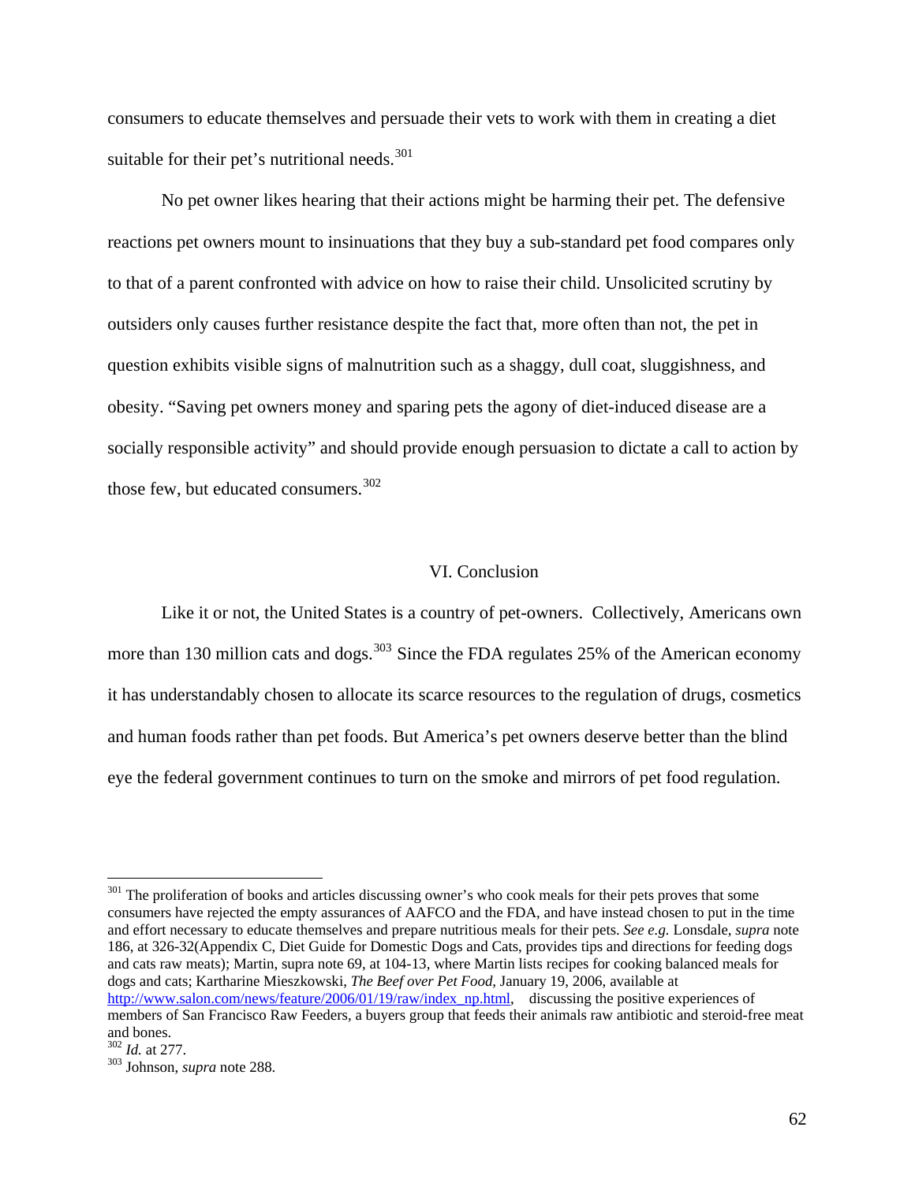consumers to educate themselves and persuade their vets to work with them in creating a diet suitable for their pet's nutritional needs.[301]

No pet owner likes hearing that their actions might be harming their pet. The defensive reactions pet owners mount to insinuations that they buy a sub-standard pet food compares only to that of a parent confronted with advice on how to raise their child. Unsolicited scrutiny by outsiders only causes further resistance despite the fact that, more often than not, the pet in question exhibits visible signs of malnutrition such as a shaggy, dull coat, sluggishness, and obesity. "Saving pet owners money and sparing pets the agony of diet-induced disease are a socially responsible activity" and should provide enough persuasion to dictate a call to action by those few, but educated consumers.[302]

## VI. Conclusion

Like it or not, the United States is a country of pet-owners. Collectively, Americans own more than 130 million cats and dogs.[303] Since the FDA regulates 25% of the American economy it has understandably chosen to allocate its scarce resources to the regulation of drugs, cosmetics and human foods rather than pet foods. But America's pet owners deserve better than the blind eye the federal government continues to turn on the smoke and mirrors of pet food regulation.

---

[301] The proliferation of books and articles discussing owner's who cook meals for their pets proves that some consumers have rejected the empty assurances of AAFCO and the FDA, and have instead chosen to put in the time and effort necessary to educate themselves and prepare nutritious meals for their pets. *See e.g.* Lonsdale, *supra* note 186, at 326-32(Appendix C, Diet Guide for Domestic Dogs and Cats, provides tips and directions for feeding dogs and cats raw meats); Martin, supra note 69, at 104-13, where Martin lists recipes for cooking balanced meals for dogs and cats; Kartharine Mieszkowski, *The Beef over Pet Food*, January 19, 2006, available at http://www.salon.com/news/feature/2006/01/19/raw/index_np.html, discussing the positive experiences of members of San Francisco Raw Feeders, a buyers group that feeds their animals raw antibiotic and steroid-free meat and bones.

[302] *Id.* at 277.

[303] Johnson, *supra* note 288.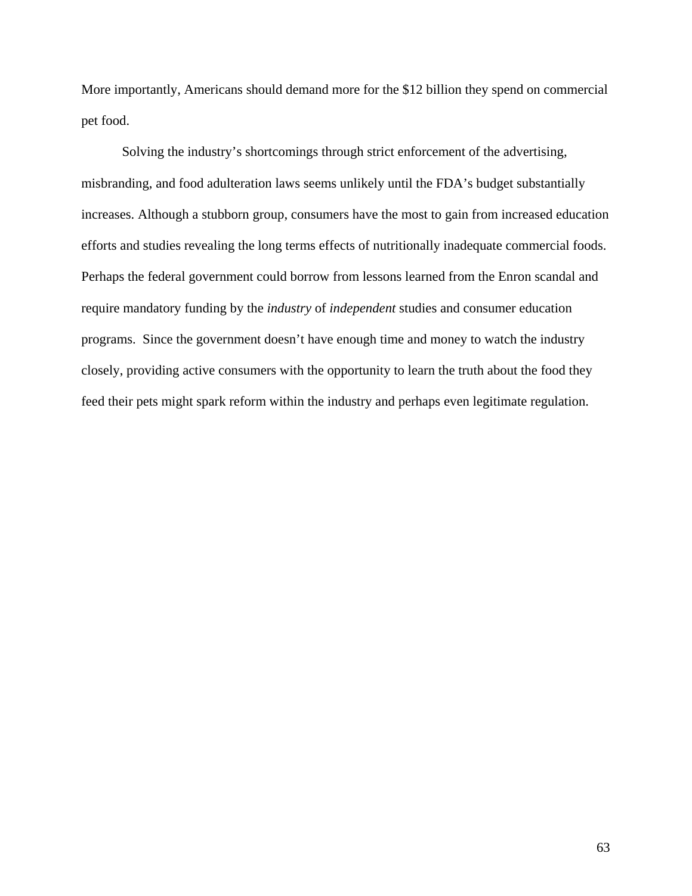More importantly, Americans should demand more for the $12 billion they spend on commercial pet food.

Solving the industry's shortcomings through strict enforcement of the advertising, misbranding, and food adulteration laws seems unlikely until the FDA's budget substantially increases. Although a stubborn group, consumers have the most to gain from increased education efforts and studies revealing the long terms effects of nutritionally inadequate commercial foods. Perhaps the federal government could borrow from lessons learned from the Enron scandal and require mandatory funding by the *industry* of *independent* studies and consumer education programs.  Since the government doesn't have enough time and money to watch the industry closely, providing active consumers with the opportunity to learn the truth about the food they feed their pets might spark reform within the industry and perhaps even legitimate regulation.